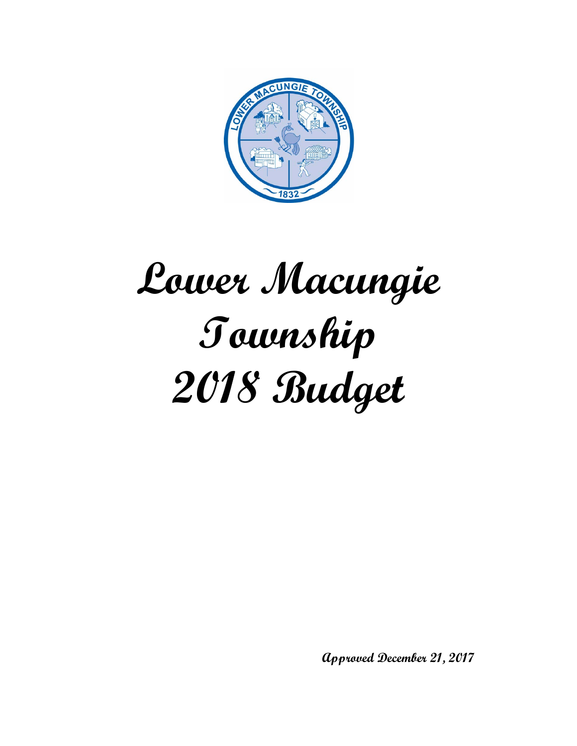# Lower Macungie Township 2018 Budget

**Approved December 21, 2017**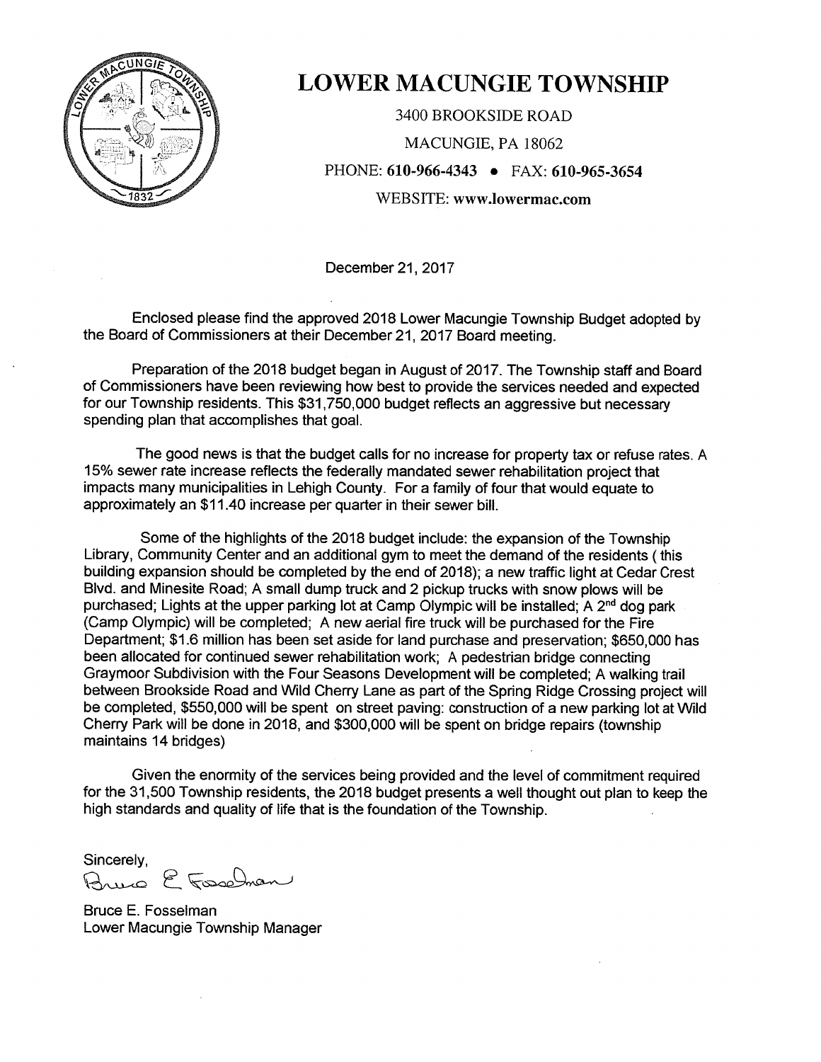# LOWER MACUNGIE TOWNSHIP

3400 BROOKSIDE ROAD

MACUNGIE, PA 18062

PHONE: **610-966-4343** • FAX: **610-965-3654**

WEBSITE: **www.lowermac.com**

December 21, 2017

Enclosed please find the approved 2018 Lower Macungie Township Budget adopted by the Board of Commissioners at their December 21, 2017 Board meeting.

Preparation of the 2018 budget began in August of 2017. The Township staff and Board of Commissioners have been reviewing how best to provide the services needed and expected for our Township residents. This $31,750,000 budget reflects an aggressive but necessary spending plan that accomplishes that goal.

The good news is that the budget calls for no increase for property tax or refuse rates. A 15% sewer rate increase reflects the federally mandated sewer rehabilitation project that impacts many municipalities in Lehigh County. For a family of four that would equate to approximately an $11.40 increase per quarter in their sewer bill.

Some of the highlights of the 2018 budget include: the expansion of the Township Library, Community Center and an additional gym to meet the demand of the residents ( this building expansion should be completed by the end of 2018); a new traffic light at Cedar Crest Blvd. and Minesite Road; A small dump truck and 2 pickup trucks with snow plows will be purchased; Lights at the upper parking lot at Camp Olympic will be installed; A 2nd dog park (Camp Olympic) will be completed; A new aerial fire truck will be purchased for the Fire Department; $1.6 million has been set aside for land purchase and preservation; $650,000 has been allocated for continued sewer rehabilitation work; A pedestrian bridge connecting Graymoor Subdivision with the Four Seasons Development will be completed; A walking trail between Brookside Road and Wild Cherry Lane as part of the Spring Ridge Crossing project will be completed, $550,000 will be spent on street paving: construction of a new parking lot at Wild Cherry Park will be done in 2018, and $300,000 will be spent on bridge repairs (township maintains 14 bridges)

Given the enormity of the services being provided and the level of commitment required for the 31,500 Township residents, the 2018 budget presents a well thought out plan to keep the high standards and quality of life that is the foundation of the Township.

Sincerely,

Bruce E. Fosselman

Bruce E. Fosselman
Lower Macungie Township Manager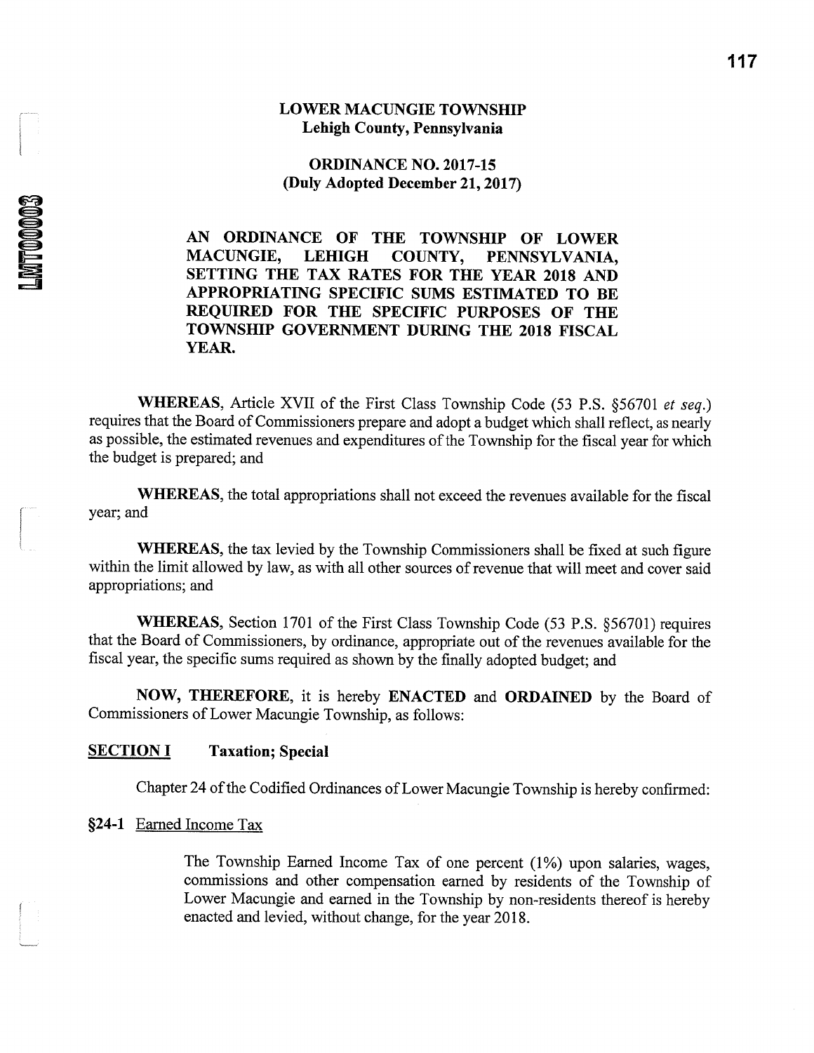# LOWER MACUNGIE TOWNSHIP
## Lehigh County, Pennsylvania

## ORDINANCE NO. 2017-15
**(Duly Adopted December 21, 2017)**

**AN ORDINANCE OF THE TOWNSHIP OF LOWER MACUNGIE, LEHIGH COUNTY, PENNSYLVANIA, SETTING THE TAX RATES FOR THE YEAR 2018 AND APPROPRIATING SPECIFIC SUMS ESTIMATED TO BE REQUIRED FOR THE SPECIFIC PURPOSES OF THE TOWNSHIP GOVERNMENT DURING THE 2018 FISCAL YEAR.**

**WHEREAS**, Article XVII of the First Class Township Code (53 P.S. §56701 *et seq.*) requires that the Board of Commissioners prepare and adopt a budget which shall reflect, as nearly as possible, the estimated revenues and expenditures of the Township for the fiscal year for which the budget is prepared; and

**WHEREAS**, the total appropriations shall not exceed the revenues available for the fiscal year; and

**WHEREAS**, the tax levied by the Township Commissioners shall be fixed at such figure within the limit allowed by law, as with all other sources of revenue that will meet and cover said appropriations; and

**WHEREAS**, Section 1701 of the First Class Township Code (53 P.S. §56701) requires that the Board of Commissioners, by ordinance, appropriate out of the revenues available for the fiscal year, the specific sums required as shown by the finally adopted budget; and

**NOW, THEREFORE**, it is hereby **ENACTED** and **ORDAINED** by the Board of Commissioners of Lower Macungie Township, as follows:

**SECTION I** **Taxation; Special**

Chapter 24 of the Codified Ordinances of Lower Macungie Township is hereby confirmed:

**§24-1** Earned Income Tax

The Township Earned Income Tax of one percent (1%) upon salaries, wages, commissions and other compensation earned by residents of the Township of Lower Macungie and earned in the Township by non-residents thereof is hereby enacted and levied, without change, for the year 2018.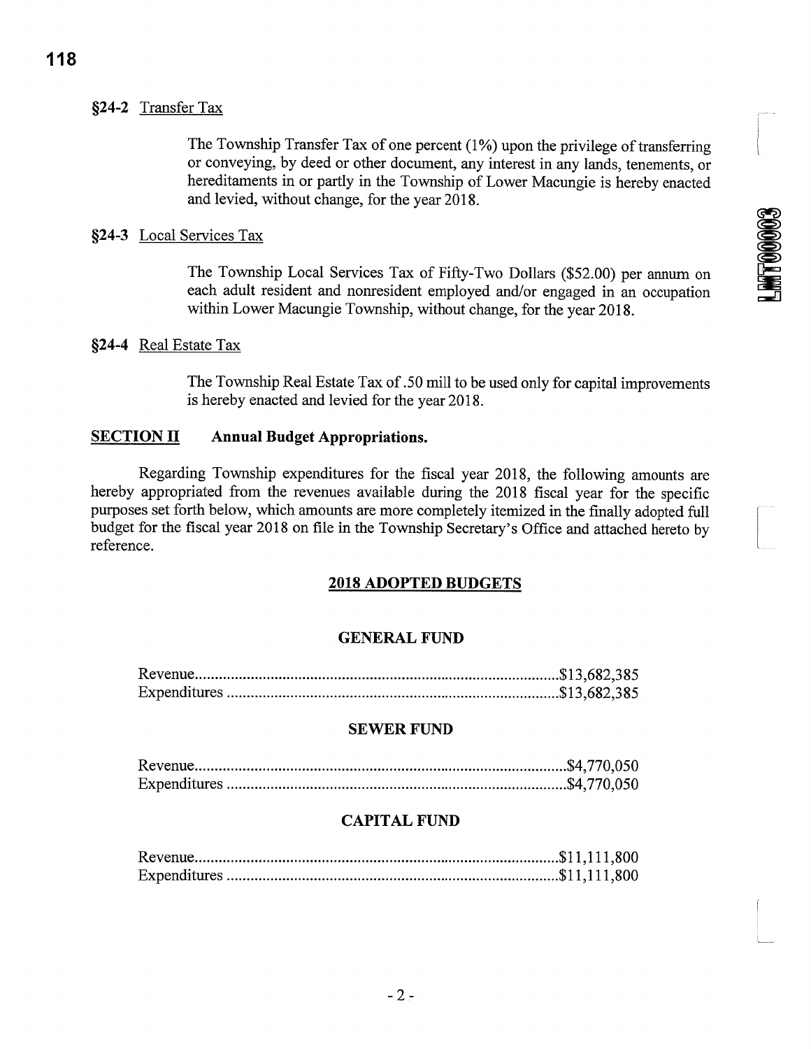**§24-2** Transfer Tax

The Township Transfer Tax of one percent (1%) upon the privilege of transferring or conveying, by deed or other document, any interest in any lands, tenements, or hereditaments in or partly in the Township of Lower Macungie is hereby enacted and levied, without change, for the year 2018.

**§24-3** Local Services Tax

The Township Local Services Tax of Fifty-Two Dollars ($52.00) per annum on each adult resident and nonresident employed and/or engaged in an occupation within Lower Macungie Township, without change, for the year 2018.

**§24-4** Real Estate Tax

The Township Real Estate Tax of .50 mill to be used only for capital improvements is hereby enacted and levied for the year 2018.

**SECTION II Annual Budget Appropriations.**

Regarding Township expenditures for the fiscal year 2018, the following amounts are hereby appropriated from the revenues available during the 2018 fiscal year for the specific purposes set forth below, which amounts are more completely itemized in the finally adopted full budget for the fiscal year 2018 on file in the Township Secretary's Office and attached hereto by reference.

## 2018 ADOPTED BUDGETS

### GENERAL FUND

Revenue....................$13,682,385
Expenditures....................$13,682,385

### SEWER FUND

Revenue....................$4,770,050
Expenditures....................$4,770,050

### CAPITAL FUND

Revenue....................$11,111,800
Expenditures....................$11,111,800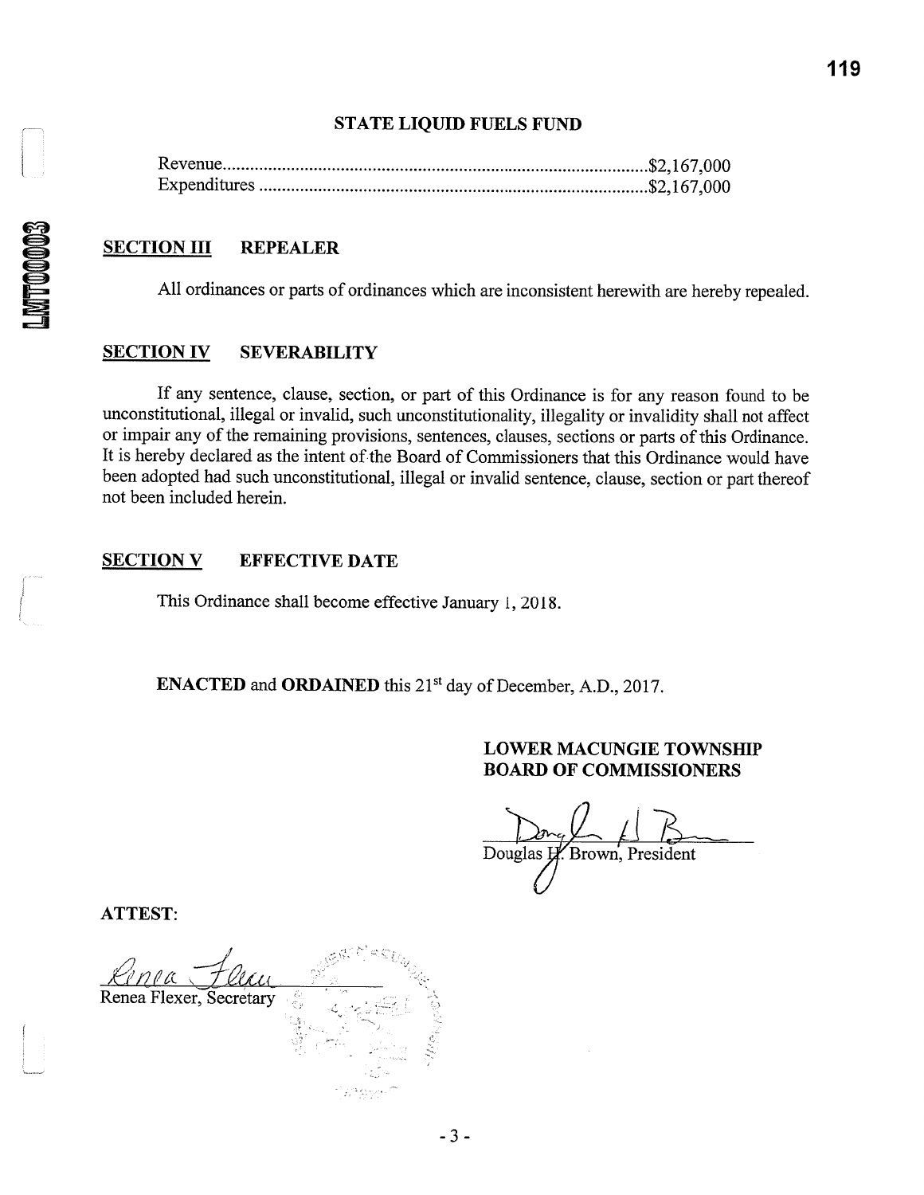**STATE LIQUID FUELS FUND**

| | |
|---|---|
| Revenue | $2,167,000 |
| Expenditures | $2,167,000 |

**SECTION III REPEALER**

All ordinances or parts of ordinances which are inconsistent herewith are hereby repealed.

**SECTION IV SEVERABILITY**

If any sentence, clause, section, or part of this Ordinance is for any reason found to be unconstitutional, illegal or invalid, such unconstitutionality, illegality or invalidity shall not affect or impair any of the remaining provisions, sentences, clauses, sections or parts of this Ordinance. It is hereby declared as the intent of the Board of Commissioners that this Ordinance would have been adopted had such unconstitutional, illegal or invalid sentence, clause, section or part thereof not been included herein.

**SECTION V EFFECTIVE DATE**

This Ordinance shall become effective January 1, 2018.

**ENACTED** and **ORDAINED** this 21st day of December, A.D., 2017.

**LOWER MACUNGIE TOWNSHIP BOARD OF COMMISSIONERS**

Douglas H. Brown, President

**ATTEST:**

Renea Flexer, Secretary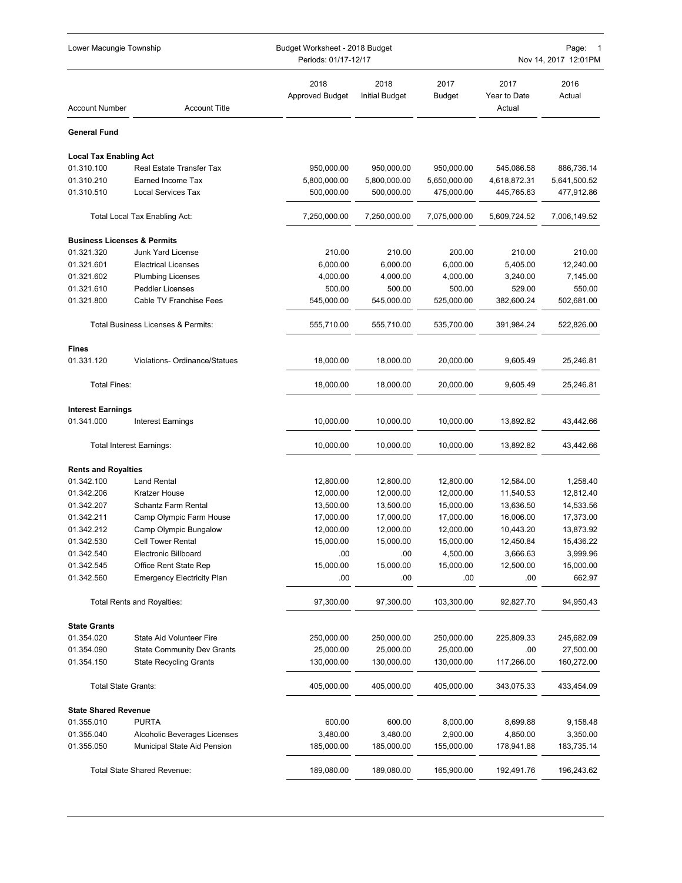Lower Macungie Township — Budget Worksheet - 2018 Budget — Periods: 01/17-12/17

| Account Number | Account Title | 2018 Approved Budget | 2018 Initial Budget | 2017 Budget | 2017 Year to Date Actual | 2016 Actual |
|---|---|---|---|---|---|---|
| **General Fund** | | | | | | |
| **Local Tax Enabling Act** | | | | | | |
| 01.310.100 | Real Estate Transfer Tax | 950,000.00 | 950,000.00 | 950,000.00 | 545,086.58 | 886,736.14 |
| 01.310.210 | Earned Income Tax | 5,800,000.00 | 5,800,000.00 | 5,650,000.00 | 4,618,872.31 | 5,641,500.52 |
| 01.310.510 | Local Services Tax | 500,000.00 | 500,000.00 | 475,000.00 | 445,765.63 | 477,912.86 |
| | Total Local Tax Enabling Act: | 7,250,000.00 | 7,250,000.00 | 7,075,000.00 | 5,609,724.52 | 7,006,149.52 |
| **Business Licenses & Permits** | | | | | | |
| 01.321.320 | Junk Yard License | 210.00 | 210.00 | 200.00 | 210.00 | 210.00 |
| 01.321.601 | Electrical Licenses | 6,000.00 | 6,000.00 | 6,000.00 | 5,405.00 | 12,240.00 |
| 01.321.602 | Plumbing Licenses | 4,000.00 | 4,000.00 | 4,000.00 | 3,240.00 | 7,145.00 |
| 01.321.610 | Peddler Licenses | 500.00 | 500.00 | 500.00 | 529.00 | 550.00 |
| 01.321.800 | Cable TV Franchise Fees | 545,000.00 | 545,000.00 | 525,000.00 | 382,600.24 | 502,681.00 |
| | Total Business Licenses & Permits: | 555,710.00 | 555,710.00 | 535,700.00 | 391,984.24 | 522,826.00 |
| **Fines** | | | | | | |
| 01.331.120 | Violations- Ordinance/Statues | 18,000.00 | 18,000.00 | 20,000.00 | 9,605.49 | 25,246.81 |
| | Total Fines: | 18,000.00 | 18,000.00 | 20,000.00 | 9,605.49 | 25,246.81 |
| **Interest Earnings** | | | | | | |
| 01.341.000 | Interest Earnings | 10,000.00 | 10,000.00 | 10,000.00 | 13,892.82 | 43,442.66 |
| | Total Interest Earnings: | 10,000.00 | 10,000.00 | 10,000.00 | 13,892.82 | 43,442.66 |
| **Rents and Royalties** | | | | | | |
| 01.342.100 | Land Rental | 12,800.00 | 12,800.00 | 12,800.00 | 12,584.00 | 1,258.40 |
| 01.342.206 | Kratzer House | 12,000.00 | 12,000.00 | 12,000.00 | 11,540.53 | 12,812.40 |
| 01.342.207 | Schantz Farm Rental | 13,500.00 | 13,500.00 | 15,000.00 | 13,636.50 | 14,533.56 |
| 01.342.211 | Camp Olympic Farm House | 17,000.00 | 17,000.00 | 17,000.00 | 16,006.00 | 17,373.00 |
| 01.342.212 | Camp Olympic Bungalow | 12,000.00 | 12,000.00 | 12,000.00 | 10,443.20 | 13,873.92 |
| 01.342.530 | Cell Tower Rental | 15,000.00 | 15,000.00 | 15,000.00 | 12,450.84 | 15,436.22 |
| 01.342.540 | Electronic Billboard | .00 | .00 | 4,500.00 | 3,666.63 | 3,999.96 |
| 01.342.545 | Office Rent State Rep | 15,000.00 | 15,000.00 | 15,000.00 | 12,500.00 | 15,000.00 |
| 01.342.560 | Emergency Electricity Plan | .00 | .00 | .00 | .00 | 662.97 |
| | Total Rents and Royalties: | 97,300.00 | 97,300.00 | 103,300.00 | 92,827.70 | 94,950.43 |
| **State Grants** | | | | | | |
| 01.354.020 | State Aid Volunteer Fire | 250,000.00 | 250,000.00 | 250,000.00 | 225,809.33 | 245,682.09 |
| 01.354.090 | State Community Dev Grants | 25,000.00 | 25,000.00 | 25,000.00 | .00 | 27,500.00 |
| 01.354.150 | State Recycling Grants | 130,000.00 | 130,000.00 | 130,000.00 | 117,266.00 | 160,272.00 |
| | Total State Grants: | 405,000.00 | 405,000.00 | 405,000.00 | 343,075.33 | 433,454.09 |
| **State Shared Revenue** | | | | | | |
| 01.355.010 | PURTA | 600.00 | 600.00 | 8,000.00 | 8,699.88 | 9,158.48 |
| 01.355.040 | Alcoholic Beverages Licenses | 3,480.00 | 3,480.00 | 2,900.00 | 4,850.00 | 3,350.00 |
| 01.355.050 | Municipal State Aid Pension | 185,000.00 | 185,000.00 | 155,000.00 | 178,941.88 | 183,735.14 |
| | Total State Shared Revenue: | 189,080.00 | 189,080.00 | 165,900.00 | 192,491.76 | 196,243.62 |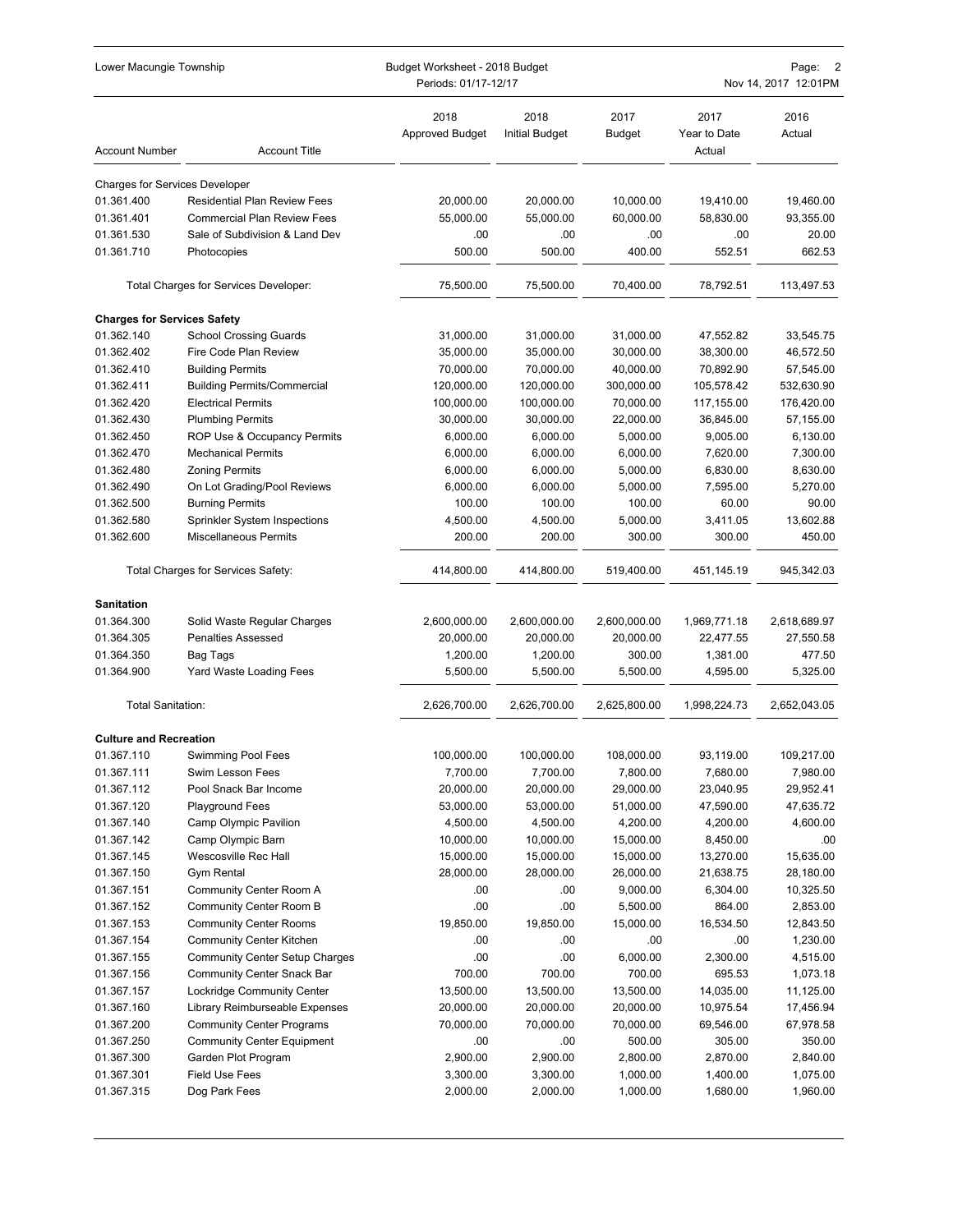| Account Number | Account Title | 2018 Approved Budget | 2018 Initial Budget | 2017 Budget | 2017 Year to Date Actual | 2016 Actual |
|---|---|---|---|---|---|---|
| **Charges for Services Developer** | | | | | | |
| 01.361.400 | Residential Plan Review Fees | 20,000.00 | 20,000.00 | 10,000.00 | 19,410.00 | 19,460.00 |
| 01.361.401 | Commercial Plan Review Fees | 55,000.00 | 55,000.00 | 60,000.00 | 58,830.00 | 93,355.00 |
| 01.361.530 | Sale of Subdivision & Land Dev | .00 | .00 | .00 | .00 | 20.00 |
| 01.361.710 | Photocopies | 500.00 | 500.00 | 400.00 | 552.51 | 662.53 |
| | Total Charges for Services Developer: | 75,500.00 | 75,500.00 | 70,400.00 | 78,792.51 | 113,497.53 |
| **Charges for Services Safety** | | | | | | |
| 01.362.140 | School Crossing Guards | 31,000.00 | 31,000.00 | 31,000.00 | 47,552.82 | 33,545.75 |
| 01.362.402 | Fire Code Plan Review | 35,000.00 | 35,000.00 | 30,000.00 | 38,300.00 | 46,572.50 |
| 01.362.410 | Building Permits | 70,000.00 | 70,000.00 | 40,000.00 | 70,892.90 | 57,545.00 |
| 01.362.411 | Building Permits/Commercial | 120,000.00 | 120,000.00 | 300,000.00 | 105,578.42 | 532,630.90 |
| 01.362.420 | Electrical Permits | 100,000.00 | 100,000.00 | 70,000.00 | 117,155.00 | 176,420.00 |
| 01.362.430 | Plumbing Permits | 30,000.00 | 30,000.00 | 22,000.00 | 36,845.00 | 57,155.00 |
| 01.362.450 | ROP Use & Occupancy Permits | 6,000.00 | 6,000.00 | 5,000.00 | 9,005.00 | 6,130.00 |
| 01.362.470 | Mechanical Permits | 6,000.00 | 6,000.00 | 6,000.00 | 7,620.00 | 7,300.00 |
| 01.362.480 | Zoning Permits | 6,000.00 | 6,000.00 | 5,000.00 | 6,830.00 | 8,630.00 |
| 01.362.490 | On Lot Grading/Pool Reviews | 6,000.00 | 6,000.00 | 5,000.00 | 7,595.00 | 5,270.00 |
| 01.362.500 | Burning Permits | 100.00 | 100.00 | 100.00 | 60.00 | 90.00 |
| 01.362.580 | Sprinkler System Inspections | 4,500.00 | 4,500.00 | 5,000.00 | 3,411.05 | 13,602.88 |
| 01.362.600 | Miscellaneous Permits | 200.00 | 200.00 | 300.00 | 300.00 | 450.00 |
| | Total Charges for Services Safety: | 414,800.00 | 414,800.00 | 519,400.00 | 451,145.19 | 945,342.03 |
| **Sanitation** | | | | | | |
| 01.364.300 | Solid Waste Regular Charges | 2,600,000.00 | 2,600,000.00 | 2,600,000.00 | 1,969,771.18 | 2,618,689.97 |
| 01.364.305 | Penalties Assessed | 20,000.00 | 20,000.00 | 20,000.00 | 22,477.55 | 27,550.58 |
| 01.364.350 | Bag Tags | 1,200.00 | 1,200.00 | 300.00 | 1,381.00 | 477.50 |
| 01.364.900 | Yard Waste Loading Fees | 5,500.00 | 5,500.00 | 5,500.00 | 4,595.00 | 5,325.00 |
| | Total Sanitation: | 2,626,700.00 | 2,626,700.00 | 2,625,800.00 | 1,998,224.73 | 2,652,043.05 |
| **Culture and Recreation** | | | | | | |
| 01.367.110 | Swimming Pool Fees | 100,000.00 | 100,000.00 | 108,000.00 | 93,119.00 | 109,217.00 |
| 01.367.111 | Swim Lesson Fees | 7,700.00 | 7,700.00 | 7,800.00 | 7,680.00 | 7,980.00 |
| 01.367.112 | Pool Snack Bar Income | 20,000.00 | 20,000.00 | 29,000.00 | 23,040.95 | 29,952.41 |
| 01.367.120 | Playground Fees | 53,000.00 | 53,000.00 | 51,000.00 | 47,590.00 | 47,635.72 |
| 01.367.140 | Camp Olympic Pavilion | 4,500.00 | 4,500.00 | 4,200.00 | 4,200.00 | 4,600.00 |
| 01.367.142 | Camp Olympic Barn | 10,000.00 | 10,000.00 | 15,000.00 | 8,450.00 | .00 |
| 01.367.145 | Wescosville Rec Hall | 15,000.00 | 15,000.00 | 15,000.00 | 13,270.00 | 15,635.00 |
| 01.367.150 | Gym Rental | 28,000.00 | 28,000.00 | 26,000.00 | 21,638.75 | 28,180.00 |
| 01.367.151 | Community Center Room A | .00 | .00 | 9,000.00 | 6,304.00 | 10,325.50 |
| 01.367.152 | Community Center Room B | .00 | .00 | 5,500.00 | 864.00 | 2,853.00 |
| 01.367.153 | Community Center Rooms | 19,850.00 | 19,850.00 | 15,000.00 | 16,534.50 | 12,843.50 |
| 01.367.154 | Community Center Kitchen | .00 | .00 | .00 | .00 | 1,230.00 |
| 01.367.155 | Community Center Setup Charges | .00 | .00 | 6,000.00 | 2,300.00 | 4,515.00 |
| 01.367.156 | Community Center Snack Bar | 700.00 | 700.00 | 700.00 | 695.53 | 1,073.18 |
| 01.367.157 | Lockridge Community Center | 13,500.00 | 13,500.00 | 13,500.00 | 14,035.00 | 11,125.00 |
| 01.367.160 | Library Reimburseable Expenses | 20,000.00 | 20,000.00 | 20,000.00 | 10,975.54 | 17,456.94 |
| 01.367.200 | Community Center Programs | 70,000.00 | 70,000.00 | 70,000.00 | 69,546.00 | 67,978.58 |
| 01.367.250 | Community Center Equipment | .00 | .00 | 500.00 | 305.00 | 350.00 |
| 01.367.300 | Garden Plot Program | 2,900.00 | 2,900.00 | 2,800.00 | 2,870.00 | 2,840.00 |
| 01.367.301 | Field Use Fees | 3,300.00 | 3,300.00 | 1,000.00 | 1,400.00 | 1,075.00 |
| 01.367.315 | Dog Park Fees | 2,000.00 | 2,000.00 | 1,000.00 | 1,680.00 | 1,960.00 |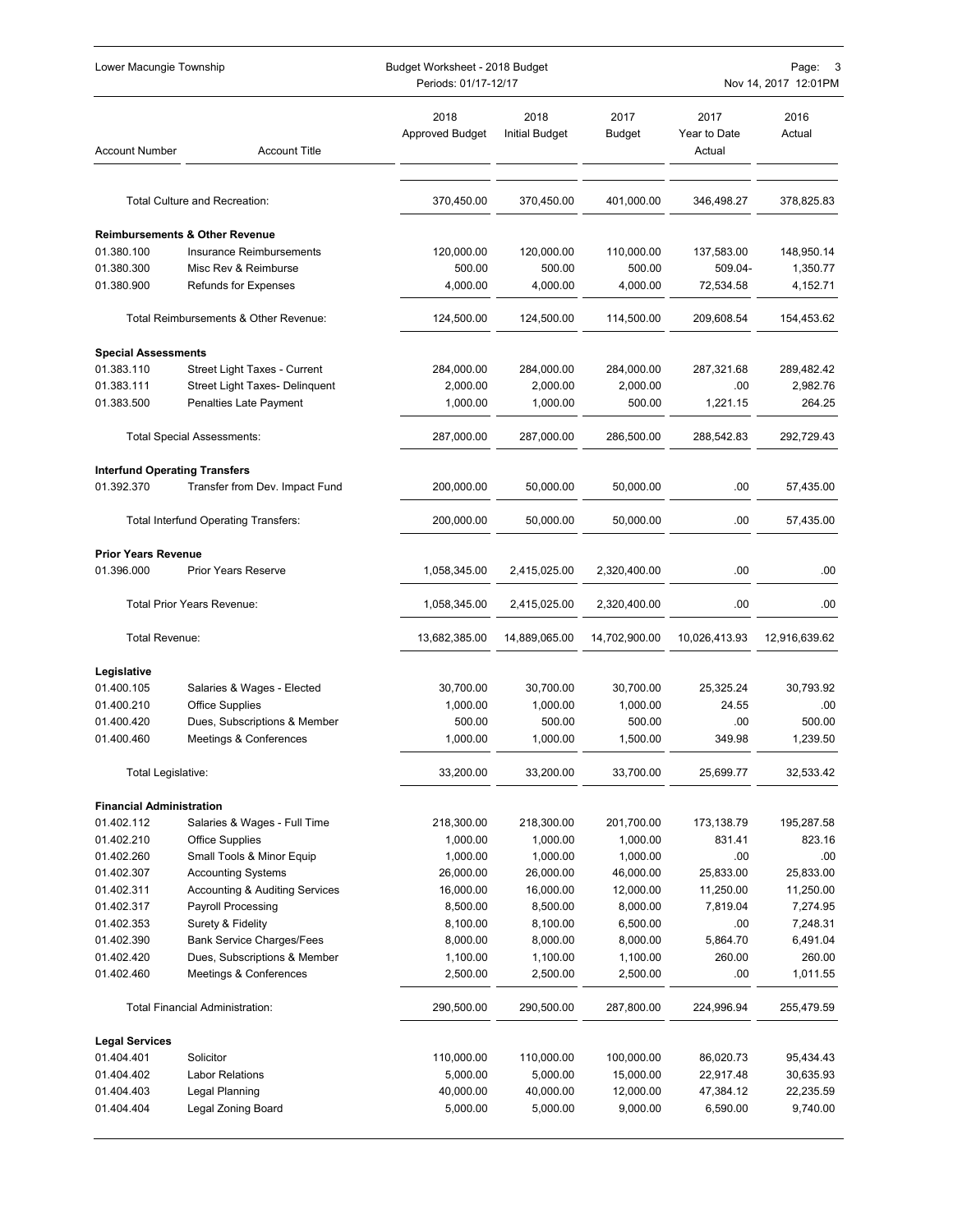| Account Number | Account Title | 2018 Approved Budget | 2018 Initial Budget | 2017 Budget | 2017 Year to Date Actual | 2016 Actual |
|---|---|---|---|---|---|---|
| | Total Culture and Recreation: | 370,450.00 | 370,450.00 | 401,000.00 | 346,498.27 | 378,825.83 |
| **Reimbursements & Other Revenue** | | | | | | |
| 01.380.100 | Insurance Reimbursements | 120,000.00 | 120,000.00 | 110,000.00 | 137,583.00 | 148,950.14 |
| 01.380.300 | Misc Rev & Reimburse | 500.00 | 500.00 | 500.00 | 509.04- | 1,350.77 |
| 01.380.900 | Refunds for Expenses | 4,000.00 | 4,000.00 | 4,000.00 | 72,534.58 | 4,152.71 |
| | Total Reimbursements & Other Revenue: | 124,500.00 | 124,500.00 | 114,500.00 | 209,608.54 | 154,453.62 |
| **Special Assessments** | | | | | | |
| 01.383.110 | Street Light Taxes - Current | 284,000.00 | 284,000.00 | 284,000.00 | 287,321.68 | 289,482.42 |
| 01.383.111 | Street Light Taxes- Delinquent | 2,000.00 | 2,000.00 | 2,000.00 | .00 | 2,982.76 |
| 01.383.500 | Penalties Late Payment | 1,000.00 | 1,000.00 | 500.00 | 1,221.15 | 264.25 |
| | Total Special Assessments: | 287,000.00 | 287,000.00 | 286,500.00 | 288,542.83 | 292,729.43 |
| **Interfund Operating Transfers** | | | | | | |
| 01.392.370 | Transfer from Dev. Impact Fund | 200,000.00 | 50,000.00 | 50,000.00 | .00 | 57,435.00 |
| | Total Interfund Operating Transfers: | 200,000.00 | 50,000.00 | 50,000.00 | .00 | 57,435.00 |
| **Prior Years Revenue** | | | | | | |
| 01.396.000 | Prior Years Reserve | 1,058,345.00 | 2,415,025.00 | 2,320,400.00 | .00 | .00 |
| | Total Prior Years Revenue: | 1,058,345.00 | 2,415,025.00 | 2,320,400.00 | .00 | .00 |
| Total Revenue: | | 13,682,385.00 | 14,889,065.00 | 14,702,900.00 | 10,026,413.93 | 12,916,639.62 |
| **Legislative** | | | | | | |
| 01.400.105 | Salaries & Wages - Elected | 30,700.00 | 30,700.00 | 30,700.00 | 25,325.24 | 30,793.92 |
| 01.400.210 | Office Supplies | 1,000.00 | 1,000.00 | 1,000.00 | 24.55 | .00 |
| 01.400.420 | Dues, Subscriptions & Member | 500.00 | 500.00 | 500.00 | .00 | 500.00 |
| 01.400.460 | Meetings & Conferences | 1,000.00 | 1,000.00 | 1,500.00 | 349.98 | 1,239.50 |
| Total Legislative: | | 33,200.00 | 33,200.00 | 33,700.00 | 25,699.77 | 32,533.42 |
| **Financial Administration** | | | | | | |
| 01.402.112 | Salaries & Wages - Full Time | 218,300.00 | 218,300.00 | 201,700.00 | 173,138.79 | 195,287.58 |
| 01.402.210 | Office Supplies | 1,000.00 | 1,000.00 | 1,000.00 | 831.41 | 823.16 |
| 01.402.260 | Small Tools & Minor Equip | 1,000.00 | 1,000.00 | 1,000.00 | .00 | .00 |
| 01.402.307 | Accounting Systems | 26,000.00 | 26,000.00 | 46,000.00 | 25,833.00 | 25,833.00 |
| 01.402.311 | Accounting & Auditing Services | 16,000.00 | 16,000.00 | 12,000.00 | 11,250.00 | 11,250.00 |
| 01.402.317 | Payroll Processing | 8,500.00 | 8,500.00 | 8,000.00 | 7,819.04 | 7,274.95 |
| 01.402.353 | Surety & Fidelity | 8,100.00 | 8,100.00 | 6,500.00 | .00 | 7,248.31 |
| 01.402.390 | Bank Service Charges/Fees | 8,000.00 | 8,000.00 | 8,000.00 | 5,864.70 | 6,491.04 |
| 01.402.420 | Dues, Subscriptions & Member | 1,100.00 | 1,100.00 | 1,100.00 | 260.00 | 260.00 |
| 01.402.460 | Meetings & Conferences | 2,500.00 | 2,500.00 | 2,500.00 | .00 | 1,011.55 |
| | Total Financial Administration: | 290,500.00 | 290,500.00 | 287,800.00 | 224,996.94 | 255,479.59 |
| **Legal Services** | | | | | | |
| 01.404.401 | Solicitor | 110,000.00 | 110,000.00 | 100,000.00 | 86,020.73 | 95,434.43 |
| 01.404.402 | Labor Relations | 5,000.00 | 5,000.00 | 15,000.00 | 22,917.48 | 30,635.93 |
| 01.404.403 | Legal Planning | 40,000.00 | 40,000.00 | 12,000.00 | 47,384.12 | 22,235.59 |
| 01.404.404 | Legal Zoning Board | 5,000.00 | 5,000.00 | 9,000.00 | 6,590.00 | 9,740.00 |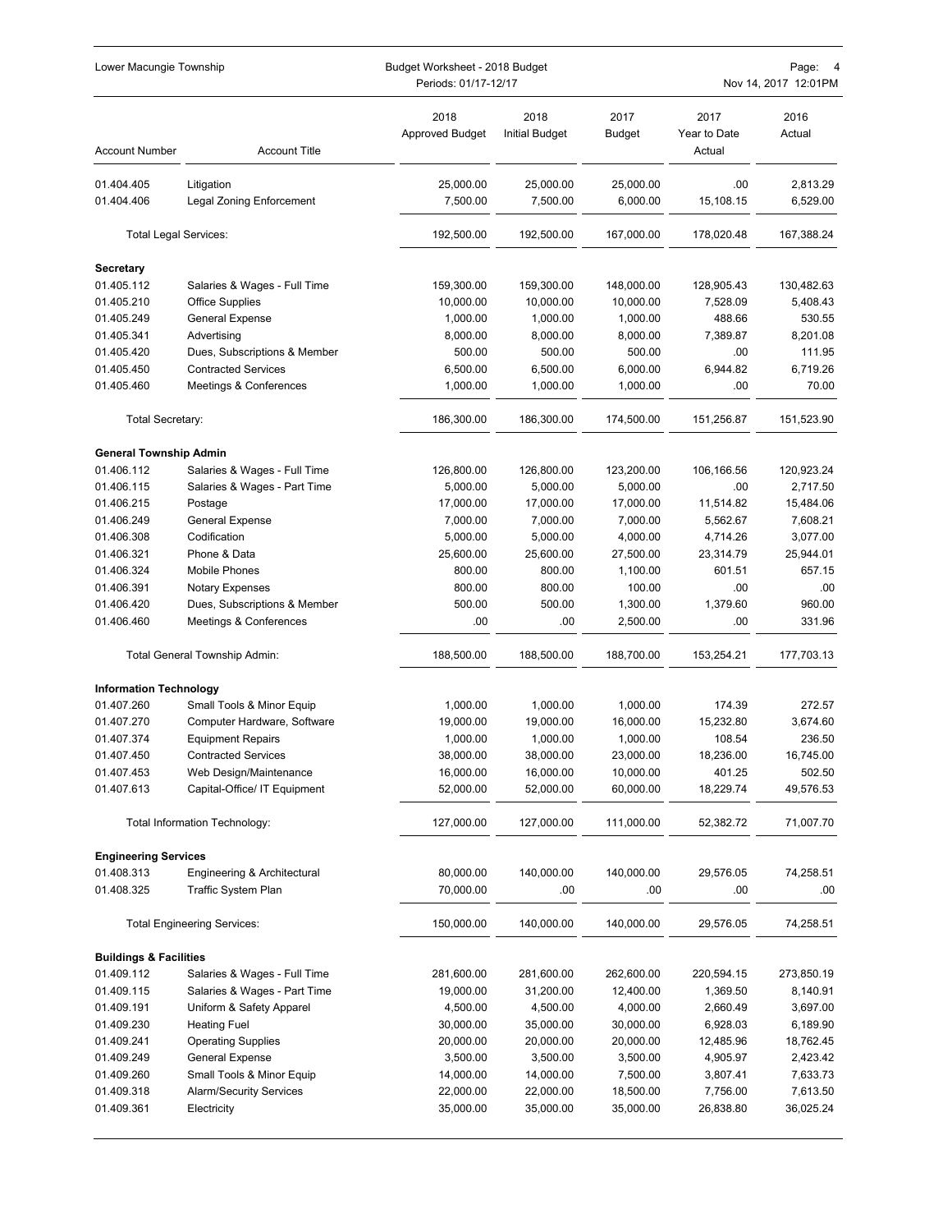| Account Number | Account Title | 2018 Approved Budget | 2018 Initial Budget | 2017 Budget | 2017 Year to Date Actual | 2016 Actual |
|---|---|---|---|---|---|---|
| 01.404.405 | Litigation | 25,000.00 | 25,000.00 | 25,000.00 | .00 | 2,813.29 |
| 01.404.406 | Legal Zoning Enforcement | 7,500.00 | 7,500.00 | 6,000.00 | 15,108.15 | 6,529.00 |
| | Total Legal Services: | 192,500.00 | 192,500.00 | 167,000.00 | 178,020.48 | 167,388.24 |
| **Secretary** | | | | | | |
| 01.405.112 | Salaries & Wages - Full Time | 159,300.00 | 159,300.00 | 148,000.00 | 128,905.43 | 130,482.63 |
| 01.405.210 | Office Supplies | 10,000.00 | 10,000.00 | 10,000.00 | 7,528.09 | 5,408.43 |
| 01.405.249 | General Expense | 1,000.00 | 1,000.00 | 1,000.00 | 488.66 | 530.55 |
| 01.405.341 | Advertising | 8,000.00 | 8,000.00 | 8,000.00 | 7,389.87 | 8,201.08 |
| 01.405.420 | Dues, Subscriptions & Member | 500.00 | 500.00 | 500.00 | .00 | 111.95 |
| 01.405.450 | Contracted Services | 6,500.00 | 6,500.00 | 6,000.00 | 6,944.82 | 6,719.26 |
| 01.405.460 | Meetings & Conferences | 1,000.00 | 1,000.00 | 1,000.00 | .00 | 70.00 |
| | Total Secretary: | 186,300.00 | 186,300.00 | 174,500.00 | 151,256.87 | 151,523.90 |
| **General Township Admin** | | | | | | |
| 01.406.112 | Salaries & Wages - Full Time | 126,800.00 | 126,800.00 | 123,200.00 | 106,166.56 | 120,923.24 |
| 01.406.115 | Salaries & Wages - Part Time | 5,000.00 | 5,000.00 | 5,000.00 | .00 | 2,717.50 |
| 01.406.215 | Postage | 17,000.00 | 17,000.00 | 17,000.00 | 11,514.82 | 15,484.06 |
| 01.406.249 | General Expense | 7,000.00 | 7,000.00 | 7,000.00 | 5,562.67 | 7,608.21 |
| 01.406.308 | Codification | 5,000.00 | 5,000.00 | 4,000.00 | 4,714.26 | 3,077.00 |
| 01.406.321 | Phone & Data | 25,600.00 | 25,600.00 | 27,500.00 | 23,314.79 | 25,944.01 |
| 01.406.324 | Mobile Phones | 800.00 | 800.00 | 1,100.00 | 601.51 | 657.15 |
| 01.406.391 | Notary Expenses | 800.00 | 800.00 | 100.00 | .00 | .00 |
| 01.406.420 | Dues, Subscriptions & Member | 500.00 | 500.00 | 1,300.00 | 1,379.60 | 960.00 |
| 01.406.460 | Meetings & Conferences | .00 | .00 | 2,500.00 | .00 | 331.96 |
| | Total General Township Admin: | 188,500.00 | 188,500.00 | 188,700.00 | 153,254.21 | 177,703.13 |
| **Information Technology** | | | | | | |
| 01.407.260 | Small Tools & Minor Equip | 1,000.00 | 1,000.00 | 1,000.00 | 174.39 | 272.57 |
| 01.407.270 | Computer Hardware, Software | 19,000.00 | 19,000.00 | 16,000.00 | 15,232.80 | 3,674.60 |
| 01.407.374 | Equipment Repairs | 1,000.00 | 1,000.00 | 1,000.00 | 108.54 | 236.50 |
| 01.407.450 | Contracted Services | 38,000.00 | 38,000.00 | 23,000.00 | 18,236.00 | 16,745.00 |
| 01.407.453 | Web Design/Maintenance | 16,000.00 | 16,000.00 | 10,000.00 | 401.25 | 502.50 |
| 01.407.613 | Capital-Office/ IT Equipment | 52,000.00 | 52,000.00 | 60,000.00 | 18,229.74 | 49,576.53 |
| | Total Information Technology: | 127,000.00 | 127,000.00 | 111,000.00 | 52,382.72 | 71,007.70 |
| **Engineering Services** | | | | | | |
| 01.408.313 | Engineering & Architectural | 80,000.00 | 140,000.00 | 140,000.00 | 29,576.05 | 74,258.51 |
| 01.408.325 | Traffic System Plan | 70,000.00 | .00 | .00 | .00 | .00 |
| | Total Engineering Services: | 150,000.00 | 140,000.00 | 140,000.00 | 29,576.05 | 74,258.51 |
| **Buildings & Facilities** | | | | | | |
| 01.409.112 | Salaries & Wages - Full Time | 281,600.00 | 281,600.00 | 262,600.00 | 220,594.15 | 273,850.19 |
| 01.409.115 | Salaries & Wages - Part Time | 19,000.00 | 31,200.00 | 12,400.00 | 1,369.50 | 8,140.91 |
| 01.409.191 | Uniform & Safety Apparel | 4,500.00 | 4,500.00 | 4,000.00 | 2,660.49 | 3,697.00 |
| 01.409.230 | Heating Fuel | 30,000.00 | 35,000.00 | 30,000.00 | 6,928.03 | 6,189.90 |
| 01.409.241 | Operating Supplies | 20,000.00 | 20,000.00 | 20,000.00 | 12,485.96 | 18,762.45 |
| 01.409.249 | General Expense | 3,500.00 | 3,500.00 | 3,500.00 | 4,905.97 | 2,423.42 |
| 01.409.260 | Small Tools & Minor Equip | 14,000.00 | 14,000.00 | 7,500.00 | 3,807.41 | 7,633.73 |
| 01.409.318 | Alarm/Security Services | 22,000.00 | 22,000.00 | 18,500.00 | 7,756.00 | 7,613.50 |
| 01.409.361 | Electricity | 35,000.00 | 35,000.00 | 35,000.00 | 26,838.80 | 36,025.24 |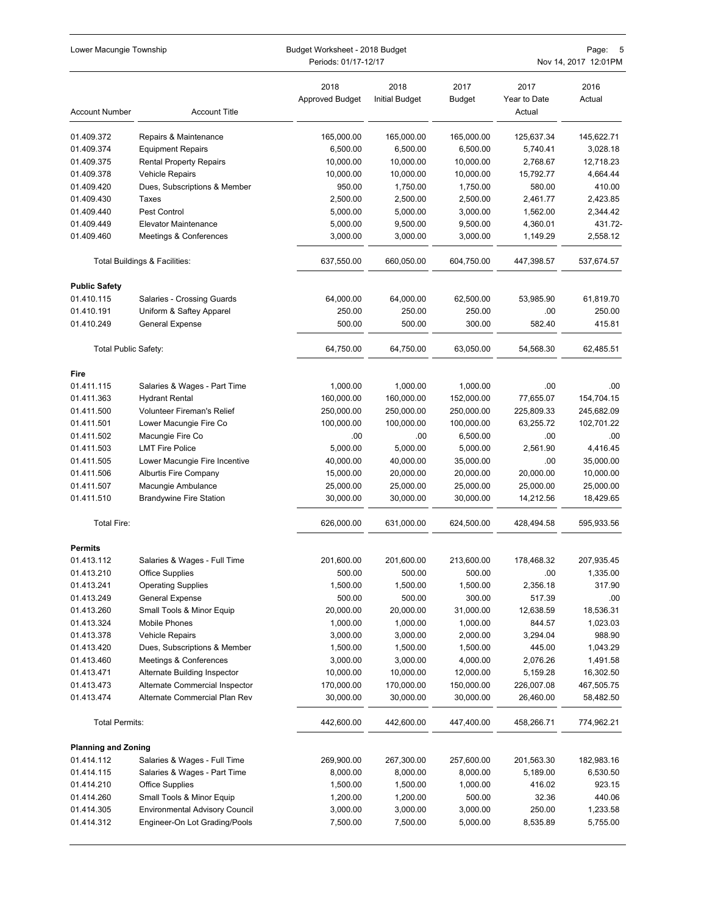| Account Number | Account Title | 2018 Approved Budget | 2018 Initial Budget | 2017 Budget | 2017 Year to Date Actual | 2016 Actual |
|---|---|---|---|---|---|---|
| 01.409.372 | Repairs & Maintenance | 165,000.00 | 165,000.00 | 165,000.00 | 125,637.34 | 145,622.71 |
| 01.409.374 | Equipment Repairs | 6,500.00 | 6,500.00 | 6,500.00 | 5,740.41 | 3,028.18 |
| 01.409.375 | Rental Property Repairs | 10,000.00 | 10,000.00 | 10,000.00 | 2,768.67 | 12,718.23 |
| 01.409.378 | Vehicle Repairs | 10,000.00 | 10,000.00 | 10,000.00 | 15,792.77 | 4,664.44 |
| 01.409.420 | Dues, Subscriptions & Member | 950.00 | 1,750.00 | 1,750.00 | 580.00 | 410.00 |
| 01.409.430 | Taxes | 2,500.00 | 2,500.00 | 2,500.00 | 2,461.77 | 2,423.85 |
| 01.409.440 | Pest Control | 5,000.00 | 5,000.00 | 3,000.00 | 1,562.00 | 2,344.42 |
| 01.409.449 | Elevator Maintenance | 5,000.00 | 9,500.00 | 9,500.00 | 4,360.01 | 431.72- |
| 01.409.460 | Meetings & Conferences | 3,000.00 | 3,000.00 | 3,000.00 | 1,149.29 | 2,558.12 |
| | Total Buildings & Facilities: | 637,550.00 | 660,050.00 | 604,750.00 | 447,398.57 | 537,674.57 |
| **Public Safety** | | | | | | |
| 01.410.115 | Salaries - Crossing Guards | 64,000.00 | 64,000.00 | 62,500.00 | 53,985.90 | 61,819.70 |
| 01.410.191 | Uniform & Saftey Apparel | 250.00 | 250.00 | 250.00 | .00 | 250.00 |
| 01.410.249 | General Expense | 500.00 | 500.00 | 300.00 | 582.40 | 415.81 |
| | Total Public Safety: | 64,750.00 | 64,750.00 | 63,050.00 | 54,568.30 | 62,485.51 |
| **Fire** | | | | | | |
| 01.411.115 | Salaries & Wages - Part Time | 1,000.00 | 1,000.00 | 1,000.00 | .00 | .00 |
| 01.411.363 | Hydrant Rental | 160,000.00 | 160,000.00 | 152,000.00 | 77,655.07 | 154,704.15 |
| 01.411.500 | Volunteer Fireman's Relief | 250,000.00 | 250,000.00 | 250,000.00 | 225,809.33 | 245,682.09 |
| 01.411.501 | Lower Macungie Fire Co | 100,000.00 | 100,000.00 | 100,000.00 | 63,255.72 | 102,701.22 |
| 01.411.502 | Macungie Fire Co | .00 | .00 | 6,500.00 | .00 | .00 |
| 01.411.503 | LMT Fire Police | 5,000.00 | 5,000.00 | 5,000.00 | 2,561.90 | 4,416.45 |
| 01.411.505 | Lower Macungie Fire Incentive | 40,000.00 | 40,000.00 | 35,000.00 | .00 | 35,000.00 |
| 01.411.506 | Alburtis Fire Company | 15,000.00 | 20,000.00 | 20,000.00 | 20,000.00 | 10,000.00 |
| 01.411.507 | Macungie Ambulance | 25,000.00 | 25,000.00 | 25,000.00 | 25,000.00 | 25,000.00 |
| 01.411.510 | Brandywine Fire Station | 30,000.00 | 30,000.00 | 30,000.00 | 14,212.56 | 18,429.65 |
| | Total Fire: | 626,000.00 | 631,000.00 | 624,500.00 | 428,494.58 | 595,933.56 |
| **Permits** | | | | | | |
| 01.413.112 | Salaries & Wages - Full Time | 201,600.00 | 201,600.00 | 213,600.00 | 178,468.32 | 207,935.45 |
| 01.413.210 | Office Supplies | 500.00 | 500.00 | 500.00 | .00 | 1,335.00 |
| 01.413.241 | Operating Supplies | 1,500.00 | 1,500.00 | 1,500.00 | 2,356.18 | 317.90 |
| 01.413.249 | General Expense | 500.00 | 500.00 | 300.00 | 517.39 | .00 |
| 01.413.260 | Small Tools & Minor Equip | 20,000.00 | 20,000.00 | 31,000.00 | 12,638.59 | 18,536.31 |
| 01.413.324 | Mobile Phones | 1,000.00 | 1,000.00 | 1,000.00 | 844.57 | 1,023.03 |
| 01.413.378 | Vehicle Repairs | 3,000.00 | 3,000.00 | 2,000.00 | 3,294.04 | 988.90 |
| 01.413.420 | Dues, Subscriptions & Member | 1,500.00 | 1,500.00 | 1,500.00 | 445.00 | 1,043.29 |
| 01.413.460 | Meetings & Conferences | 3,000.00 | 3,000.00 | 4,000.00 | 2,076.26 | 1,491.58 |
| 01.413.471 | Alternate Building Inspector | 10,000.00 | 10,000.00 | 12,000.00 | 5,159.28 | 16,302.50 |
| 01.413.473 | Alternate Commercial Inspector | 170,000.00 | 170,000.00 | 150,000.00 | 226,007.08 | 467,505.75 |
| 01.413.474 | Alternate Commercial Plan Rev | 30,000.00 | 30,000.00 | 30,000.00 | 26,460.00 | 58,482.50 |
| | Total Permits: | 442,600.00 | 442,600.00 | 447,400.00 | 458,266.71 | 774,962.21 |
| **Planning and Zoning** | | | | | | |
| 01.414.112 | Salaries & Wages - Full Time | 269,900.00 | 267,300.00 | 257,600.00 | 201,563.30 | 182,983.16 |
| 01.414.115 | Salaries & Wages - Part Time | 8,000.00 | 8,000.00 | 8,000.00 | 5,189.00 | 6,530.50 |
| 01.414.210 | Office Supplies | 1,500.00 | 1,500.00 | 1,000.00 | 416.02 | 923.15 |
| 01.414.260 | Small Tools & Minor Equip | 1,200.00 | 1,200.00 | 500.00 | 32.36 | 440.06 |
| 01.414.305 | Environmental Advisory Council | 3,000.00 | 3,000.00 | 3,000.00 | 250.00 | 1,233.58 |
| 01.414.312 | Engineer-On Lot Grading/Pools | 7,500.00 | 7,500.00 | 5,000.00 | 8,535.89 | 5,755.00 |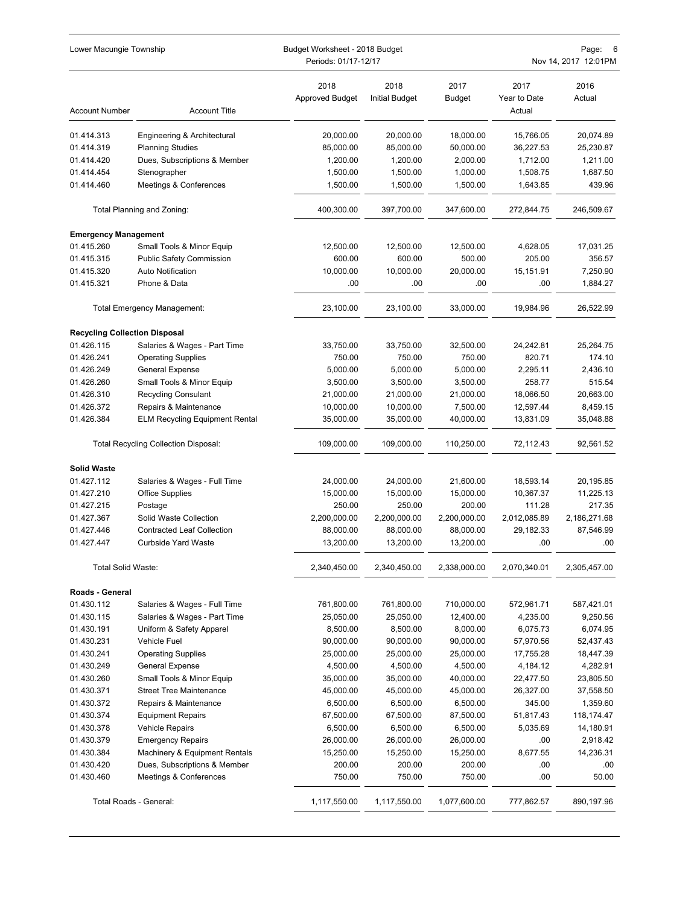| Account Number | Account Title | 2018 Approved Budget | 2018 Initial Budget | 2017 Budget | 2017 Year to Date Actual | 2016 Actual |
|---|---|---|---|---|---|---|
| 01.414.313 | Engineering & Architectural | 20,000.00 | 20,000.00 | 18,000.00 | 15,766.05 | 20,074.89 |
| 01.414.319 | Planning Studies | 85,000.00 | 85,000.00 | 50,000.00 | 36,227.53 | 25,230.87 |
| 01.414.420 | Dues, Subscriptions & Member | 1,200.00 | 1,200.00 | 2,000.00 | 1,712.00 | 1,211.00 |
| 01.414.454 | Stenographer | 1,500.00 | 1,500.00 | 1,000.00 | 1,508.75 | 1,687.50 |
| 01.414.460 | Meetings & Conferences | 1,500.00 | 1,500.00 | 1,500.00 | 1,643.85 | 439.96 |
| | Total Planning and Zoning: | 400,300.00 | 397,700.00 | 347,600.00 | 272,844.75 | 246,509.67 |
| **Emergency Management** | | | | | | |
| 01.415.260 | Small Tools & Minor Equip | 12,500.00 | 12,500.00 | 12,500.00 | 4,628.05 | 17,031.25 |
| 01.415.315 | Public Safety Commission | 600.00 | 600.00 | 500.00 | 205.00 | 356.57 |
| 01.415.320 | Auto Notification | 10,000.00 | 10,000.00 | 20,000.00 | 15,151.91 | 7,250.90 |
| 01.415.321 | Phone & Data | .00 | .00 | .00 | .00 | 1,884.27 |
| | Total Emergency Management: | 23,100.00 | 23,100.00 | 33,000.00 | 19,984.96 | 26,522.99 |
| **Recycling Collection Disposal** | | | | | | |
| 01.426.115 | Salaries & Wages - Part Time | 33,750.00 | 33,750.00 | 32,500.00 | 24,242.81 | 25,264.75 |
| 01.426.241 | Operating Supplies | 750.00 | 750.00 | 750.00 | 820.71 | 174.10 |
| 01.426.249 | General Expense | 5,000.00 | 5,000.00 | 5,000.00 | 2,295.11 | 2,436.10 |
| 01.426.260 | Small Tools & Minor Equip | 3,500.00 | 3,500.00 | 3,500.00 | 258.77 | 515.54 |
| 01.426.310 | Recycling Consulant | 21,000.00 | 21,000.00 | 21,000.00 | 18,066.50 | 20,663.00 |
| 01.426.372 | Repairs & Maintenance | 10,000.00 | 10,000.00 | 7,500.00 | 12,597.44 | 8,459.15 |
| 01.426.384 | ELM Recycling Equipment Rental | 35,000.00 | 35,000.00 | 40,000.00 | 13,831.09 | 35,048.88 |
| | Total Recycling Collection Disposal: | 109,000.00 | 109,000.00 | 110,250.00 | 72,112.43 | 92,561.52 |
| **Solid Waste** | | | | | | |
| 01.427.112 | Salaries & Wages - Full Time | 24,000.00 | 24,000.00 | 21,600.00 | 18,593.14 | 20,195.85 |
| 01.427.210 | Office Supplies | 15,000.00 | 15,000.00 | 15,000.00 | 10,367.37 | 11,225.13 |
| 01.427.215 | Postage | 250.00 | 250.00 | 200.00 | 111.28 | 217.35 |
| 01.427.367 | Solid Waste Collection | 2,200,000.00 | 2,200,000.00 | 2,200,000.00 | 2,012,085.89 | 2,186,271.68 |
| 01.427.446 | Contracted Leaf Collection | 88,000.00 | 88,000.00 | 88,000.00 | 29,182.33 | 87,546.99 |
| 01.427.447 | Curbside Yard Waste | 13,200.00 | 13,200.00 | 13,200.00 | .00 | .00 |
| | Total Solid Waste: | 2,340,450.00 | 2,340,450.00 | 2,338,000.00 | 2,070,340.01 | 2,305,457.00 |
| **Roads - General** | | | | | | |
| 01.430.112 | Salaries & Wages - Full Time | 761,800.00 | 761,800.00 | 710,000.00 | 572,961.71 | 587,421.01 |
| 01.430.115 | Salaries & Wages - Part Time | 25,050.00 | 25,050.00 | 12,400.00 | 4,235.00 | 9,250.56 |
| 01.430.191 | Uniform & Safety Apparel | 8,500.00 | 8,500.00 | 8,000.00 | 6,075.73 | 6,074.95 |
| 01.430.231 | Vehicle Fuel | 90,000.00 | 90,000.00 | 90,000.00 | 57,970.56 | 52,437.43 |
| 01.430.241 | Operating Supplies | 25,000.00 | 25,000.00 | 25,000.00 | 17,755.28 | 18,447.39 |
| 01.430.249 | General Expense | 4,500.00 | 4,500.00 | 4,500.00 | 4,184.12 | 4,282.91 |
| 01.430.260 | Small Tools & Minor Equip | 35,000.00 | 35,000.00 | 40,000.00 | 22,477.50 | 23,805.50 |
| 01.430.371 | Street Tree Maintenance | 45,000.00 | 45,000.00 | 45,000.00 | 26,327.00 | 37,558.50 |
| 01.430.372 | Repairs & Maintenance | 6,500.00 | 6,500.00 | 6,500.00 | 345.00 | 1,359.60 |
| 01.430.374 | Equipment Repairs | 67,500.00 | 67,500.00 | 87,500.00 | 51,817.43 | 118,174.47 |
| 01.430.378 | Vehicle Repairs | 6,500.00 | 6,500.00 | 6,500.00 | 5,035.69 | 14,180.91 |
| 01.430.379 | Emergency Repairs | 26,000.00 | 26,000.00 | 26,000.00 | .00 | 2,918.42 |
| 01.430.384 | Machinery & Equipment Rentals | 15,250.00 | 15,250.00 | 15,250.00 | 8,677.55 | 14,236.31 |
| 01.430.420 | Dues, Subscriptions & Member | 200.00 | 200.00 | 200.00 | .00 | .00 |
| 01.430.460 | Meetings & Conferences | 750.00 | 750.00 | 750.00 | .00 | 50.00 |
| | Total Roads - General: | 1,117,550.00 | 1,117,550.00 | 1,077,600.00 | 777,862.57 | 890,197.96 |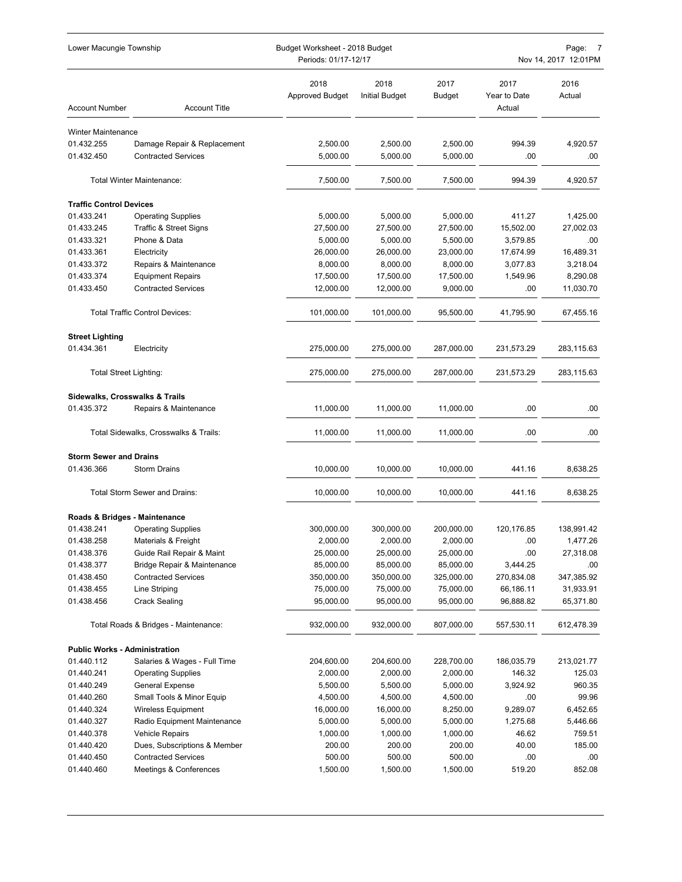| Account Number | Account Title | 2018 Approved Budget | 2018 Initial Budget | 2017 Budget | 2017 Year to Date Actual | 2016 Actual |
|---|---|---|---|---|---|---|
| **Winter Maintenance** | | | | | | |
| 01.432.255 | Damage Repair & Replacement | 2,500.00 | 2,500.00 | 2,500.00 | 994.39 | 4,920.57 |
| 01.432.450 | Contracted Services | 5,000.00 | 5,000.00 | 5,000.00 | .00 | .00 |
| | Total Winter Maintenance: | 7,500.00 | 7,500.00 | 7,500.00 | 994.39 | 4,920.57 |
| **Traffic Control Devices** | | | | | | |
| 01.433.241 | Operating Supplies | 5,000.00 | 5,000.00 | 5,000.00 | 411.27 | 1,425.00 |
| 01.433.245 | Traffic & Street Signs | 27,500.00 | 27,500.00 | 27,500.00 | 15,502.00 | 27,002.03 |
| 01.433.321 | Phone & Data | 5,000.00 | 5,000.00 | 5,500.00 | 3,579.85 | .00 |
| 01.433.361 | Electricity | 26,000.00 | 26,000.00 | 23,000.00 | 17,674.99 | 16,489.31 |
| 01.433.372 | Repairs & Maintenance | 8,000.00 | 8,000.00 | 8,000.00 | 3,077.83 | 3,218.04 |
| 01.433.374 | Equipment Repairs | 17,500.00 | 17,500.00 | 17,500.00 | 1,549.96 | 8,290.08 |
| 01.433.450 | Contracted Services | 12,000.00 | 12,000.00 | 9,000.00 | .00 | 11,030.70 |
| | Total Traffic Control Devices: | 101,000.00 | 101,000.00 | 95,500.00 | 41,795.90 | 67,455.16 |
| **Street Lighting** | | | | | | |
| 01.434.361 | Electricity | 275,000.00 | 275,000.00 | 287,000.00 | 231,573.29 | 283,115.63 |
| | Total Street Lighting: | 275,000.00 | 275,000.00 | 287,000.00 | 231,573.29 | 283,115.63 |
| **Sidewalks, Crosswalks & Trails** | | | | | | |
| 01.435.372 | Repairs & Maintenance | 11,000.00 | 11,000.00 | 11,000.00 | .00 | .00 |
| | Total Sidewalks, Crosswalks & Trails: | 11,000.00 | 11,000.00 | 11,000.00 | .00 | .00 |
| **Storm Sewer and Drains** | | | | | | |
| 01.436.366 | Storm Drains | 10,000.00 | 10,000.00 | 10,000.00 | 441.16 | 8,638.25 |
| | Total Storm Sewer and Drains: | 10,000.00 | 10,000.00 | 10,000.00 | 441.16 | 8,638.25 |
| **Roads & Bridges - Maintenance** | | | | | | |
| 01.438.241 | Operating Supplies | 300,000.00 | 300,000.00 | 200,000.00 | 120,176.85 | 138,991.42 |
| 01.438.258 | Materials & Freight | 2,000.00 | 2,000.00 | 2,000.00 | .00 | 1,477.26 |
| 01.438.376 | Guide Rail Repair & Maint | 25,000.00 | 25,000.00 | 25,000.00 | .00 | 27,318.08 |
| 01.438.377 | Bridge Repair & Maintenance | 85,000.00 | 85,000.00 | 85,000.00 | 3,444.25 | .00 |
| 01.438.450 | Contracted Services | 350,000.00 | 350,000.00 | 325,000.00 | 270,834.08 | 347,385.92 |
| 01.438.455 | Line Striping | 75,000.00 | 75,000.00 | 75,000.00 | 66,186.11 | 31,933.91 |
| 01.438.456 | Crack Sealing | 95,000.00 | 95,000.00 | 95,000.00 | 96,888.82 | 65,371.80 |
| | Total Roads & Bridges - Maintenance: | 932,000.00 | 932,000.00 | 807,000.00 | 557,530.11 | 612,478.39 |
| **Public Works - Administration** | | | | | | |
| 01.440.112 | Salaries & Wages - Full Time | 204,600.00 | 204,600.00 | 228,700.00 | 186,035.79 | 213,021.77 |
| 01.440.241 | Operating Supplies | 2,000.00 | 2,000.00 | 2,000.00 | 146.32 | 125.03 |
| 01.440.249 | General Expense | 5,500.00 | 5,500.00 | 5,000.00 | 3,924.92 | 960.35 |
| 01.440.260 | Small Tools & Minor Equip | 4,500.00 | 4,500.00 | 4,500.00 | .00 | 99.96 |
| 01.440.324 | Wireless Equipment | 16,000.00 | 16,000.00 | 8,250.00 | 9,289.07 | 6,452.65 |
| 01.440.327 | Radio Equipment Maintenance | 5,000.00 | 5,000.00 | 5,000.00 | 1,275.68 | 5,446.66 |
| 01.440.378 | Vehicle Repairs | 1,000.00 | 1,000.00 | 1,000.00 | 46.62 | 759.51 |
| 01.440.420 | Dues, Subscriptions & Member | 200.00 | 200.00 | 200.00 | 40.00 | 185.00 |
| 01.440.450 | Contracted Services | 500.00 | 500.00 | 500.00 | .00 | .00 |
| 01.440.460 | Meetings & Conferences | 1,500.00 | 1,500.00 | 1,500.00 | 519.20 | 852.08 |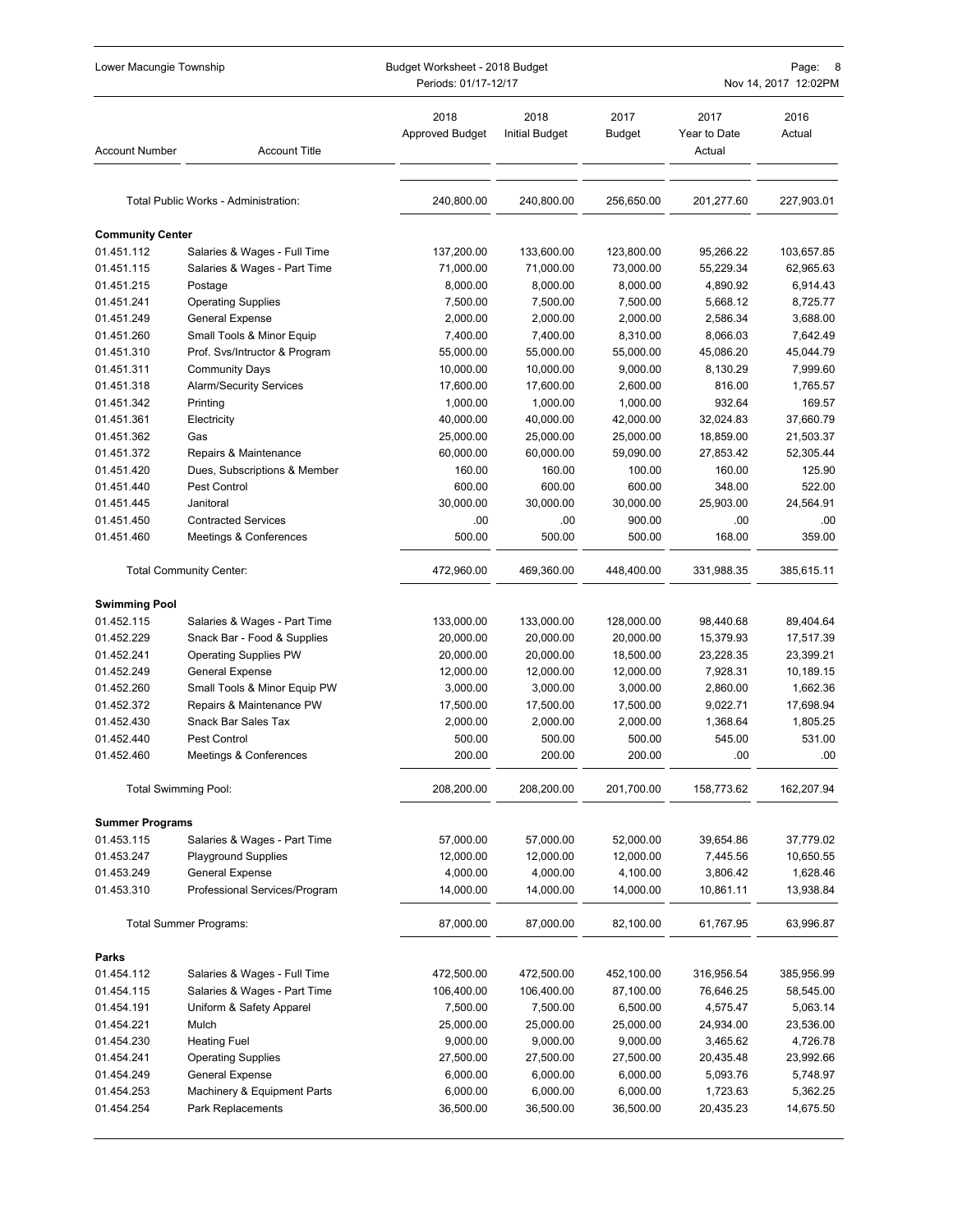| Account Number | Account Title | 2018 Approved Budget | 2018 Initial Budget | 2017 Budget | 2017 Year to Date Actual | 2016 Actual |
|---|---|---|---|---|---|---|
| | Total Public Works - Administration: | 240,800.00 | 240,800.00 | 256,650.00 | 201,277.60 | 227,903.01 |
| **Community Center** | | | | | | |
| 01.451.112 | Salaries & Wages - Full Time | 137,200.00 | 133,600.00 | 123,800.00 | 95,266.22 | 103,657.85 |
| 01.451.115 | Salaries & Wages - Part Time | 71,000.00 | 71,000.00 | 73,000.00 | 55,229.34 | 62,965.63 |
| 01.451.215 | Postage | 8,000.00 | 8,000.00 | 8,000.00 | 4,890.92 | 6,914.43 |
| 01.451.241 | Operating Supplies | 7,500.00 | 7,500.00 | 7,500.00 | 5,668.12 | 8,725.77 |
| 01.451.249 | General Expense | 2,000.00 | 2,000.00 | 2,000.00 | 2,586.34 | 3,688.00 |
| 01.451.260 | Small Tools & Minor Equip | 7,400.00 | 7,400.00 | 8,310.00 | 8,066.03 | 7,642.49 |
| 01.451.310 | Prof. Svs/Intructor & Program | 55,000.00 | 55,000.00 | 55,000.00 | 45,086.20 | 45,044.79 |
| 01.451.311 | Community Days | 10,000.00 | 10,000.00 | 9,000.00 | 8,130.29 | 7,999.60 |
| 01.451.318 | Alarm/Security Services | 17,600.00 | 17,600.00 | 2,600.00 | 816.00 | 1,765.57 |
| 01.451.342 | Printing | 1,000.00 | 1,000.00 | 1,000.00 | 932.64 | 169.57 |
| 01.451.361 | Electricity | 40,000.00 | 40,000.00 | 42,000.00 | 32,024.83 | 37,660.79 |
| 01.451.362 | Gas | 25,000.00 | 25,000.00 | 25,000.00 | 18,859.00 | 21,503.37 |
| 01.451.372 | Repairs & Maintenance | 60,000.00 | 60,000.00 | 59,090.00 | 27,853.42 | 52,305.44 |
| 01.451.420 | Dues, Subscriptions & Member | 160.00 | 160.00 | 100.00 | 160.00 | 125.90 |
| 01.451.440 | Pest Control | 600.00 | 600.00 | 600.00 | 348.00 | 522.00 |
| 01.451.445 | Janitoral | 30,000.00 | 30,000.00 | 30,000.00 | 25,903.00 | 24,564.91 |
| 01.451.450 | Contracted Services | .00 | .00 | 900.00 | .00 | .00 |
| 01.451.460 | Meetings & Conferences | 500.00 | 500.00 | 500.00 | 168.00 | 359.00 |
| | Total Community Center: | 472,960.00 | 469,360.00 | 448,400.00 | 331,988.35 | 385,615.11 |
| **Swimming Pool** | | | | | | |
| 01.452.115 | Salaries & Wages - Part Time | 133,000.00 | 133,000.00 | 128,000.00 | 98,440.68 | 89,404.64 |
| 01.452.229 | Snack Bar - Food & Supplies | 20,000.00 | 20,000.00 | 20,000.00 | 15,379.93 | 17,517.39 |
| 01.452.241 | Operating Supplies PW | 20,000.00 | 20,000.00 | 18,500.00 | 23,228.35 | 23,399.21 |
| 01.452.249 | General Expense | 12,000.00 | 12,000.00 | 12,000.00 | 7,928.31 | 10,189.15 |
| 01.452.260 | Small Tools & Minor Equip PW | 3,000.00 | 3,000.00 | 3,000.00 | 2,860.00 | 1,662.36 |
| 01.452.372 | Repairs & Maintenance PW | 17,500.00 | 17,500.00 | 17,500.00 | 9,022.71 | 17,698.94 |
| 01.452.430 | Snack Bar Sales Tax | 2,000.00 | 2,000.00 | 2,000.00 | 1,368.64 | 1,805.25 |
| 01.452.440 | Pest Control | 500.00 | 500.00 | 500.00 | 545.00 | 531.00 |
| 01.452.460 | Meetings & Conferences | 200.00 | 200.00 | 200.00 | .00 | .00 |
| | Total Swimming Pool: | 208,200.00 | 208,200.00 | 201,700.00 | 158,773.62 | 162,207.94 |
| **Summer Programs** | | | | | | |
| 01.453.115 | Salaries & Wages - Part Time | 57,000.00 | 57,000.00 | 52,000.00 | 39,654.86 | 37,779.02 |
| 01.453.247 | Playground Supplies | 12,000.00 | 12,000.00 | 12,000.00 | 7,445.56 | 10,650.55 |
| 01.453.249 | General Expense | 4,000.00 | 4,000.00 | 4,100.00 | 3,806.42 | 1,628.46 |
| 01.453.310 | Professional Services/Program | 14,000.00 | 14,000.00 | 14,000.00 | 10,861.11 | 13,938.84 |
| | Total Summer Programs: | 87,000.00 | 87,000.00 | 82,100.00 | 61,767.95 | 63,996.87 |
| **Parks** | | | | | | |
| 01.454.112 | Salaries & Wages - Full Time | 472,500.00 | 472,500.00 | 452,100.00 | 316,956.54 | 385,956.99 |
| 01.454.115 | Salaries & Wages - Part Time | 106,400.00 | 106,400.00 | 87,100.00 | 76,646.25 | 58,545.00 |
| 01.454.191 | Uniform & Safety Apparel | 7,500.00 | 7,500.00 | 6,500.00 | 4,575.47 | 5,063.14 |
| 01.454.221 | Mulch | 25,000.00 | 25,000.00 | 25,000.00 | 24,934.00 | 23,536.00 |
| 01.454.230 | Heating Fuel | 9,000.00 | 9,000.00 | 9,000.00 | 3,465.62 | 4,726.78 |
| 01.454.241 | Operating Supplies | 27,500.00 | 27,500.00 | 27,500.00 | 20,435.48 | 23,992.66 |
| 01.454.249 | General Expense | 6,000.00 | 6,000.00 | 6,000.00 | 5,093.76 | 5,748.97 |
| 01.454.253 | Machinery & Equipment Parts | 6,000.00 | 6,000.00 | 6,000.00 | 1,723.63 | 5,362.25 |
| 01.454.254 | Park Replacements | 36,500.00 | 36,500.00 | 36,500.00 | 20,435.23 | 14,675.50 |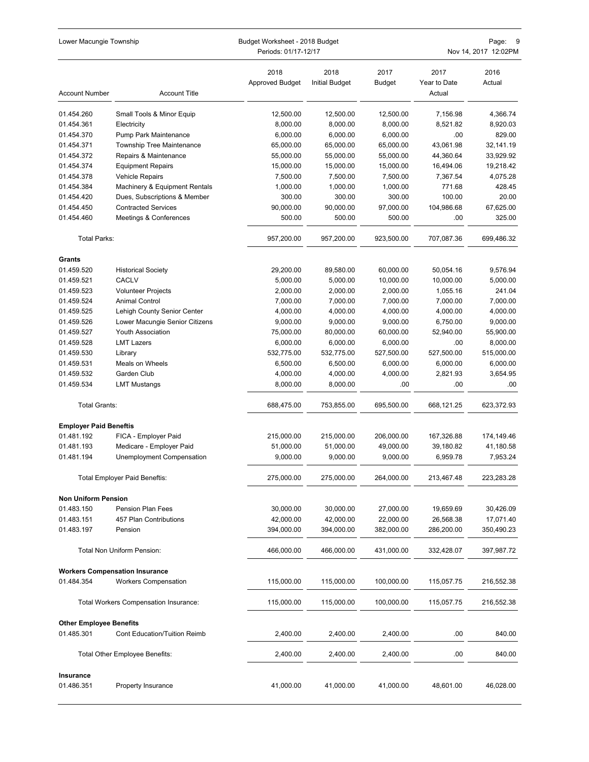| Account Number | Account Title | 2018 Approved Budget | 2018 Initial Budget | 2017 Budget | 2017 Year to Date Actual | 2016 Actual |
|---|---|---|---|---|---|---|
| 01.454.260 | Small Tools & Minor Equip | 12,500.00 | 12,500.00 | 12,500.00 | 7,156.98 | 4,366.74 |
| 01.454.361 | Electricity | 8,000.00 | 8,000.00 | 8,000.00 | 8,521.82 | 8,920.03 |
| 01.454.370 | Pump Park Maintenance | 6,000.00 | 6,000.00 | 6,000.00 | .00 | 829.00 |
| 01.454.371 | Township Tree Maintenance | 65,000.00 | 65,000.00 | 65,000.00 | 43,061.98 | 32,141.19 |
| 01.454.372 | Repairs & Maintenance | 55,000.00 | 55,000.00 | 55,000.00 | 44,360.64 | 33,929.92 |
| 01.454.374 | Equipment Repairs | 15,000.00 | 15,000.00 | 15,000.00 | 16,494.06 | 19,218.42 |
| 01.454.378 | Vehicle Repairs | 7,500.00 | 7,500.00 | 7,500.00 | 7,367.54 | 4,075.28 |
| 01.454.384 | Machinery & Equipment Rentals | 1,000.00 | 1,000.00 | 1,000.00 | 771.68 | 428.45 |
| 01.454.420 | Dues, Subscriptions & Member | 300.00 | 300.00 | 300.00 | 100.00 | 20.00 |
| 01.454.450 | Contracted Services | 90,000.00 | 90,000.00 | 97,000.00 | 104,986.68 | 67,625.00 |
| 01.454.460 | Meetings & Conferences | 500.00 | 500.00 | 500.00 | .00 | 325.00 |
| Total Parks: | | 957,200.00 | 957,200.00 | 923,500.00 | 707,087.36 | 699,486.32 |
| **Grants** | | | | | | |
| 01.459.520 | Historical Society | 29,200.00 | 89,580.00 | 60,000.00 | 50,054.16 | 9,576.94 |
| 01.459.521 | CACLV | 5,000.00 | 5,000.00 | 10,000.00 | 10,000.00 | 5,000.00 |
| 01.459.523 | Volunteer Projects | 2,000.00 | 2,000.00 | 2,000.00 | 1,055.16 | 241.04 |
| 01.459.524 | Animal Control | 7,000.00 | 7,000.00 | 7,000.00 | 7,000.00 | 7,000.00 |
| 01.459.525 | Lehigh County Senior Center | 4,000.00 | 4,000.00 | 4,000.00 | 4,000.00 | 4,000.00 |
| 01.459.526 | Lower Macungie Senior Citizens | 9,000.00 | 9,000.00 | 9,000.00 | 6,750.00 | 9,000.00 |
| 01.459.527 | Youth Association | 75,000.00 | 80,000.00 | 60,000.00 | 52,940.00 | 55,900.00 |
| 01.459.528 | LMT Lazers | 6,000.00 | 6,000.00 | 6,000.00 | .00 | 8,000.00 |
| 01.459.530 | Library | 532,775.00 | 532,775.00 | 527,500.00 | 527,500.00 | 515,000.00 |
| 01.459.531 | Meals on Wheels | 6,500.00 | 6,500.00 | 6,000.00 | 6,000.00 | 6,000.00 |
| 01.459.532 | Garden Club | 4,000.00 | 4,000.00 | 4,000.00 | 2,821.93 | 3,654.95 |
| 01.459.534 | LMT Mustangs | 8,000.00 | 8,000.00 | .00 | .00 | .00 |
| Total Grants: | | 688,475.00 | 753,855.00 | 695,500.00 | 668,121.25 | 623,372.93 |
| **Employer Paid Beneftis** | | | | | | |
| 01.481.192 | FICA - Employer Paid | 215,000.00 | 215,000.00 | 206,000.00 | 167,326.88 | 174,149.46 |
| 01.481.193 | Medicare - Employer Paid | 51,000.00 | 51,000.00 | 49,000.00 | 39,180.82 | 41,180.58 |
| 01.481.194 | Unemployment Compensation | 9,000.00 | 9,000.00 | 9,000.00 | 6,959.78 | 7,953.24 |
| | Total Employer Paid Beneftis: | 275,000.00 | 275,000.00 | 264,000.00 | 213,467.48 | 223,283.28 |
| **Non Uniform Pension** | | | | | | |
| 01.483.150 | Pension Plan Fees | 30,000.00 | 30,000.00 | 27,000.00 | 19,659.69 | 30,426.09 |
| 01.483.151 | 457 Plan Contributions | 42,000.00 | 42,000.00 | 22,000.00 | 26,568.38 | 17,071.40 |
| 01.483.197 | Pension | 394,000.00 | 394,000.00 | 382,000.00 | 286,200.00 | 350,490.23 |
| | Total Non Uniform Pension: | 466,000.00 | 466,000.00 | 431,000.00 | 332,428.07 | 397,987.72 |
| **Workers Compensation Insurance** | | | | | | |
| 01.484.354 | Workers Compensation | 115,000.00 | 115,000.00 | 100,000.00 | 115,057.75 | 216,552.38 |
| | Total Workers Compensation Insurance: | 115,000.00 | 115,000.00 | 100,000.00 | 115,057.75 | 216,552.38 |
| **Other Employee Benefits** | | | | | | |
| 01.485.301 | Cont Education/Tuition Reimb | 2,400.00 | 2,400.00 | 2,400.00 | .00 | 840.00 |
| | Total Other Employee Benefits: | 2,400.00 | 2,400.00 | 2,400.00 | .00 | 840.00 |
| **Insurance** | | | | | | |
| 01.486.351 | Property Insurance | 41,000.00 | 41,000.00 | 41,000.00 | 48,601.00 | 46,028.00 |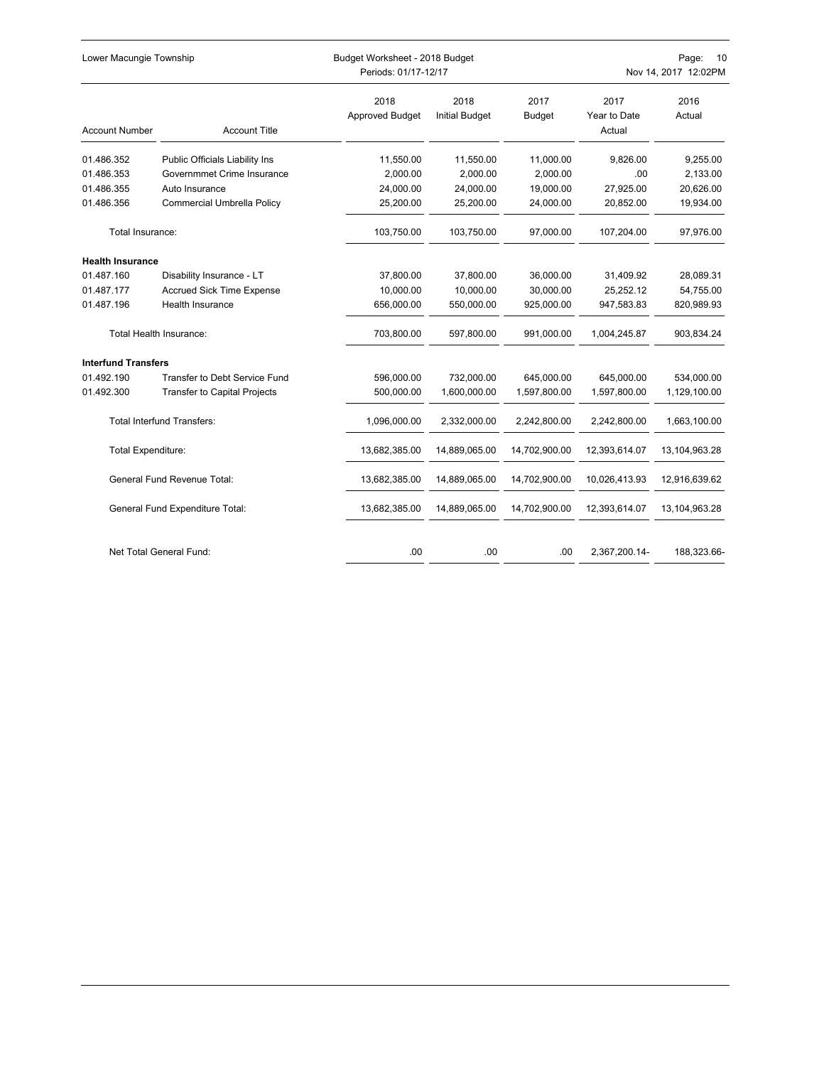| Account Number | Account Title | 2018 Approved Budget | 2018 Initial Budget | 2017 Budget | 2017 Year to Date Actual | 2016 Actual |
|---|---|---|---|---|---|---|
| 01.486.352 | Public Officials Liability Ins | 11,550.00 | 11,550.00 | 11,000.00 | 9,826.00 | 9,255.00 |
| 01.486.353 | Governmmet Crime Insurance | 2,000.00 | 2,000.00 | 2,000.00 | .00 | 2,133.00 |
| 01.486.355 | Auto Insurance | 24,000.00 | 24,000.00 | 19,000.00 | 27,925.00 | 20,626.00 |
| 01.486.356 | Commercial Umbrella Policy | 25,200.00 | 25,200.00 | 24,000.00 | 20,852.00 | 19,934.00 |
| Total Insurance: | | 103,750.00 | 103,750.00 | 97,000.00 | 107,204.00 | 97,976.00 |
| **Health Insurance** | | | | | | |
| 01.487.160 | Disability Insurance - LT | 37,800.00 | 37,800.00 | 36,000.00 | 31,409.92 | 28,089.31 |
| 01.487.177 | Accrued Sick Time Expense | 10,000.00 | 10,000.00 | 30,000.00 | 25,252.12 | 54,755.00 |
| 01.487.196 | Health Insurance | 656,000.00 | 550,000.00 | 925,000.00 | 947,583.83 | 820,989.93 |
| Total Health Insurance: | | 703,800.00 | 597,800.00 | 991,000.00 | 1,004,245.87 | 903,834.24 |
| **Interfund Transfers** | | | | | | |
| 01.492.190 | Transfer to Debt Service Fund | 596,000.00 | 732,000.00 | 645,000.00 | 645,000.00 | 534,000.00 |
| 01.492.300 | Transfer to Capital Projects | 500,000.00 | 1,600,000.00 | 1,597,800.00 | 1,597,800.00 | 1,129,100.00 |
| Total Interfund Transfers: | | 1,096,000.00 | 2,332,000.00 | 2,242,800.00 | 2,242,800.00 | 1,663,100.00 |
| Total Expenditure: | | 13,682,385.00 | 14,889,065.00 | 14,702,900.00 | 12,393,614.07 | 13,104,963.28 |
| General Fund Revenue Total: | | 13,682,385.00 | 14,889,065.00 | 14,702,900.00 | 10,026,413.93 | 12,916,639.62 |
| General Fund Expenditure Total: | | 13,682,385.00 | 14,889,065.00 | 14,702,900.00 | 12,393,614.07 | 13,104,963.28 |
| Net Total General Fund: | | .00 | .00 | .00 | 2,367,200.14- | 188,323.66- |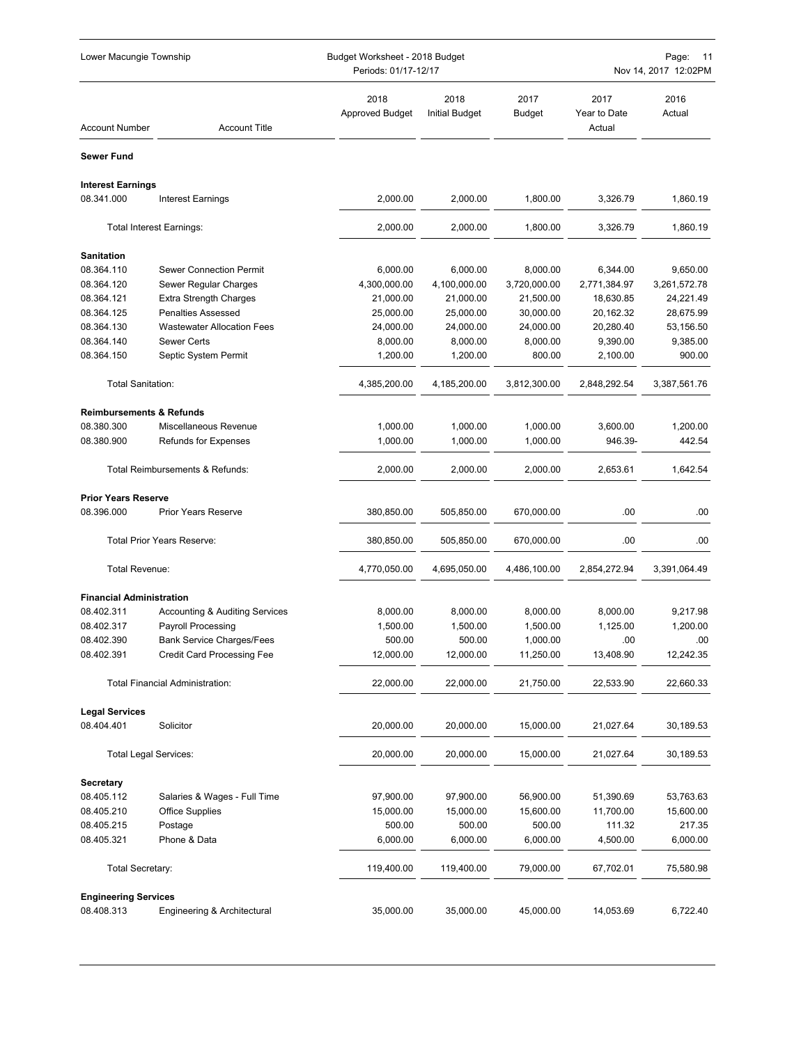| Account Number | Account Title | 2018 Approved Budget | 2018 Initial Budget | 2017 Budget | 2017 Year to Date Actual | 2016 Actual |
|---|---|---|---|---|---|---|
| **Sewer Fund** | | | | | | |
| **Interest Earnings** | | | | | | |
| 08.341.000 | Interest Earnings | 2,000.00 | 2,000.00 | 1,800.00 | 3,326.79 | 1,860.19 |
| | Total Interest Earnings: | 2,000.00 | 2,000.00 | 1,800.00 | 3,326.79 | 1,860.19 |
| **Sanitation** | | | | | | |
| 08.364.110 | Sewer Connection Permit | 6,000.00 | 6,000.00 | 8,000.00 | 6,344.00 | 9,650.00 |
| 08.364.120 | Sewer Regular Charges | 4,300,000.00 | 4,100,000.00 | 3,720,000.00 | 2,771,384.97 | 3,261,572.78 |
| 08.364.121 | Extra Strength Charges | 21,000.00 | 21,000.00 | 21,500.00 | 18,630.85 | 24,221.49 |
| 08.364.125 | Penalties Assessed | 25,000.00 | 25,000.00 | 30,000.00 | 20,162.32 | 28,675.99 |
| 08.364.130 | Wastewater Allocation Fees | 24,000.00 | 24,000.00 | 24,000.00 | 20,280.40 | 53,156.50 |
| 08.364.140 | Sewer Certs | 8,000.00 | 8,000.00 | 8,000.00 | 9,390.00 | 9,385.00 |
| 08.364.150 | Septic System Permit | 1,200.00 | 1,200.00 | 800.00 | 2,100.00 | 900.00 |
| | Total Sanitation: | 4,385,200.00 | 4,185,200.00 | 3,812,300.00 | 2,848,292.54 | 3,387,561.76 |
| **Reimbursements & Refunds** | | | | | | |
| 08.380.300 | Miscellaneous Revenue | 1,000.00 | 1,000.00 | 1,000.00 | 3,600.00 | 1,200.00 |
| 08.380.900 | Refunds for Expenses | 1,000.00 | 1,000.00 | 1,000.00 | 946.39- | 442.54 |
| | Total Reimbursements & Refunds: | 2,000.00 | 2,000.00 | 2,000.00 | 2,653.61 | 1,642.54 |
| **Prior Years Reserve** | | | | | | |
| 08.396.000 | Prior Years Reserve | 380,850.00 | 505,850.00 | 670,000.00 | .00 | .00 |
| | Total Prior Years Reserve: | 380,850.00 | 505,850.00 | 670,000.00 | .00 | .00 |
| | Total Revenue: | 4,770,050.00 | 4,695,050.00 | 4,486,100.00 | 2,854,272.94 | 3,391,064.49 |
| **Financial Administration** | | | | | | |
| 08.402.311 | Accounting & Auditing Services | 8,000.00 | 8,000.00 | 8,000.00 | 8,000.00 | 9,217.98 |
| 08.402.317 | Payroll Processing | 1,500.00 | 1,500.00 | 1,500.00 | 1,125.00 | 1,200.00 |
| 08.402.390 | Bank Service Charges/Fees | 500.00 | 500.00 | 1,000.00 | .00 | .00 |
| 08.402.391 | Credit Card Processing Fee | 12,000.00 | 12,000.00 | 11,250.00 | 13,408.90 | 12,242.35 |
| | Total Financial Administration: | 22,000.00 | 22,000.00 | 21,750.00 | 22,533.90 | 22,660.33 |
| **Legal Services** | | | | | | |
| 08.404.401 | Solicitor | 20,000.00 | 20,000.00 | 15,000.00 | 21,027.64 | 30,189.53 |
| | Total Legal Services: | 20,000.00 | 20,000.00 | 15,000.00 | 21,027.64 | 30,189.53 |
| **Secretary** | | | | | | |
| 08.405.112 | Salaries & Wages - Full Time | 97,900.00 | 97,900.00 | 56,900.00 | 51,390.69 | 53,763.63 |
| 08.405.210 | Office Supplies | 15,000.00 | 15,000.00 | 15,600.00 | 11,700.00 | 15,600.00 |
| 08.405.215 | Postage | 500.00 | 500.00 | 500.00 | 111.32 | 217.35 |
| 08.405.321 | Phone & Data | 6,000.00 | 6,000.00 | 6,000.00 | 4,500.00 | 6,000.00 |
| | Total Secretary: | 119,400.00 | 119,400.00 | 79,000.00 | 67,702.01 | 75,580.98 |
| **Engineering Services** | | | | | | |
| 08.408.313 | Engineering & Architectural | 35,000.00 | 35,000.00 | 45,000.00 | 14,053.69 | 6,722.40 |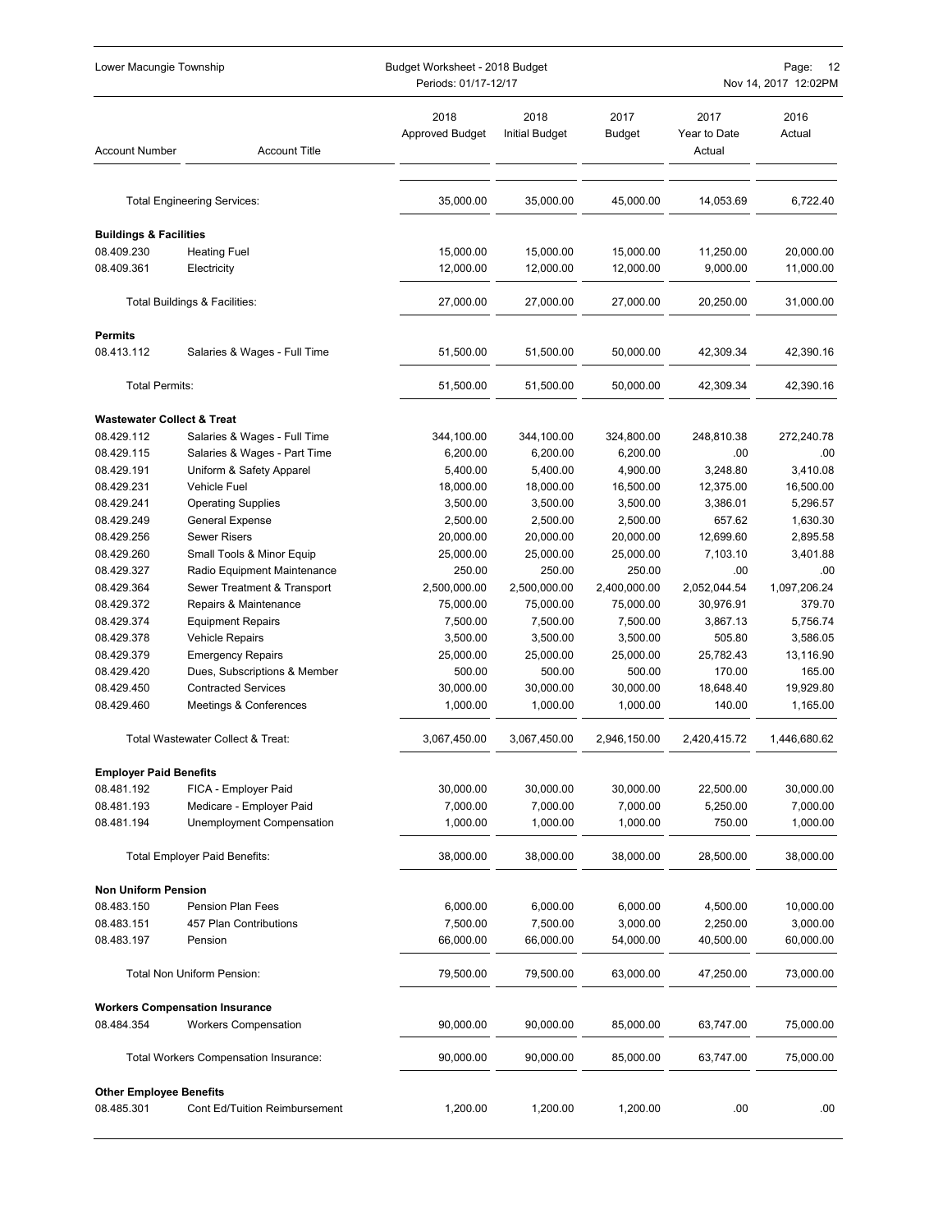| Account Number | Account Title | 2018 Approved Budget | 2018 Initial Budget | 2017 Budget | 2017 Year to Date Actual | 2016 Actual |
|---|---|---|---|---|---|---|
| | Total Engineering Services: | 35,000.00 | 35,000.00 | 45,000.00 | 14,053.69 | 6,722.40 |
| **Buildings & Facilities** | | | | | | |
| 08.409.230 | Heating Fuel | 15,000.00 | 15,000.00 | 15,000.00 | 11,250.00 | 20,000.00 |
| 08.409.361 | Electricity | 12,000.00 | 12,000.00 | 12,000.00 | 9,000.00 | 11,000.00 |
| | Total Buildings & Facilities: | 27,000.00 | 27,000.00 | 27,000.00 | 20,250.00 | 31,000.00 |
| **Permits** | | | | | | |
| 08.413.112 | Salaries & Wages - Full Time | 51,500.00 | 51,500.00 | 50,000.00 | 42,309.34 | 42,390.16 |
| | Total Permits: | 51,500.00 | 51,500.00 | 50,000.00 | 42,309.34 | 42,390.16 |
| **Wastewater Collect & Treat** | | | | | | |
| 08.429.112 | Salaries & Wages - Full Time | 344,100.00 | 344,100.00 | 324,800.00 | 248,810.38 | 272,240.78 |
| 08.429.115 | Salaries & Wages - Part Time | 6,200.00 | 6,200.00 | 6,200.00 | .00 | .00 |
| 08.429.191 | Uniform & Safety Apparel | 5,400.00 | 5,400.00 | 4,900.00 | 3,248.80 | 3,410.08 |
| 08.429.231 | Vehicle Fuel | 18,000.00 | 18,000.00 | 16,500.00 | 12,375.00 | 16,500.00 |
| 08.429.241 | Operating Supplies | 3,500.00 | 3,500.00 | 3,500.00 | 3,386.01 | 5,296.57 |
| 08.429.249 | General Expense | 2,500.00 | 2,500.00 | 2,500.00 | 657.62 | 1,630.30 |
| 08.429.256 | Sewer Risers | 20,000.00 | 20,000.00 | 20,000.00 | 12,699.60 | 2,895.58 |
| 08.429.260 | Small Tools & Minor Equip | 25,000.00 | 25,000.00 | 25,000.00 | 7,103.10 | 3,401.88 |
| 08.429.327 | Radio Equipment Maintenance | 250.00 | 250.00 | 250.00 | .00 | .00 |
| 08.429.364 | Sewer Treatment & Transport | 2,500,000.00 | 2,500,000.00 | 2,400,000.00 | 2,052,044.54 | 1,097,206.24 |
| 08.429.372 | Repairs & Maintenance | 75,000.00 | 75,000.00 | 75,000.00 | 30,976.91 | 379.70 |
| 08.429.374 | Equipment Repairs | 7,500.00 | 7,500.00 | 7,500.00 | 3,867.13 | 5,756.74 |
| 08.429.378 | Vehicle Repairs | 3,500.00 | 3,500.00 | 3,500.00 | 505.80 | 3,586.05 |
| 08.429.379 | Emergency Repairs | 25,000.00 | 25,000.00 | 25,000.00 | 25,782.43 | 13,116.90 |
| 08.429.420 | Dues, Subscriptions & Member | 500.00 | 500.00 | 500.00 | 170.00 | 165.00 |
| 08.429.450 | Contracted Services | 30,000.00 | 30,000.00 | 30,000.00 | 18,648.40 | 19,929.80 |
| 08.429.460 | Meetings & Conferences | 1,000.00 | 1,000.00 | 1,000.00 | 140.00 | 1,165.00 |
| | Total Wastewater Collect & Treat: | 3,067,450.00 | 3,067,450.00 | 2,946,150.00 | 2,420,415.72 | 1,446,680.62 |
| **Employer Paid Benefits** | | | | | | |
| 08.481.192 | FICA - Employer Paid | 30,000.00 | 30,000.00 | 30,000.00 | 22,500.00 | 30,000.00 |
| 08.481.193 | Medicare - Employer Paid | 7,000.00 | 7,000.00 | 7,000.00 | 5,250.00 | 7,000.00 |
| 08.481.194 | Unemployment Compensation | 1,000.00 | 1,000.00 | 1,000.00 | 750.00 | 1,000.00 |
| | Total Employer Paid Benefits: | 38,000.00 | 38,000.00 | 38,000.00 | 28,500.00 | 38,000.00 |
| **Non Uniform Pension** | | | | | | |
| 08.483.150 | Pension Plan Fees | 6,000.00 | 6,000.00 | 6,000.00 | 4,500.00 | 10,000.00 |
| 08.483.151 | 457 Plan Contributions | 7,500.00 | 7,500.00 | 3,000.00 | 2,250.00 | 3,000.00 |
| 08.483.197 | Pension | 66,000.00 | 66,000.00 | 54,000.00 | 40,500.00 | 60,000.00 |
| | Total Non Uniform Pension: | 79,500.00 | 79,500.00 | 63,000.00 | 47,250.00 | 73,000.00 |
| **Workers Compensation Insurance** | | | | | | |
| 08.484.354 | Workers Compensation | 90,000.00 | 90,000.00 | 85,000.00 | 63,747.00 | 75,000.00 |
| | Total Workers Compensation Insurance: | 90,000.00 | 90,000.00 | 85,000.00 | 63,747.00 | 75,000.00 |
| **Other Employee Benefits** | | | | | | |
| 08.485.301 | Cont Ed/Tuition Reimbursement | 1,200.00 | 1,200.00 | 1,200.00 | .00 | .00 |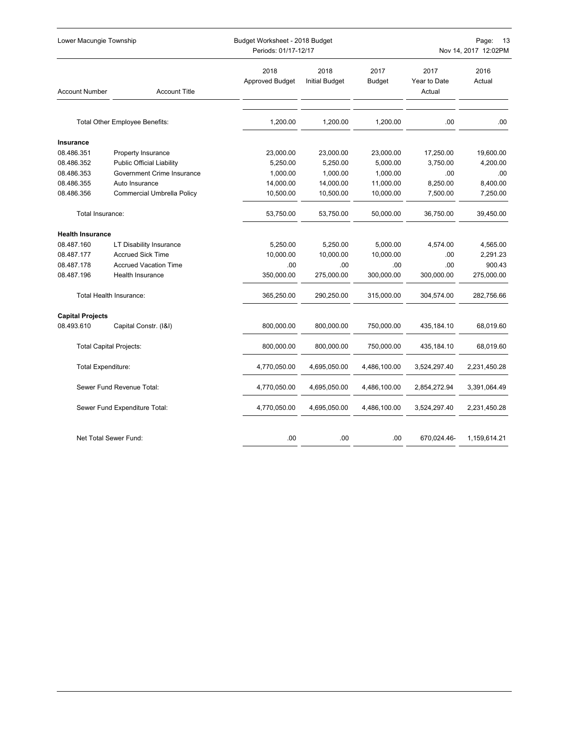| Account Number | Account Title | 2018 Approved Budget | 2018 Initial Budget | 2017 Budget | 2017 Year to Date Actual | 2016 Actual |
|---|---|---|---|---|---|---|
| | Total Other Employee Benefits: | 1,200.00 | 1,200.00 | 1,200.00 | .00 | .00 |
| **Insurance** | | | | | | |
| 08.486.351 | Property Insurance | 23,000.00 | 23,000.00 | 23,000.00 | 17,250.00 | 19,600.00 |
| 08.486.352 | Public Official Liability | 5,250.00 | 5,250.00 | 5,000.00 | 3,750.00 | 4,200.00 |
| 08.486.353 | Government Crime Insurance | 1,000.00 | 1,000.00 | 1,000.00 | .00 | .00 |
| 08.486.355 | Auto Insurance | 14,000.00 | 14,000.00 | 11,000.00 | 8,250.00 | 8,400.00 |
| 08.486.356 | Commercial Umbrella Policy | 10,500.00 | 10,500.00 | 10,000.00 | 7,500.00 | 7,250.00 |
| | Total Insurance: | 53,750.00 | 53,750.00 | 50,000.00 | 36,750.00 | 39,450.00 |
| **Health Insurance** | | | | | | |
| 08.487.160 | LT Disability Insurance | 5,250.00 | 5,250.00 | 5,000.00 | 4,574.00 | 4,565.00 |
| 08.487.177 | Accrued Sick Time | 10,000.00 | 10,000.00 | 10,000.00 | .00 | 2,291.23 |
| 08.487.178 | Accrued Vacation Time | .00 | .00 | .00 | .00 | 900.43 |
| 08.487.196 | Health Insurance | 350,000.00 | 275,000.00 | 300,000.00 | 300,000.00 | 275,000.00 |
| | Total Health Insurance: | 365,250.00 | 290,250.00 | 315,000.00 | 304,574.00 | 282,756.66 |
| **Capital Projects** | | | | | | |
| 08.493.610 | Capital Constr. (I&I) | 800,000.00 | 800,000.00 | 750,000.00 | 435,184.10 | 68,019.60 |
| | Total Capital Projects: | 800,000.00 | 800,000.00 | 750,000.00 | 435,184.10 | 68,019.60 |
| | Total Expenditure: | 4,770,050.00 | 4,695,050.00 | 4,486,100.00 | 3,524,297.40 | 2,231,450.28 |
| | Sewer Fund Revenue Total: | 4,770,050.00 | 4,695,050.00 | 4,486,100.00 | 2,854,272.94 | 3,391,064.49 |
| | Sewer Fund Expenditure Total: | 4,770,050.00 | 4,695,050.00 | 4,486,100.00 | 3,524,297.40 | 2,231,450.28 |
| | Net Total Sewer Fund: | .00 | .00 | .00 | 670,024.46- | 1,159,614.21 |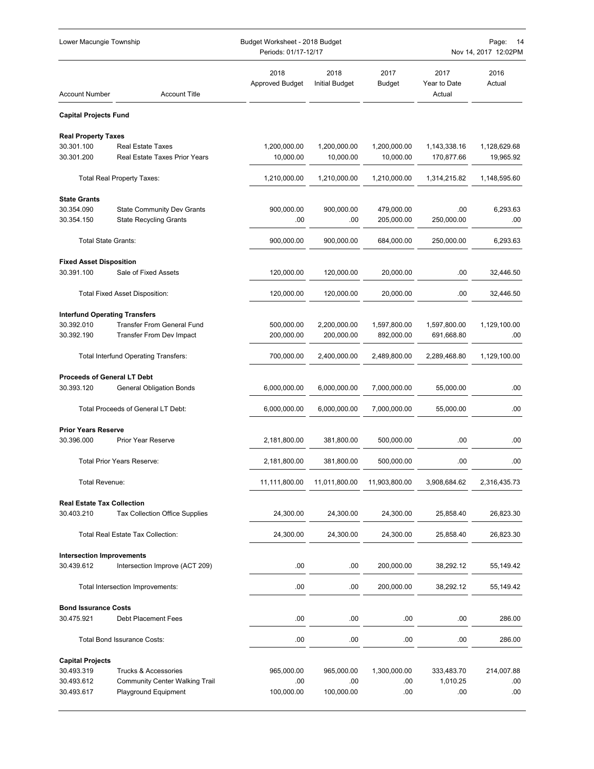| Account Number | Account Title | 2018 Approved Budget | 2018 Initial Budget | 2017 Budget | 2017 Year to Date Actual | 2016 Actual |
|---|---|---|---|---|---|---|
| **Capital Projects Fund** | | | | | | |
| **Real Property Taxes** | | | | | | |
| 30.301.100 | Real Estate Taxes | 1,200,000.00 | 1,200,000.00 | 1,200,000.00 | 1,143,338.16 | 1,128,629.68 |
| 30.301.200 | Real Estate Taxes Prior Years | 10,000.00 | 10,000.00 | 10,000.00 | 170,877.66 | 19,965.92 |
| | Total Real Property Taxes: | 1,210,000.00 | 1,210,000.00 | 1,210,000.00 | 1,314,215.82 | 1,148,595.60 |
| **State Grants** | | | | | | |
| 30.354.090 | State Community Dev Grants | 900,000.00 | 900,000.00 | 479,000.00 | .00 | 6,293.63 |
| 30.354.150 | State Recycling Grants | .00 | .00 | 205,000.00 | 250,000.00 | .00 |
| | Total State Grants: | 900,000.00 | 900,000.00 | 684,000.00 | 250,000.00 | 6,293.63 |
| **Fixed Asset Disposition** | | | | | | |
| 30.391.100 | Sale of Fixed Assets | 120,000.00 | 120,000.00 | 20,000.00 | .00 | 32,446.50 |
| | Total Fixed Asset Disposition: | 120,000.00 | 120,000.00 | 20,000.00 | .00 | 32,446.50 |
| **Interfund Operating Transfers** | | | | | | |
| 30.392.010 | Transfer From General Fund | 500,000.00 | 2,200,000.00 | 1,597,800.00 | 1,597,800.00 | 1,129,100.00 |
| 30.392.190 | Transfer From Dev Impact | 200,000.00 | 200,000.00 | 892,000.00 | 691,668.80 | .00 |
| | Total Interfund Operating Transfers: | 700,000.00 | 2,400,000.00 | 2,489,800.00 | 2,289,468.80 | 1,129,100.00 |
| **Proceeds of General LT Debt** | | | | | | |
| 30.393.120 | General Obligation Bonds | 6,000,000.00 | 6,000,000.00 | 7,000,000.00 | 55,000.00 | .00 |
| | Total Proceeds of General LT Debt: | 6,000,000.00 | 6,000,000.00 | 7,000,000.00 | 55,000.00 | .00 |
| **Prior Years Reserve** | | | | | | |
| 30.396.000 | Prior Year Reserve | 2,181,800.00 | 381,800.00 | 500,000.00 | .00 | .00 |
| | Total Prior Years Reserve: | 2,181,800.00 | 381,800.00 | 500,000.00 | .00 | .00 |
| | Total Revenue: | 11,111,800.00 | 11,011,800.00 | 11,903,800.00 | 3,908,684.62 | 2,316,435.73 |
| **Real Estate Tax Collection** | | | | | | |
| 30.403.210 | Tax Collection Office Supplies | 24,300.00 | 24,300.00 | 24,300.00 | 25,858.40 | 26,823.30 |
| | Total Real Estate Tax Collection: | 24,300.00 | 24,300.00 | 24,300.00 | 25,858.40 | 26,823.30 |
| **Intersection Improvements** | | | | | | |
| 30.439.612 | Intersection Improve (ACT 209) | .00 | .00 | 200,000.00 | 38,292.12 | 55,149.42 |
| | Total Intersection Improvements: | .00 | .00 | 200,000.00 | 38,292.12 | 55,149.42 |
| **Bond Issurance Costs** | | | | | | |
| 30.475.921 | Debt Placement Fees | .00 | .00 | .00 | .00 | 286.00 |
| | Total Bond Issurance Costs: | .00 | .00 | .00 | .00 | 286.00 |
| **Capital Projects** | | | | | | |
| 30.493.319 | Trucks & Accessories | 965,000.00 | 965,000.00 | 1,300,000.00 | 333,483.70 | 214,007.88 |
| 30.493.612 | Community Center Walking Trail | .00 | .00 | .00 | 1,010.25 | .00 |
| 30.493.617 | Playground Equipment | 100,000.00 | 100,000.00 | .00 | .00 | .00 |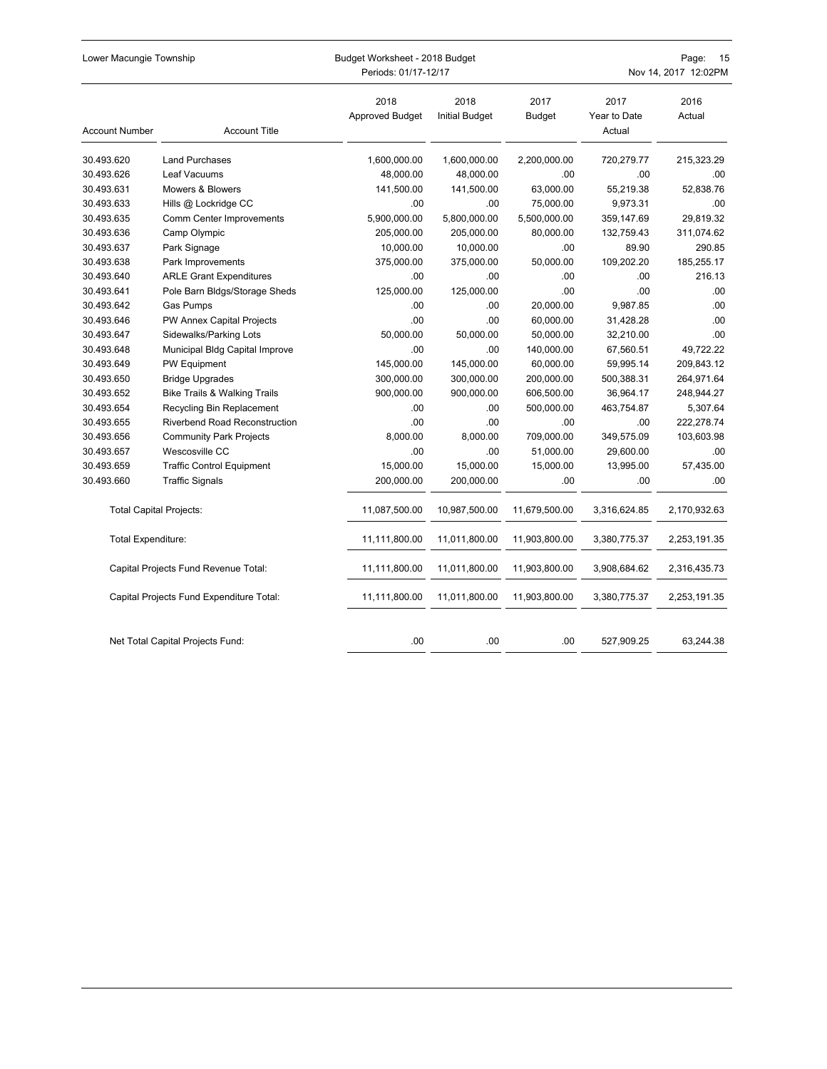| Account Number | Account Title | 2018 Approved Budget | 2018 Initial Budget | 2017 Budget | 2017 Year to Date Actual | 2016 Actual |
|---|---|---|---|---|---|---|
| 30.493.620 | Land Purchases | 1,600,000.00 | 1,600,000.00 | 2,200,000.00 | 720,279.77 | 215,323.29 |
| 30.493.626 | Leaf Vacuums | 48,000.00 | 48,000.00 | .00 | .00 | .00 |
| 30.493.631 | Mowers & Blowers | 141,500.00 | 141,500.00 | 63,000.00 | 55,219.38 | 52,838.76 |
| 30.493.633 | Hills @ Lockridge CC | .00 | .00 | 75,000.00 | 9,973.31 | .00 |
| 30.493.635 | Comm Center Improvements | 5,900,000.00 | 5,800,000.00 | 5,500,000.00 | 359,147.69 | 29,819.32 |
| 30.493.636 | Camp Olympic | 205,000.00 | 205,000.00 | 80,000.00 | 132,759.43 | 311,074.62 |
| 30.493.637 | Park Signage | 10,000.00 | 10,000.00 | .00 | 89.90 | 290.85 |
| 30.493.638 | Park Improvements | 375,000.00 | 375,000.00 | 50,000.00 | 109,202.20 | 185,255.17 |
| 30.493.640 | ARLE Grant Expenditures | .00 | .00 | .00 | .00 | 216.13 |
| 30.493.641 | Pole Barn Bldgs/Storage Sheds | 125,000.00 | 125,000.00 | .00 | .00 | .00 |
| 30.493.642 | Gas Pumps | .00 | .00 | 20,000.00 | 9,987.85 | .00 |
| 30.493.646 | PW Annex Capital Projects | .00 | .00 | 60,000.00 | 31,428.28 | .00 |
| 30.493.647 | Sidewalks/Parking Lots | 50,000.00 | 50,000.00 | 50,000.00 | 32,210.00 | .00 |
| 30.493.648 | Municipal Bldg Capital Improve | .00 | .00 | 140,000.00 | 67,560.51 | 49,722.22 |
| 30.493.649 | PW Equipment | 145,000.00 | 145,000.00 | 60,000.00 | 59,995.14 | 209,843.12 |
| 30.493.650 | Bridge Upgrades | 300,000.00 | 300,000.00 | 200,000.00 | 500,388.31 | 264,971.64 |
| 30.493.652 | Bike Trails & Walking Trails | 900,000.00 | 900,000.00 | 606,500.00 | 36,964.17 | 248,944.27 |
| 30.493.654 | Recycling Bin Replacement | .00 | .00 | 500,000.00 | 463,754.87 | 5,307.64 |
| 30.493.655 | Riverbend Road Reconstruction | .00 | .00 | .00 | .00 | 222,278.74 |
| 30.493.656 | Community Park Projects | 8,000.00 | 8,000.00 | 709,000.00 | 349,575.09 | 103,603.98 |
| 30.493.657 | Wescosville CC | .00 | .00 | 51,000.00 | 29,600.00 | .00 |
| 30.493.659 | Traffic Control Equipment | 15,000.00 | 15,000.00 | 15,000.00 | 13,995.00 | 57,435.00 |
| 30.493.660 | Traffic Signals | 200,000.00 | 200,000.00 | .00 | .00 | .00 |
| Total Capital Projects: | | 11,087,500.00 | 10,987,500.00 | 11,679,500.00 | 3,316,624.85 | 2,170,932.63 |
| Total Expenditure: | | 11,111,800.00 | 11,011,800.00 | 11,903,800.00 | 3,380,775.37 | 2,253,191.35 |
| Capital Projects Fund Revenue Total: | | 11,111,800.00 | 11,011,800.00 | 11,903,800.00 | 3,908,684.62 | 2,316,435.73 |
| Capital Projects Fund Expenditure Total: | | 11,111,800.00 | 11,011,800.00 | 11,903,800.00 | 3,380,775.37 | 2,253,191.35 |
| Net Total Capital Projects Fund: | | .00 | .00 | .00 | 527,909.25 | 63,244.38 |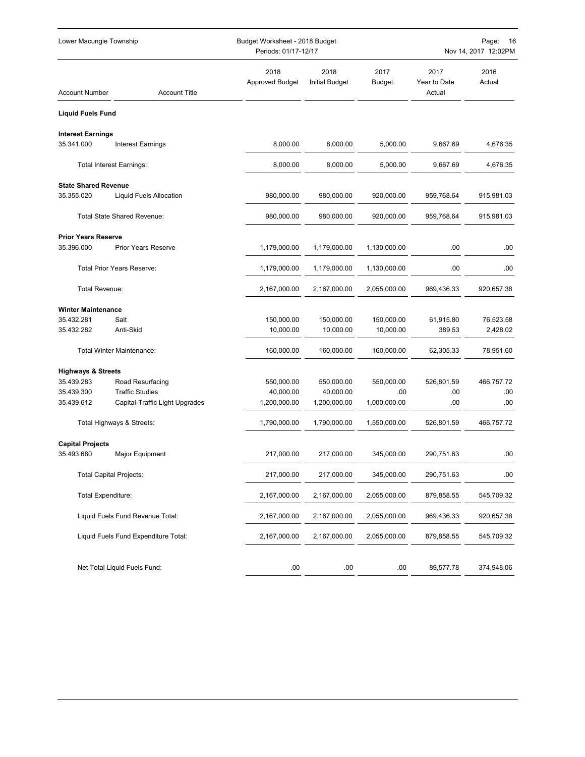| Account Number | Account Title | 2018 Approved Budget | 2018 Initial Budget | 2017 Budget | 2017 Year to Date Actual | 2016 Actual |
|---|---|---|---|---|---|---|
| **Liquid Fuels Fund** | | | | | | |
| **Interest Earnings** | | | | | | |
| 35.341.000 | Interest Earnings | 8,000.00 | 8,000.00 | 5,000.00 | 9,667.69 | 4,676.35 |
| | Total Interest Earnings: | 8,000.00 | 8,000.00 | 5,000.00 | 9,667.69 | 4,676.35 |
| **State Shared Revenue** | | | | | | |
| 35.355.020 | Liquid Fuels Allocation | 980,000.00 | 980,000.00 | 920,000.00 | 959,768.64 | 915,981.03 |
| | Total State Shared Revenue: | 980,000.00 | 980,000.00 | 920,000.00 | 959,768.64 | 915,981.03 |
| **Prior Years Reserve** | | | | | | |
| 35.396.000 | Prior Years Reserve | 1,179,000.00 | 1,179,000.00 | 1,130,000.00 | .00 | .00 |
| | Total Prior Years Reserve: | 1,179,000.00 | 1,179,000.00 | 1,130,000.00 | .00 | .00 |
| | Total Revenue: | 2,167,000.00 | 2,167,000.00 | 2,055,000.00 | 969,436.33 | 920,657.38 |
| **Winter Maintenance** | | | | | | |
| 35.432.281 | Salt | 150,000.00 | 150,000.00 | 150,000.00 | 61,915.80 | 76,523.58 |
| 35.432.282 | Anti-Skid | 10,000.00 | 10,000.00 | 10,000.00 | 389.53 | 2,428.02 |
| | Total Winter Maintenance: | 160,000.00 | 160,000.00 | 160,000.00 | 62,305.33 | 78,951.60 |
| **Highways & Streets** | | | | | | |
| 35.439.283 | Road Resurfacing | 550,000.00 | 550,000.00 | 550,000.00 | 526,801.59 | 466,757.72 |
| 35.439.300 | Traffic Studies | 40,000.00 | 40,000.00 | .00 | .00 | .00 |
| 35.439.612 | Capital-Traffic Light Upgrades | 1,200,000.00 | 1,200,000.00 | 1,000,000.00 | .00 | .00 |
| | Total Highways & Streets: | 1,790,000.00 | 1,790,000.00 | 1,550,000.00 | 526,801.59 | 466,757.72 |
| **Capital Projects** | | | | | | |
| 35.493.680 | Major Equipment | 217,000.00 | 217,000.00 | 345,000.00 | 290,751.63 | .00 |
| | Total Capital Projects: | 217,000.00 | 217,000.00 | 345,000.00 | 290,751.63 | .00 |
| | Total Expenditure: | 2,167,000.00 | 2,167,000.00 | 2,055,000.00 | 879,858.55 | 545,709.32 |
| | Liquid Fuels Fund Revenue Total: | 2,167,000.00 | 2,167,000.00 | 2,055,000.00 | 969,436.33 | 920,657.38 |
| | Liquid Fuels Fund Expenditure Total: | 2,167,000.00 | 2,167,000.00 | 2,055,000.00 | 879,858.55 | 545,709.32 |
| | Net Total Liquid Fuels Fund: | .00 | .00 | .00 | 89,577.78 | 374,948.06 |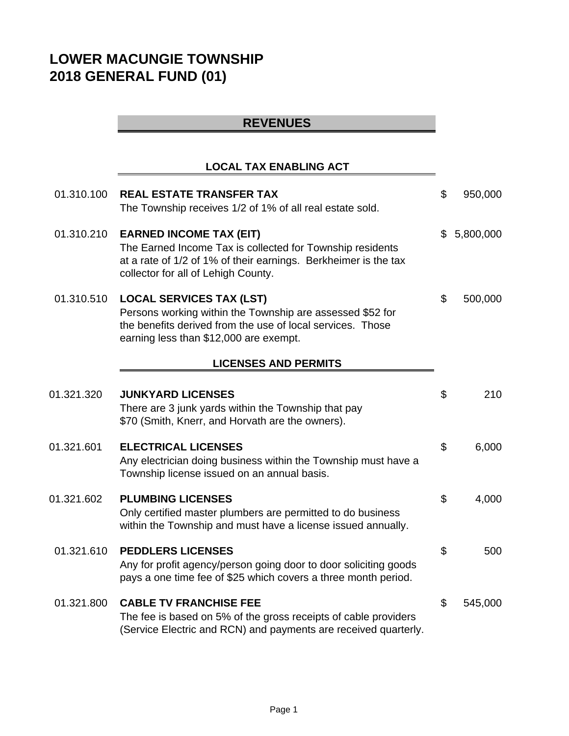# LOWER MACUNGIE TOWNSHIP
# 2018 GENERAL FUND (01)

## REVENUES

### LOCAL TAX ENABLING ACT

01.310.100 **REAL ESTATE TRANSFER TAX** — $ 950,000
The Township receives 1/2 of 1% of all real estate sold.

01.310.210 **EARNED INCOME TAX (EIT)** — $ 5,800,000
The Earned Income Tax is collected for Township residents at a rate of 1/2 of 1% of their earnings. Berkheimer is the tax collector for all of Lehigh County.

01.310.510 **LOCAL SERVICES TAX (LST)** — $ 500,000
Persons working within the Township are assessed $52 for the benefits derived from the use of local services. Those earning less than $12,000 are exempt.

### LICENSES AND PERMITS

01.321.320 **JUNKYARD LICENSES** — $ 210
There are 3 junk yards within the Township that pay $70 (Smith, Knerr, and Horvath are the owners).

01.321.601 **ELECTRICAL LICENSES** — $ 6,000
Any electrician doing business within the Township must have a Township license issued on an annual basis.

01.321.602 **PLUMBING LICENSES** — $ 4,000
Only certified master plumbers are permitted to do business within the Township and must have a license issued annually.

01.321.610 **PEDDLERS LICENSES** — $ 500
Any for profit agency/person going door to door soliciting goods pays a one time fee of $25 which covers a three month period.

01.321.800 **CABLE TV FRANCHISE FEE** — $ 545,000
The fee is based on 5% of the gross receipts of cable providers (Service Electric and RCN) and payments are received quarterly.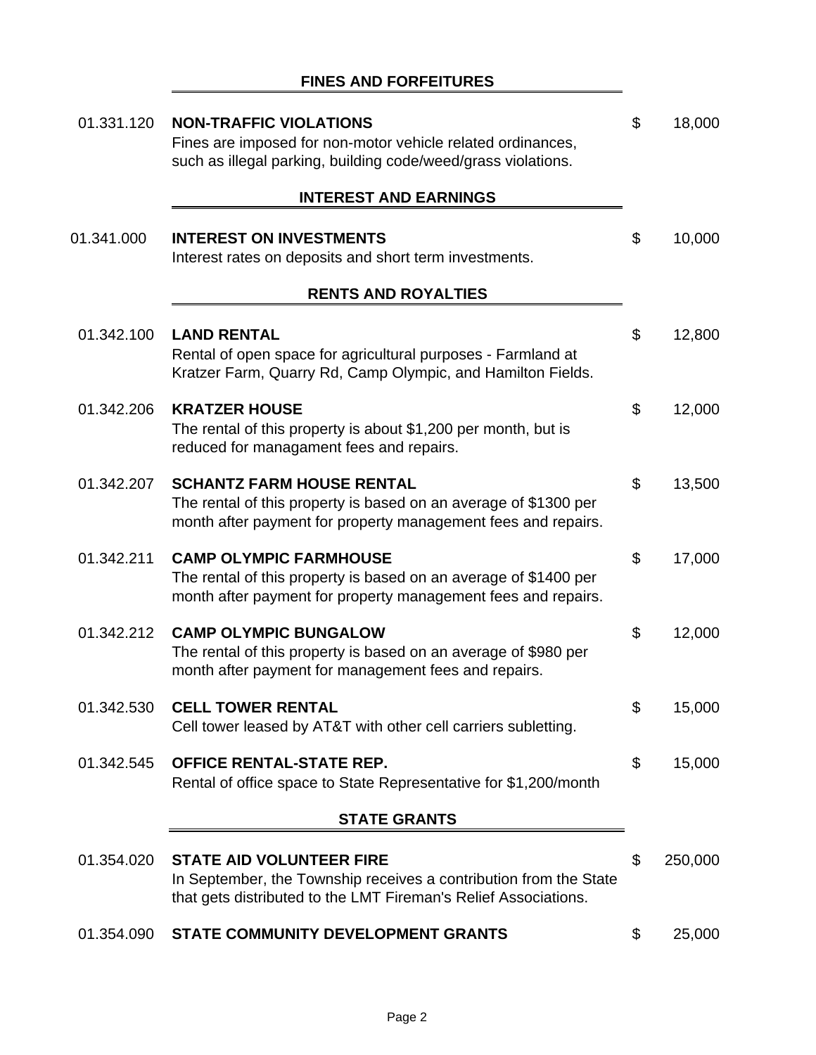## FINES AND FORFEITURES

01.331.120 **NON-TRAFFIC VIOLATIONS** $ 18,000
Fines are imposed for non-motor vehicle related ordinances, such as illegal parking, building code/weed/grass violations.

## INTEREST AND EARNINGS

01.341.000 **INTEREST ON INVESTMENTS** $ 10,000
Interest rates on deposits and short term investments.

## RENTS AND ROYALTIES

01.342.100 **LAND RENTAL** $ 12,800
Rental of open space for agricultural purposes - Farmland at Kratzer Farm, Quarry Rd, Camp Olympic, and Hamilton Fields.

01.342.206 **KRATZER HOUSE** $ 12,000
The rental of this property is about $1,200 per month, but is reduced for managament fees and repairs.

01.342.207 **SCHANTZ FARM HOUSE RENTAL** $ 13,500
The rental of this property is based on an average of $1300 per month after payment for property management fees and repairs.

01.342.211 **CAMP OLYMPIC FARMHOUSE** $ 17,000
The rental of this property is based on an average of $1400 per month after payment for property management fees and repairs.

01.342.212 **CAMP OLYMPIC BUNGALOW** $ 12,000
The rental of this property is based on an average of $980 per month after payment for management fees and repairs.

01.342.530 **CELL TOWER RENTAL** $ 15,000
Cell tower leased by AT&T with other cell carriers subletting.

01.342.545 **OFFICE RENTAL-STATE REP.** $ 15,000
Rental of office space to State Representative for $1,200/month

## STATE GRANTS

01.354.020 **STATE AID VOLUNTEER FIRE** $ 250,000
In September, the Township receives a contribution from the State that gets distributed to the LMT Fireman's Relief Associations.

01.354.090 **STATE COMMUNITY DEVELOPMENT GRANTS** $ 25,000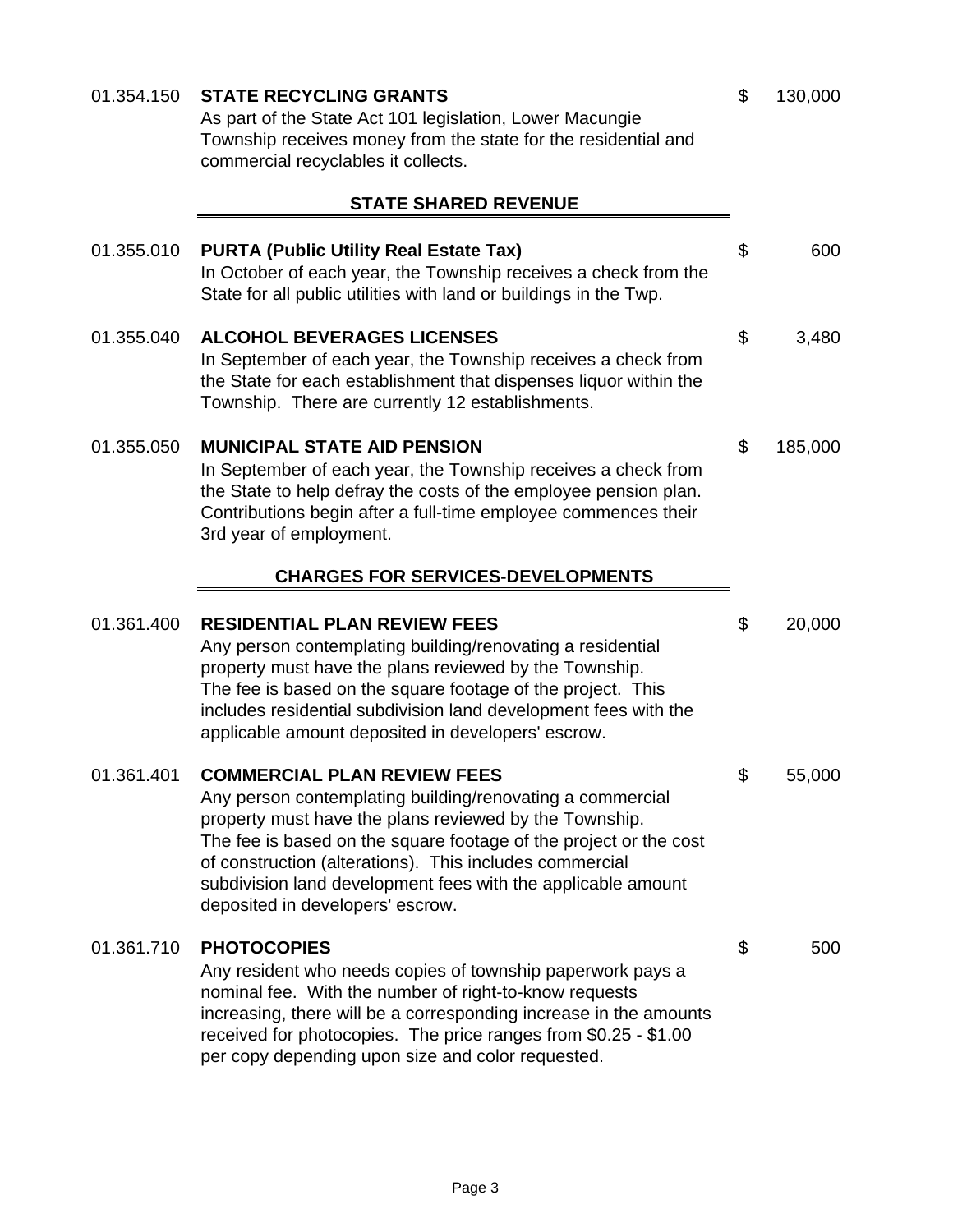01.354.150 **STATE RECYCLING GRANTS** $ 130,000

As part of the State Act 101 legislation, Lower Macungie Township receives money from the state for the residential and commercial recyclables it collects.

## STATE SHARED REVENUE

01.355.010 **PURTA (Public Utility Real Estate Tax)** $ 600

In October of each year, the Township receives a check from the State for all public utilities with land or buildings in the Twp.

01.355.040 **ALCOHOL BEVERAGES LICENSES** $ 3,480

In September of each year, the Township receives a check from the State for each establishment that dispenses liquor within the Township. There are currently 12 establishments.

01.355.050 **MUNICIPAL STATE AID PENSION** $ 185,000

In September of each year, the Township receives a check from the State to help defray the costs of the employee pension plan. Contributions begin after a full-time employee commences their 3rd year of employment.

## CHARGES FOR SERVICES-DEVELOPMENTS

01.361.400 **RESIDENTIAL PLAN REVIEW FEES** $ 20,000

Any person contemplating building/renovating a residential property must have the plans reviewed by the Township. The fee is based on the square footage of the project. This includes residential subdivision land development fees with the applicable amount deposited in developers' escrow.

01.361.401 **COMMERCIAL PLAN REVIEW FEES** $ 55,000

Any person contemplating building/renovating a commercial property must have the plans reviewed by the Township. The fee is based on the square footage of the project or the cost of construction (alterations). This includes commercial subdivision land development fees with the applicable amount deposited in developers' escrow.

01.361.710 **PHOTOCOPIES** $ 500

Any resident who needs copies of township paperwork pays a nominal fee. With the number of right-to-know requests increasing, there will be a corresponding increase in the amounts received for photocopies. The price ranges from $0.25 - $1.00 per copy depending upon size and color requested.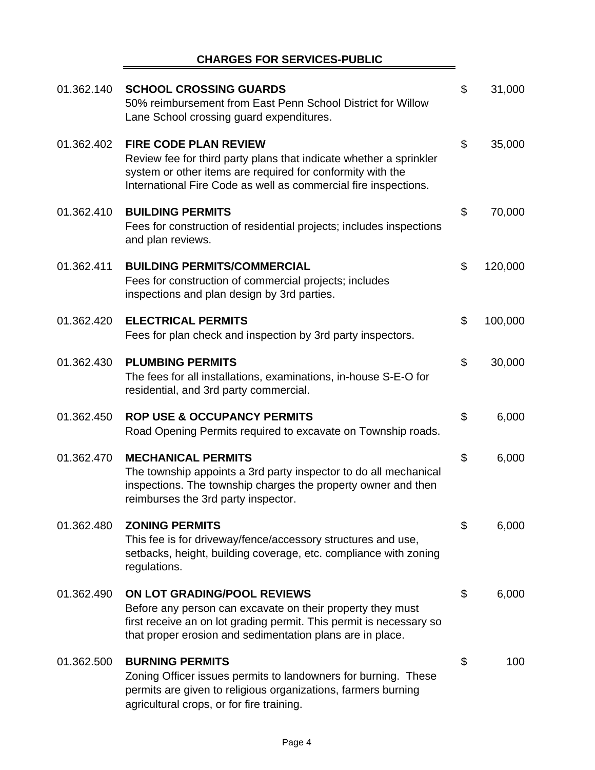## CHARGES FOR SERVICES-PUBLIC

| Account | Description | Amount |
|---|---|---|
| 01.362.140 | **SCHOOL CROSSING GUARDS**<br>50% reimbursement from East Penn School District for Willow Lane School crossing guard expenditures. | $ 31,000 |
| 01.362.402 | **FIRE CODE PLAN REVIEW**<br>Review fee for third party plans that indicate whether a sprinkler system or other items are required for conformity with the International Fire Code as well as commercial fire inspections. | $ 35,000 |
| 01.362.410 | **BUILDING PERMITS**<br>Fees for construction of residential projects; includes inspections and plan reviews. | $ 70,000 |
| 01.362.411 | **BUILDING PERMITS/COMMERCIAL**<br>Fees for construction of commercial projects; includes inspections and plan design by 3rd parties. | $ 120,000 |
| 01.362.420 | **ELECTRICAL PERMITS**<br>Fees for plan check and inspection by 3rd party inspectors. | $ 100,000 |
| 01.362.430 | **PLUMBING PERMITS**<br>The fees for all installations, examinations, in-house S-E-O for residential, and 3rd party commercial. | $ 30,000 |
| 01.362.450 | **ROP USE & OCCUPANCY PERMITS**<br>Road Opening Permits required to excavate on Township roads. | $ 6,000 |
| 01.362.470 | **MECHANICAL PERMITS**<br>The township appoints a 3rd party inspector to do all mechanical inspections. The township charges the property owner and then reimburses the 3rd party inspector. | $ 6,000 |
| 01.362.480 | **ZONING PERMITS**<br>This fee is for driveway/fence/accessory structures and use, setbacks, height, building coverage, etc. compliance with zoning regulations. | $ 6,000 |
| 01.362.490 | **ON LOT GRADING/POOL REVIEWS**<br>Before any person can excavate on their property they must first receive an on lot grading permit. This permit is necessary so that proper erosion and sedimentation plans are in place. | $ 6,000 |
| 01.362.500 | **BURNING PERMITS**<br>Zoning Officer issues permits to landowners for burning. These permits are given to religious organizations, farmers burning agricultural crops, or for fire training. | $ 100 |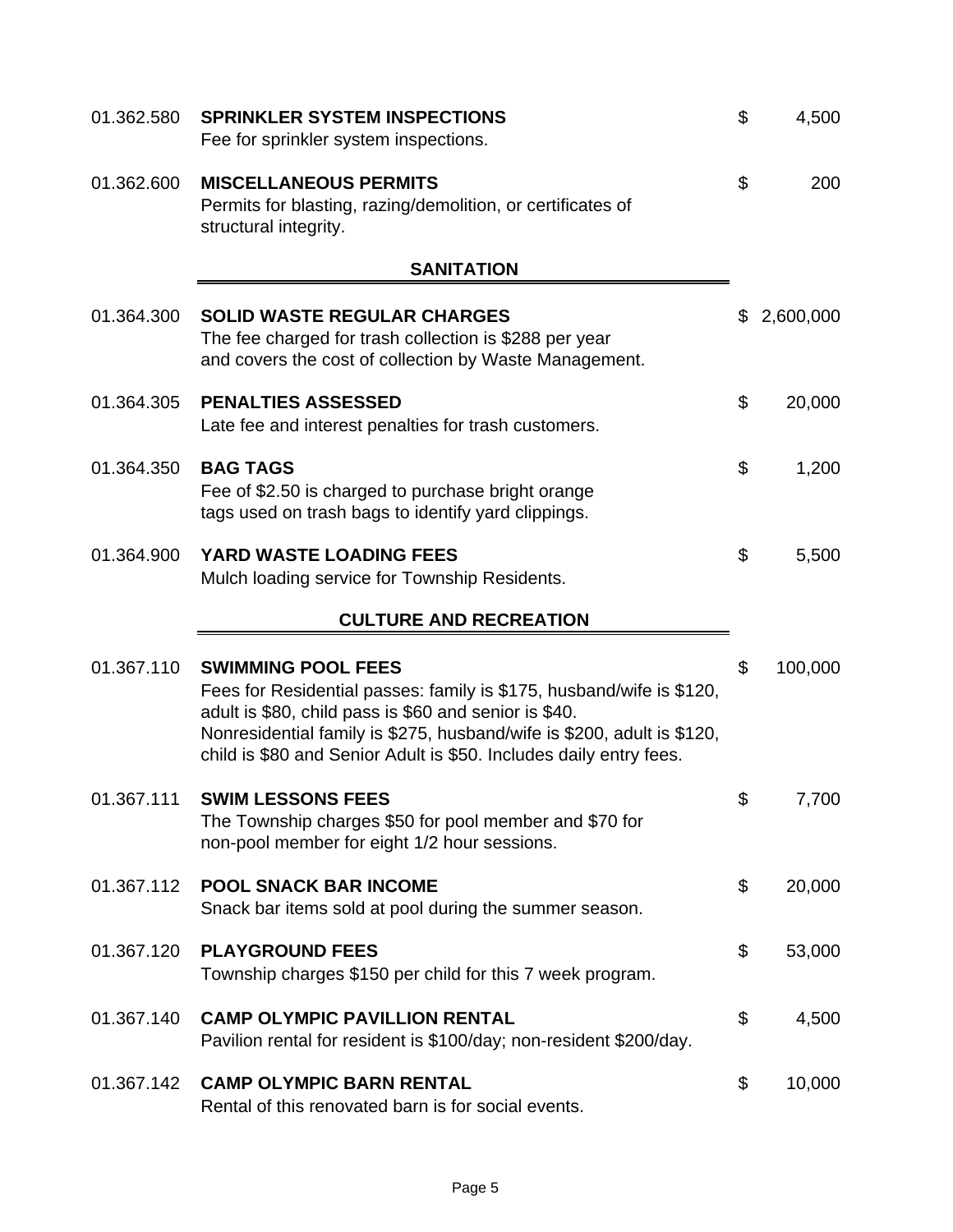| Account | Description | Amount |
|---|---|---|
| 01.362.580 | **SPRINKLER SYSTEM INSPECTIONS**<br>Fee for sprinkler system inspections. | $ 4,500 |
| 01.362.600 | **MISCELLANEOUS PERMITS**<br>Permits for blasting, razing/demolition, or certificates of structural integrity. | $ 200 |

## SANITATION

| Account | Description | Amount |
|---|---|---|
| 01.364.300 | **SOLID WASTE REGULAR CHARGES**<br>The fee charged for trash collection is $288 per year and covers the cost of collection by Waste Management. | $ 2,600,000 |
| 01.364.305 | **PENALTIES ASSESSED**<br>Late fee and interest penalties for trash customers. | $ 20,000 |
| 01.364.350 | **BAG TAGS**<br>Fee of $2.50 is charged to purchase bright orange tags used on trash bags to identify yard clippings. | $ 1,200 |
| 01.364.900 | **YARD WASTE LOADING FEES**<br>Mulch loading service for Township Residents. | $ 5,500 |

## CULTURE AND RECREATION

| Account | Description | Amount |
|---|---|---|
| 01.367.110 | **SWIMMING POOL FEES**<br>Fees for Residential passes: family is $175, husband/wife is $120, adult is $80, child pass is $60 and senior is $40. Nonresidential family is $275, husband/wife is $200, adult is $120, child is $80 and Senior Adult is $50. Includes daily entry fees. | $ 100,000 |
| 01.367.111 | **SWIM LESSONS FEES**<br>The Township charges $50 for pool member and $70 for non-pool member for eight 1/2 hour sessions. | $ 7,700 |
| 01.367.112 | **POOL SNACK BAR INCOME**<br>Snack bar items sold at pool during the summer season. | $ 20,000 |
| 01.367.120 | **PLAYGROUND FEES**<br>Township charges $150 per child for this 7 week program. | $ 53,000 |
| 01.367.140 | **CAMP OLYMPIC PAVILLION RENTAL**<br>Pavilion rental for resident is $100/day; non-resident $200/day. | $ 4,500 |
| 01.367.142 | **CAMP OLYMPIC BARN RENTAL**<br>Rental of this renovated barn is for social events. | $ 10,000 |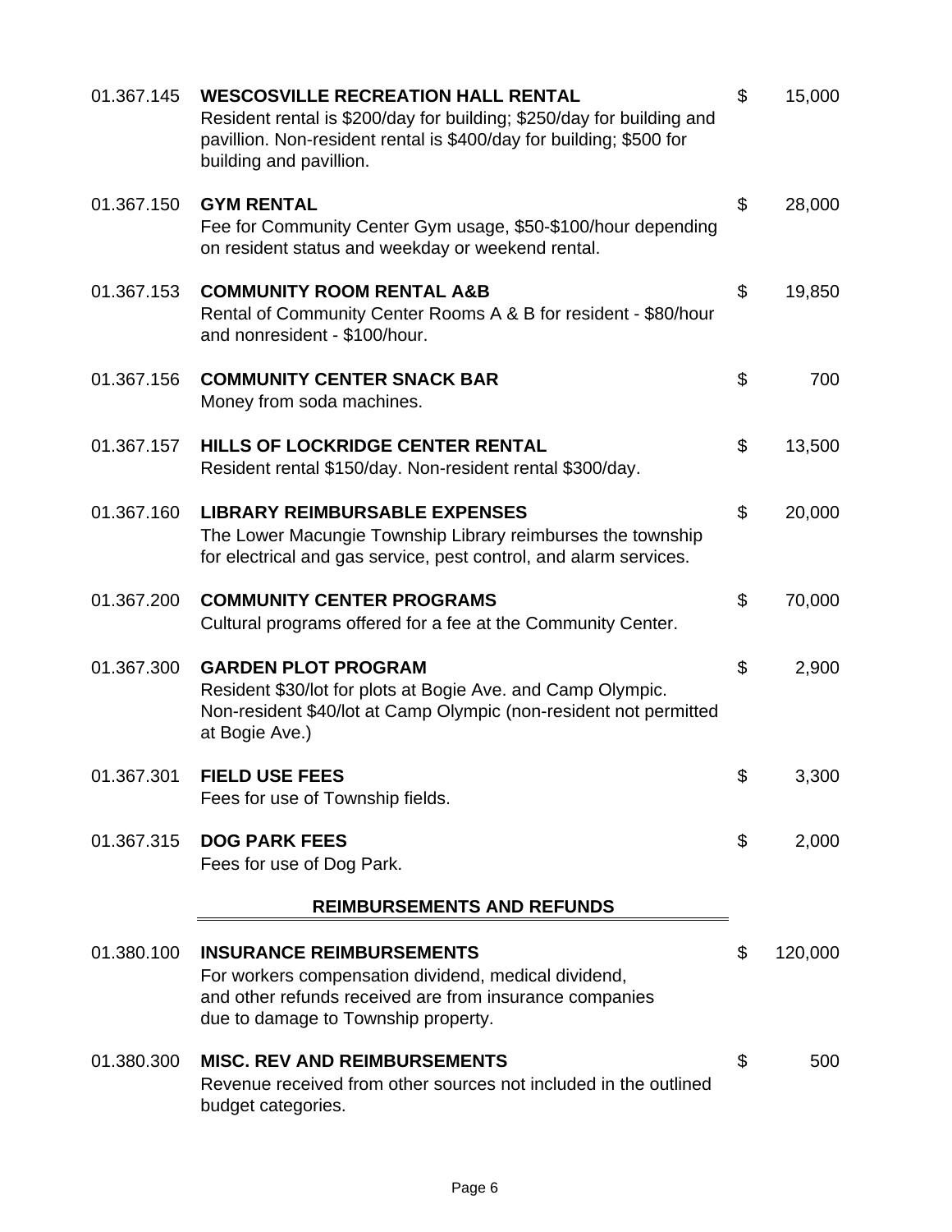| Account | Description | | Amount |
|---|---|---|---|
| 01.367.145 | **WESCOSVILLE RECREATION HALL RENTAL**<br>Resident rental is $200/day for building; $250/day for building and pavillion. Non-resident rental is $400/day for building; $500 for building and pavillion. | $ | 15,000 |
| 01.367.150 | **GYM RENTAL**<br>Fee for Community Center Gym usage, $50-$100/hour depending on resident status and weekday or weekend rental. | $ | 28,000 |
| 01.367.153 | **COMMUNITY ROOM RENTAL A&B**<br>Rental of Community Center Rooms A & B for resident - $80/hour and nonresident - $100/hour. | $ | 19,850 |
| 01.367.156 | **COMMUNITY CENTER SNACK BAR**<br>Money from soda machines. | $ | 700 |
| 01.367.157 | **HILLS OF LOCKRIDGE CENTER RENTAL**<br>Resident rental $150/day. Non-resident rental $300/day. | $ | 13,500 |
| 01.367.160 | **LIBRARY REIMBURSABLE EXPENSES**<br>The Lower Macungie Township Library reimburses the township for electrical and gas service, pest control, and alarm services. | $ | 20,000 |
| 01.367.200 | **COMMUNITY CENTER PROGRAMS**<br>Cultural programs offered for a fee at the Community Center. | $ | 70,000 |
| 01.367.300 | **GARDEN PLOT PROGRAM**<br>Resident $30/lot for plots at Bogie Ave. and Camp Olympic. Non-resident $40/lot at Camp Olympic (non-resident not permitted at Bogie Ave.) | $ | 2,900 |
| 01.367.301 | **FIELD USE FEES**<br>Fees for use of Township fields. | $ | 3,300 |
| 01.367.315 | **DOG PARK FEES**<br>Fees for use of Dog Park. | $ | 2,000 |

## REIMBURSEMENTS AND REFUNDS

| Account | Description | | Amount |
|---|---|---|---|
| 01.380.100 | **INSURANCE REIMBURSEMENTS**<br>For workers compensation dividend, medical dividend, and other refunds received are from insurance companies due to damage to Township property. | $ | 120,000 |
| 01.380.300 | **MISC. REV AND REIMBURSEMENTS**<br>Revenue received from other sources not included in the outlined budget categories. | $ | 500 |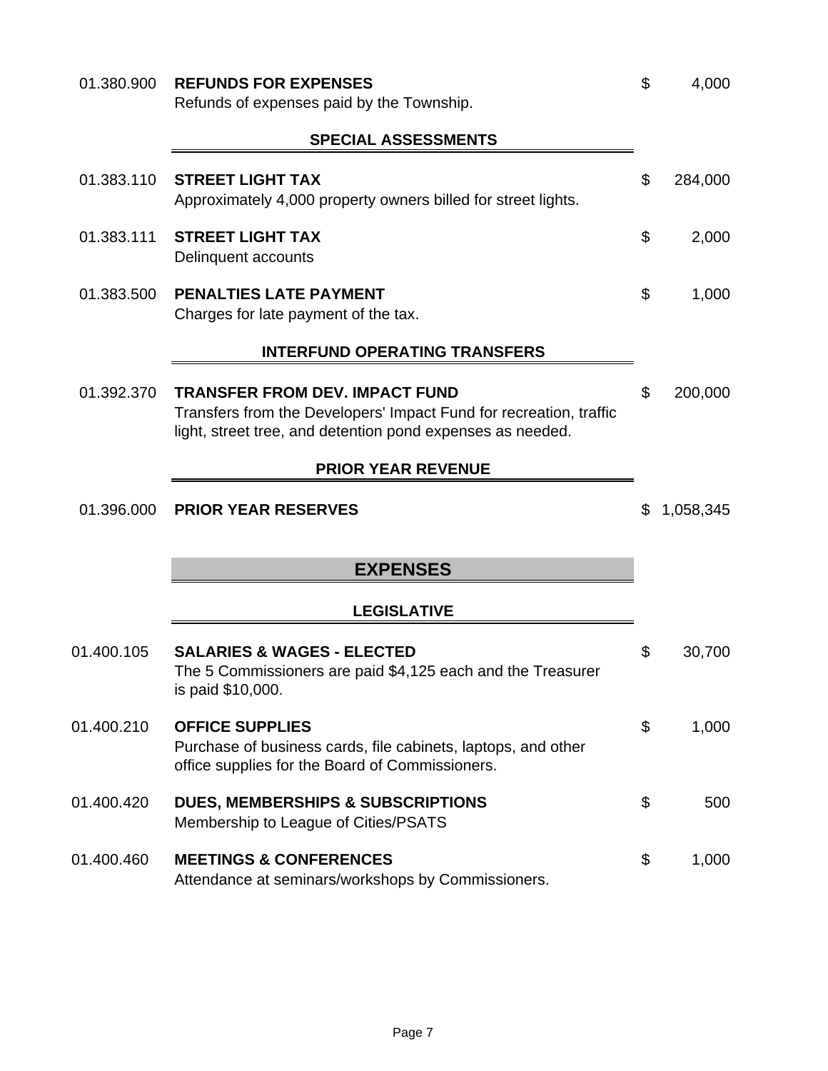01.380.900 **REFUNDS FOR EXPENSES** $ 4,000
Refunds of expenses paid by the Township.

### SPECIAL ASSESSMENTS

01.383.110 **STREET LIGHT TAX** $ 284,000
Approximately 4,000 property owners billed for street lights.

01.383.111 **STREET LIGHT TAX** $ 2,000
Delinquent accounts

01.383.500 **PENALTIES LATE PAYMENT** $ 1,000
Charges for late payment of the tax.

### INTERFUND OPERATING TRANSFERS

01.392.370 **TRANSFER FROM DEV. IMPACT FUND** $ 200,000
Transfers from the Developers' Impact Fund for recreation, traffic light, street tree, and detention pond expenses as needed.

### PRIOR YEAR REVENUE

01.396.000 **PRIOR YEAR RESERVES** $ 1,058,345

## EXPENSES

### LEGISLATIVE

01.400.105 **SALARIES & WAGES - ELECTED** $ 30,700
The 5 Commissioners are paid $4,125 each and the Treasurer is paid $10,000.

01.400.210 **OFFICE SUPPLIES** $ 1,000
Purchase of business cards, file cabinets, laptops, and other office supplies for the Board of Commissioners.

01.400.420 **DUES, MEMBERSHIPS & SUBSCRIPTIONS** $ 500
Membership to League of Cities/PSATS

01.400.460 **MEETINGS & CONFERENCES** $ 1,000
Attendance at seminars/workshops by Commissioners.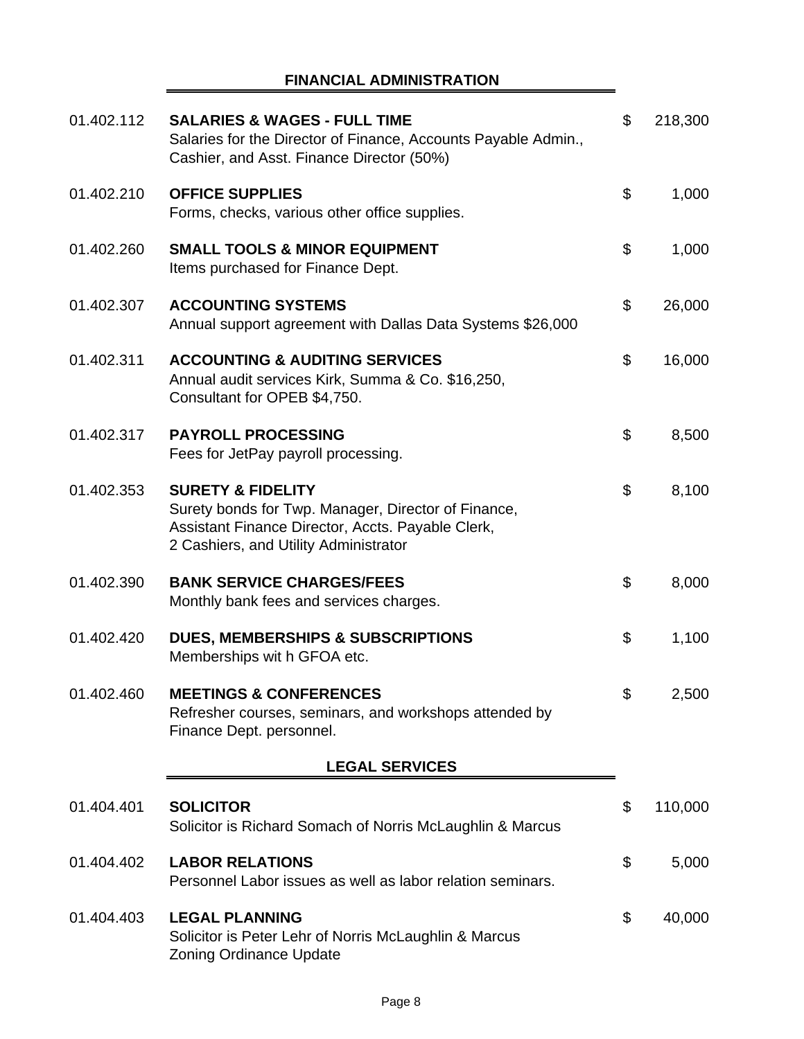## FINANCIAL ADMINISTRATION

| Account | Description | | Amount |
|---|---|---|---|
| 01.402.112 | **SALARIES & WAGES - FULL TIME**<br>Salaries for the Director of Finance, Accounts Payable Admin., Cashier, and Asst. Finance Director (50%) | $ | 218,300 |
| 01.402.210 | **OFFICE SUPPLIES**<br>Forms, checks, various other office supplies. | $ | 1,000 |
| 01.402.260 | **SMALL TOOLS & MINOR EQUIPMENT**<br>Items purchased for Finance Dept. | $ | 1,000 |
| 01.402.307 | **ACCOUNTING SYSTEMS**<br>Annual support agreement with Dallas Data Systems $26,000 | $ | 26,000 |
| 01.402.311 | **ACCOUNTING & AUDITING SERVICES**<br>Annual audit services Kirk, Summa & Co. $16,250,<br>Consultant for OPEB $4,750. | $ | 16,000 |
| 01.402.317 | **PAYROLL PROCESSING**<br>Fees for JetPay payroll processing. | $ | 8,500 |
| 01.402.353 | **SURETY & FIDELITY**<br>Surety bonds for Twp. Manager, Director of Finance, Assistant Finance Director, Accts. Payable Clerk, 2 Cashiers, and Utility Administrator | $ | 8,100 |
| 01.402.390 | **BANK SERVICE CHARGES/FEES**<br>Monthly bank fees and services charges. | $ | 8,000 |
| 01.402.420 | **DUES, MEMBERSHIPS & SUBSCRIPTIONS**<br>Memberships wit h GFOA etc. | $ | 1,100 |
| 01.402.460 | **MEETINGS & CONFERENCES**<br>Refresher courses, seminars, and workshops attended by Finance Dept. personnel. | $ | 2,500 |

## LEGAL SERVICES

| Account | Description | | Amount |
|---|---|---|---|
| 01.404.401 | **SOLICITOR**<br>Solicitor is Richard Somach of Norris McLaughlin & Marcus | $ | 110,000 |
| 01.404.402 | **LABOR RELATIONS**<br>Personnel Labor issues as well as labor relation seminars. | $ | 5,000 |
| 01.404.403 | **LEGAL PLANNING**<br>Solicitor is Peter Lehr of Norris McLaughlin & Marcus<br>Zoning Ordinance Update | $ | 40,000 |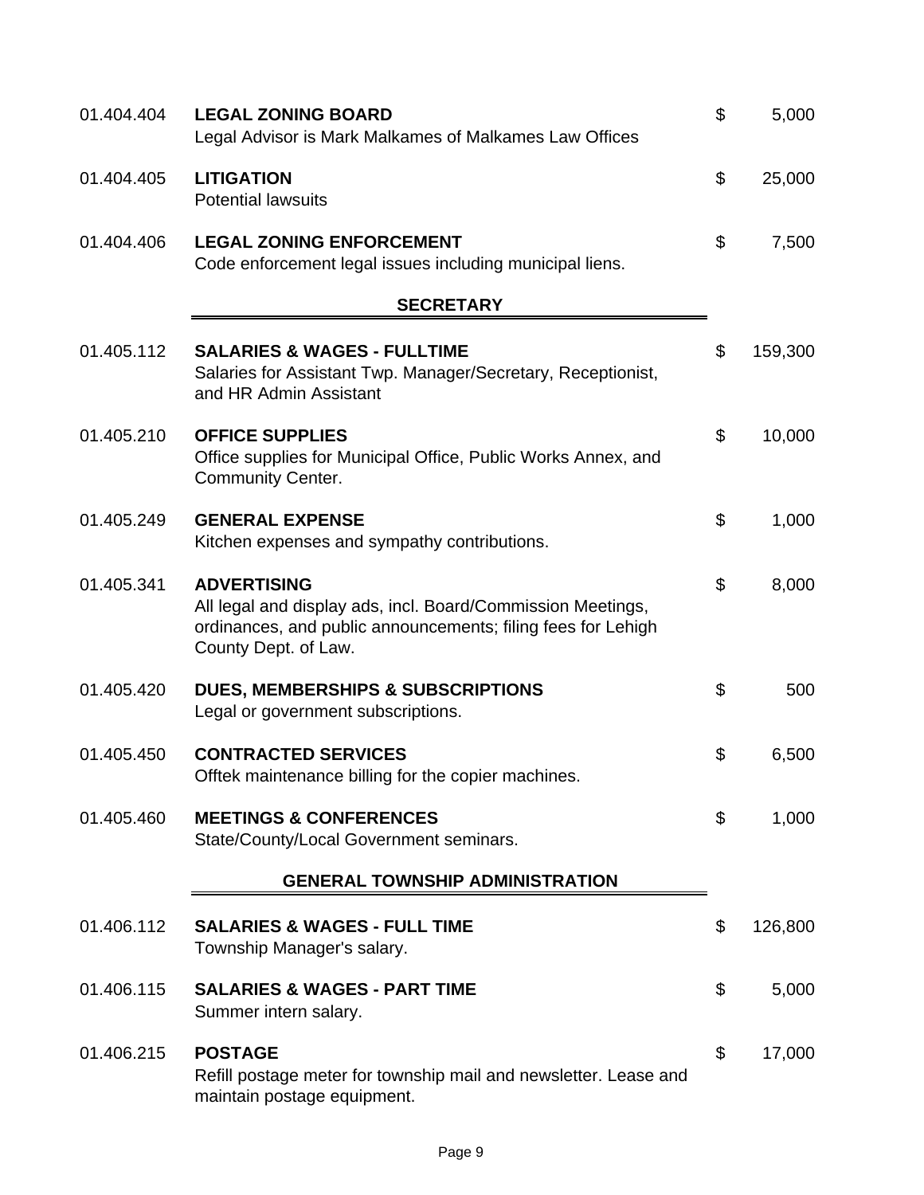| Account | Description | Amount |
|---|---|---|
| 01.404.404 | **LEGAL ZONING BOARD**<br>Legal Advisor is Mark Malkames of Malkames Law Offices | $ 5,000 |
| 01.404.405 | **LITIGATION**<br>Potential lawsuits | $ 25,000 |
| 01.404.406 | **LEGAL ZONING ENFORCEMENT**<br>Code enforcement legal issues including municipal liens. | $ 7,500 |

## SECRETARY

| Account | Description | Amount |
|---|---|---|
| 01.405.112 | **SALARIES & WAGES - FULLTIME**<br>Salaries for Assistant Twp. Manager/Secretary, Receptionist, and HR Admin Assistant | $ 159,300 |
| 01.405.210 | **OFFICE SUPPLIES**<br>Office supplies for Municipal Office, Public Works Annex, and Community Center. | $ 10,000 |
| 01.405.249 | **GENERAL EXPENSE**<br>Kitchen expenses and sympathy contributions. | $ 1,000 |
| 01.405.341 | **ADVERTISING**<br>All legal and display ads, incl. Board/Commission Meetings, ordinances, and public announcements; filing fees for Lehigh County Dept. of Law. | $ 8,000 |
| 01.405.420 | **DUES, MEMBERSHIPS & SUBSCRIPTIONS**<br>Legal or government subscriptions. | $ 500 |
| 01.405.450 | **CONTRACTED SERVICES**<br>Offtek maintenance billing for the copier machines. | $ 6,500 |
| 01.405.460 | **MEETINGS & CONFERENCES**<br>State/County/Local Government seminars. | $ 1,000 |

## GENERAL TOWNSHIP ADMINISTRATION

| Account | Description | Amount |
|---|---|---|
| 01.406.112 | **SALARIES & WAGES - FULL TIME**<br>Township Manager's salary. | $ 126,800 |
| 01.406.115 | **SALARIES & WAGES - PART TIME**<br>Summer intern salary. | $ 5,000 |
| 01.406.215 | **POSTAGE**<br>Refill postage meter for township mail and newsletter. Lease and maintain postage equipment. | $ 17,000 |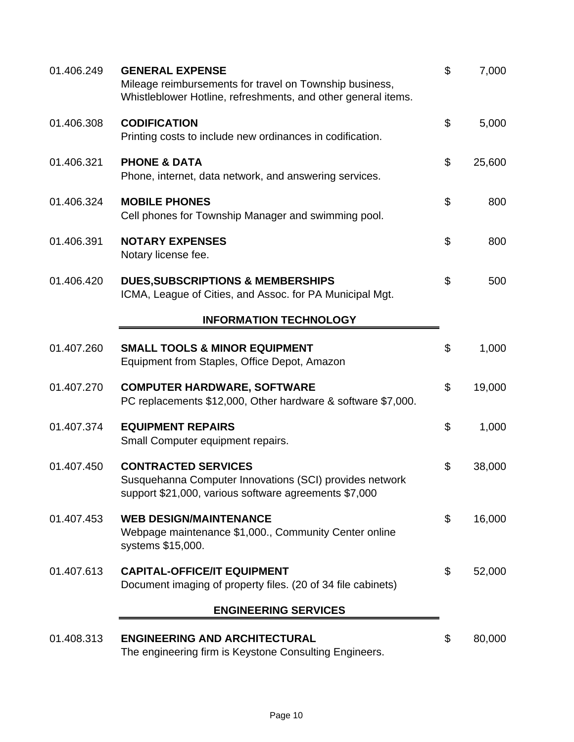| Account | Description | | Amount |
|---|---|---|---|
| 01.406.249 | **GENERAL EXPENSE**<br>Mileage reimbursements for travel on Township business, Whistleblower Hotline, refreshments, and other general items. | $ | 7,000 |
| 01.406.308 | **CODIFICATION**<br>Printing costs to include new ordinances in codification. | $ | 5,000 |
| 01.406.321 | **PHONE & DATA**<br>Phone, internet, data network, and answering services. | $ | 25,600 |
| 01.406.324 | **MOBILE PHONES**<br>Cell phones for Township Manager and swimming pool. | $ | 800 |
| 01.406.391 | **NOTARY EXPENSES**<br>Notary license fee. | $ | 800 |
| 01.406.420 | **DUES,SUBSCRIPTIONS & MEMBERSHIPS**<br>ICMA, League of Cities, and Assoc. for PA Municipal Mgt. | $ | 500 |

## INFORMATION TECHNOLOGY

| Account | Description | | Amount |
|---|---|---|---|
| 01.407.260 | **SMALL TOOLS & MINOR EQUIPMENT**<br>Equipment from Staples, Office Depot, Amazon | $ | 1,000 |
| 01.407.270 | **COMPUTER HARDWARE, SOFTWARE**<br>PC replacements $12,000, Other hardware & software $7,000. | $ | 19,000 |
| 01.407.374 | **EQUIPMENT REPAIRS**<br>Small Computer equipment repairs. | $ | 1,000 |
| 01.407.450 | **CONTRACTED SERVICES**<br>Susquehanna Computer Innovations (SCI) provides network support $21,000, various software agreements $7,000 | $ | 38,000 |
| 01.407.453 | **WEB DESIGN/MAINTENANCE**<br>Webpage maintenance $1,000., Community Center online systems $15,000. | $ | 16,000 |
| 01.407.613 | **CAPITAL-OFFICE/IT EQUIPMENT**<br>Document imaging of property files. (20 of 34 file cabinets) | $ | 52,000 |

## ENGINEERING SERVICES

| Account | Description | | Amount |
|---|---|---|---|
| 01.408.313 | **ENGINEERING AND ARCHITECTURAL**<br>The engineering firm is Keystone Consulting Engineers. | $ | 80,000 |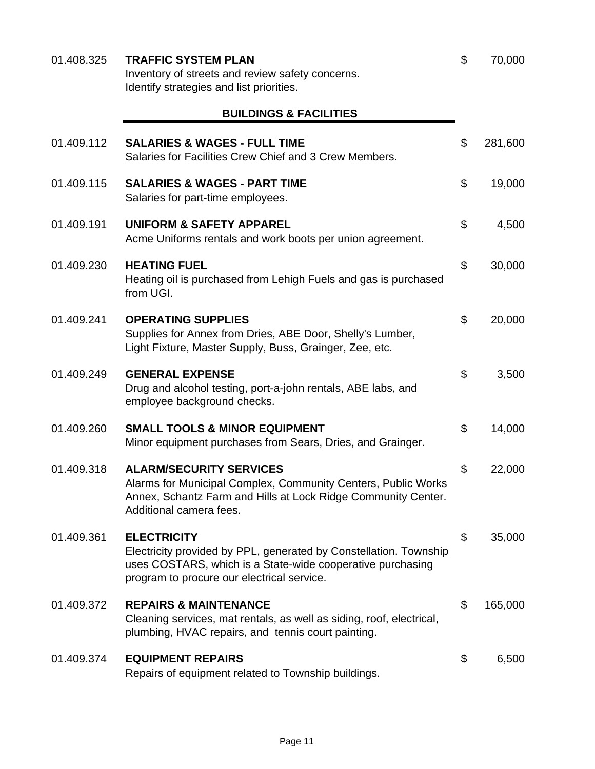01.408.325 **TRAFFIC SYSTEM PLAN** $ 70,000
Inventory of streets and review safety concerns.
Identify strategies and list priorities.

## BUILDINGS & FACILITIES

01.409.112 **SALARIES & WAGES - FULL TIME** $ 281,600
Salaries for Facilities Crew Chief and 3 Crew Members.

01.409.115 **SALARIES & WAGES - PART TIME** $ 19,000
Salaries for part-time employees.

01.409.191 **UNIFORM & SAFETY APPAREL** $ 4,500
Acme Uniforms rentals and work boots per union agreement.

01.409.230 **HEATING FUEL** $ 30,000
Heating oil is purchased from Lehigh Fuels and gas is purchased from UGI.

01.409.241 **OPERATING SUPPLIES** $ 20,000
Supplies for Annex from Dries, ABE Door, Shelly's Lumber, Light Fixture, Master Supply, Buss, Grainger, Zee, etc.

01.409.249 **GENERAL EXPENSE** $ 3,500
Drug and alcohol testing, port-a-john rentals, ABE labs, and employee background checks.

01.409.260 **SMALL TOOLS & MINOR EQUIPMENT** $ 14,000
Minor equipment purchases from Sears, Dries, and Grainger.

01.409.318 **ALARM/SECURITY SERVICES** $ 22,000
Alarms for Municipal Complex, Community Centers, Public Works Annex, Schantz Farm and Hills at Lock Ridge Community Center. Additional camera fees.

01.409.361 **ELECTRICITY** $ 35,000
Electricity provided by PPL, generated by Constellation. Township uses COSTARS, which is a State-wide cooperative purchasing program to procure our electrical service.

01.409.372 **REPAIRS & MAINTENANCE** $ 165,000
Cleaning services, mat rentals, as well as siding, roof, electrical, plumbing, HVAC repairs, and tennis court painting.

01.409.374 **EQUIPMENT REPAIRS** $ 6,500
Repairs of equipment related to Township buildings.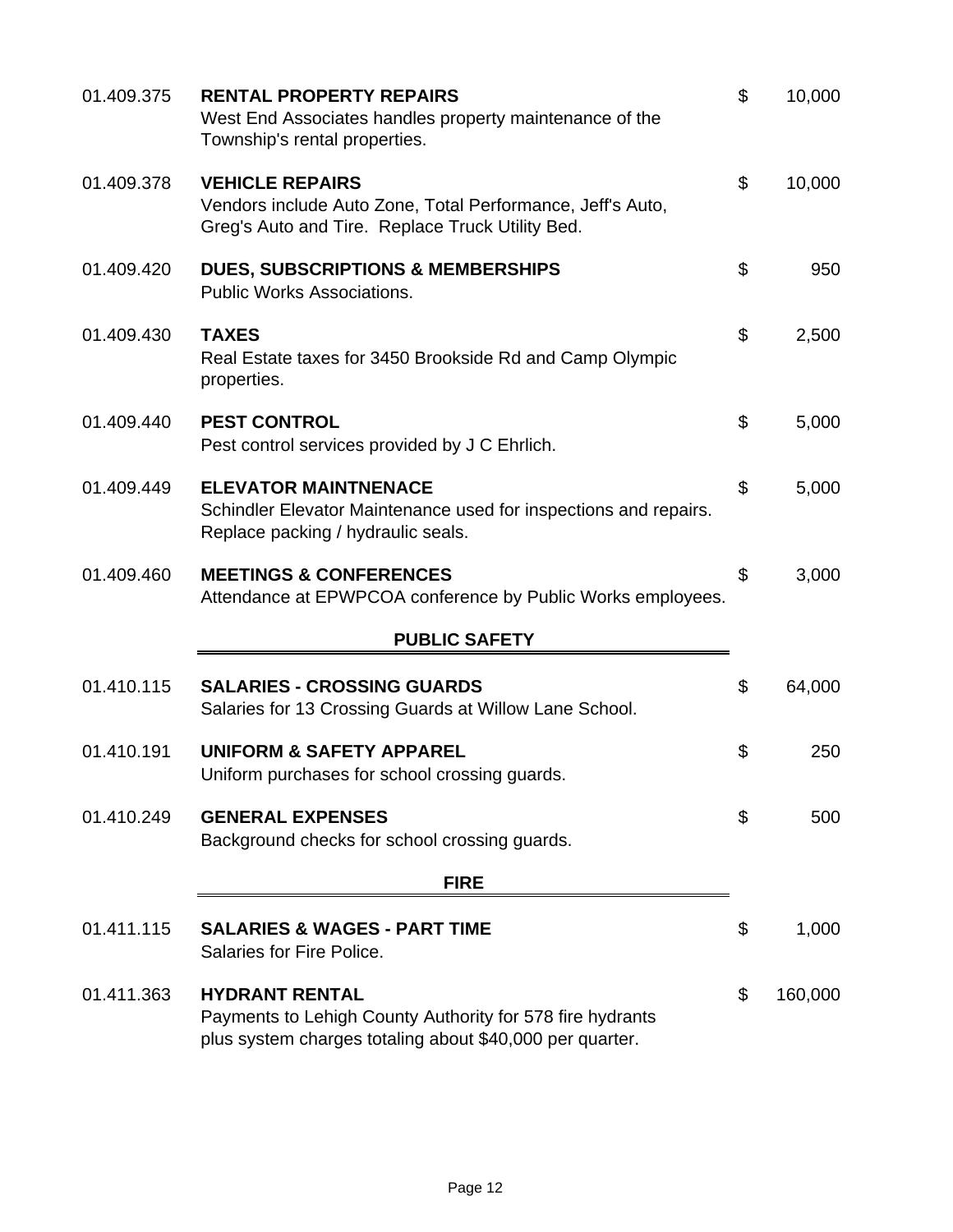| Account | Description | Amount |
|---|---|---|
| 01.409.375 | **RENTAL PROPERTY REPAIRS**<br>West End Associates handles property maintenance of the Township's rental properties. | $ 10,000 |
| 01.409.378 | **VEHICLE REPAIRS**<br>Vendors include Auto Zone, Total Performance, Jeff's Auto, Greg's Auto and Tire. Replace Truck Utility Bed. | $ 10,000 |
| 01.409.420 | **DUES, SUBSCRIPTIONS & MEMBERSHIPS**<br>Public Works Associations. | $ 950 |
| 01.409.430 | **TAXES**<br>Real Estate taxes for 3450 Brookside Rd and Camp Olympic properties. | $ 2,500 |
| 01.409.440 | **PEST CONTROL**<br>Pest control services provided by J C Ehrlich. | $ 5,000 |
| 01.409.449 | **ELEVATOR MAINTNENACE**<br>Schindler Elevator Maintenance used for inspections and repairs. Replace packing / hydraulic seals. | $ 5,000 |
| 01.409.460 | **MEETINGS & CONFERENCES**<br>Attendance at EPWPCOA conference by Public Works employees. | $ 3,000 |

## PUBLIC SAFETY

| Account | Description | Amount |
|---|---|---|
| 01.410.115 | **SALARIES - CROSSING GUARDS**<br>Salaries for 13 Crossing Guards at Willow Lane School. | $ 64,000 |
| 01.410.191 | **UNIFORM & SAFETY APPAREL**<br>Uniform purchases for school crossing guards. | $ 250 |
| 01.410.249 | **GENERAL EXPENSES**<br>Background checks for school crossing guards. | $ 500 |

## FIRE

| Account | Description | Amount |
|---|---|---|
| 01.411.115 | **SALARIES & WAGES - PART TIME**<br>Salaries for Fire Police. | $ 1,000 |
| 01.411.363 | **HYDRANT RENTAL**<br>Payments to Lehigh County Authority for 578 fire hydrants plus system charges totaling about $40,000 per quarter. | $ 160,000 |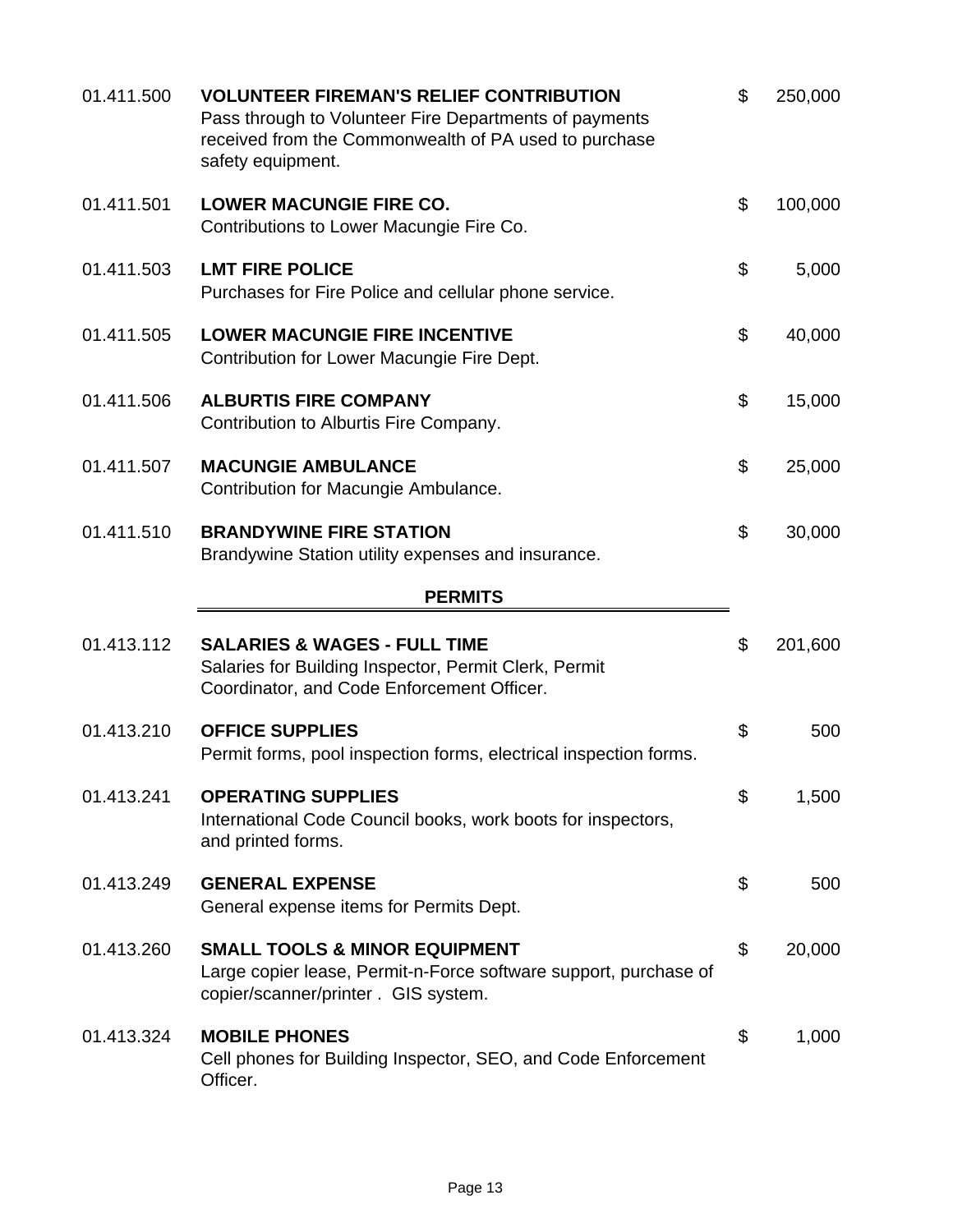| Account | Description | | Amount |
|---|---|---|---|
| 01.411.500 | **VOLUNTEER FIREMAN'S RELIEF CONTRIBUTION**<br>Pass through to Volunteer Fire Departments of payments received from the Commonwealth of PA used to purchase safety equipment. | $ | 250,000 |
| 01.411.501 | **LOWER MACUNGIE FIRE CO.**<br>Contributions to Lower Macungie Fire Co. | $ | 100,000 |
| 01.411.503 | **LMT FIRE POLICE**<br>Purchases for Fire Police and cellular phone service. | $ | 5,000 |
| 01.411.505 | **LOWER MACUNGIE FIRE INCENTIVE**<br>Contribution for Lower Macungie Fire Dept. | $ | 40,000 |
| 01.411.506 | **ALBURTIS FIRE COMPANY**<br>Contribution to Alburtis Fire Company. | $ | 15,000 |
| 01.411.507 | **MACUNGIE AMBULANCE**<br>Contribution for Macungie Ambulance. | $ | 25,000 |
| 01.411.510 | **BRANDYWINE FIRE STATION**<br>Brandywine Station utility expenses and insurance. | $ | 30,000 |

## PERMITS

| Account | Description | | Amount |
|---|---|---|---|
| 01.413.112 | **SALARIES & WAGES - FULL TIME**<br>Salaries for Building Inspector, Permit Clerk, Permit Coordinator, and Code Enforcement Officer. | $ | 201,600 |
| 01.413.210 | **OFFICE SUPPLIES**<br>Permit forms, pool inspection forms, electrical inspection forms. | $ | 500 |
| 01.413.241 | **OPERATING SUPPLIES**<br>International Code Council books, work boots for inspectors, and printed forms. | $ | 1,500 |
| 01.413.249 | **GENERAL EXPENSE**<br>General expense items for Permits Dept. | $ | 500 |
| 01.413.260 | **SMALL TOOLS & MINOR EQUIPMENT**<br>Large copier lease, Permit-n-Force software support, purchase of copier/scanner/printer . GIS system. | $ | 20,000 |
| 01.413.324 | **MOBILE PHONES**<br>Cell phones for Building Inspector, SEO, and Code Enforcement Officer. | $ | 1,000 |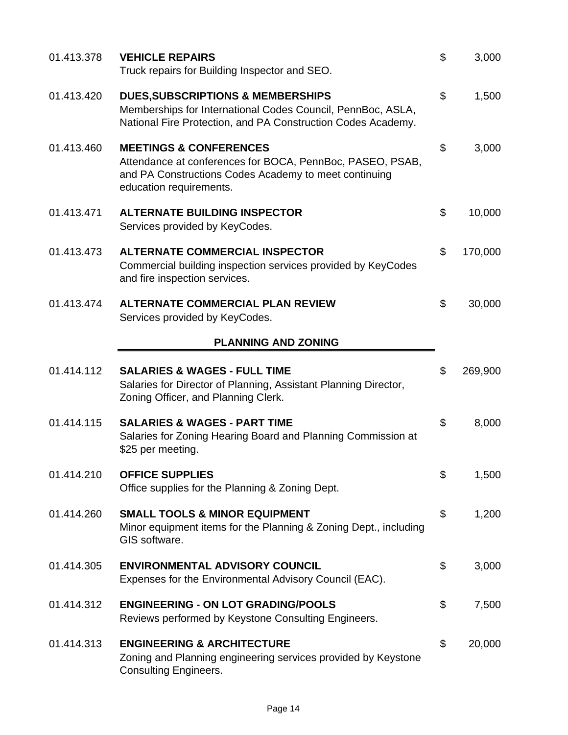01.413.378 **VEHICLE REPAIRS** $ 3,000
Truck repairs for Building Inspector and SEO.

01.413.420 **DUES,SUBSCRIPTIONS & MEMBERSHIPS** $ 1,500
Memberships for International Codes Council, PennBoc, ASLA, National Fire Protection, and PA Construction Codes Academy.

01.413.460 **MEETINGS & CONFERENCES** $ 3,000
Attendance at conferences for BOCA, PennBoc, PASEO, PSAB, and PA Constructions Codes Academy to meet continuing education requirements.

01.413.471 **ALTERNATE BUILDING INSPECTOR** $ 10,000
Services provided by KeyCodes.

01.413.473 **ALTERNATE COMMERCIAL INSPECTOR** $ 170,000
Commercial building inspection services provided by KeyCodes and fire inspection services.

01.413.474 **ALTERNATE COMMERCIAL PLAN REVIEW** $ 30,000
Services provided by KeyCodes.

## PLANNING AND ZONING

01.414.112 **SALARIES & WAGES - FULL TIME** $ 269,900
Salaries for Director of Planning, Assistant Planning Director, Zoning Officer, and Planning Clerk.

01.414.115 **SALARIES & WAGES - PART TIME** $ 8,000
Salaries for Zoning Hearing Board and Planning Commission at $25 per meeting.

01.414.210 **OFFICE SUPPLIES** $ 1,500
Office supplies for the Planning & Zoning Dept.

01.414.260 **SMALL TOOLS & MINOR EQUIPMENT** $ 1,200
Minor equipment items for the Planning & Zoning Dept., including GIS software.

01.414.305 **ENVIRONMENTAL ADVISORY COUNCIL** $ 3,000
Expenses for the Environmental Advisory Council (EAC).

01.414.312 **ENGINEERING - ON LOT GRADING/POOLS** $ 7,500
Reviews performed by Keystone Consulting Engineers.

01.414.313 **ENGINEERING & ARCHITECTURE** $ 20,000
Zoning and Planning engineering services provided by Keystone Consulting Engineers.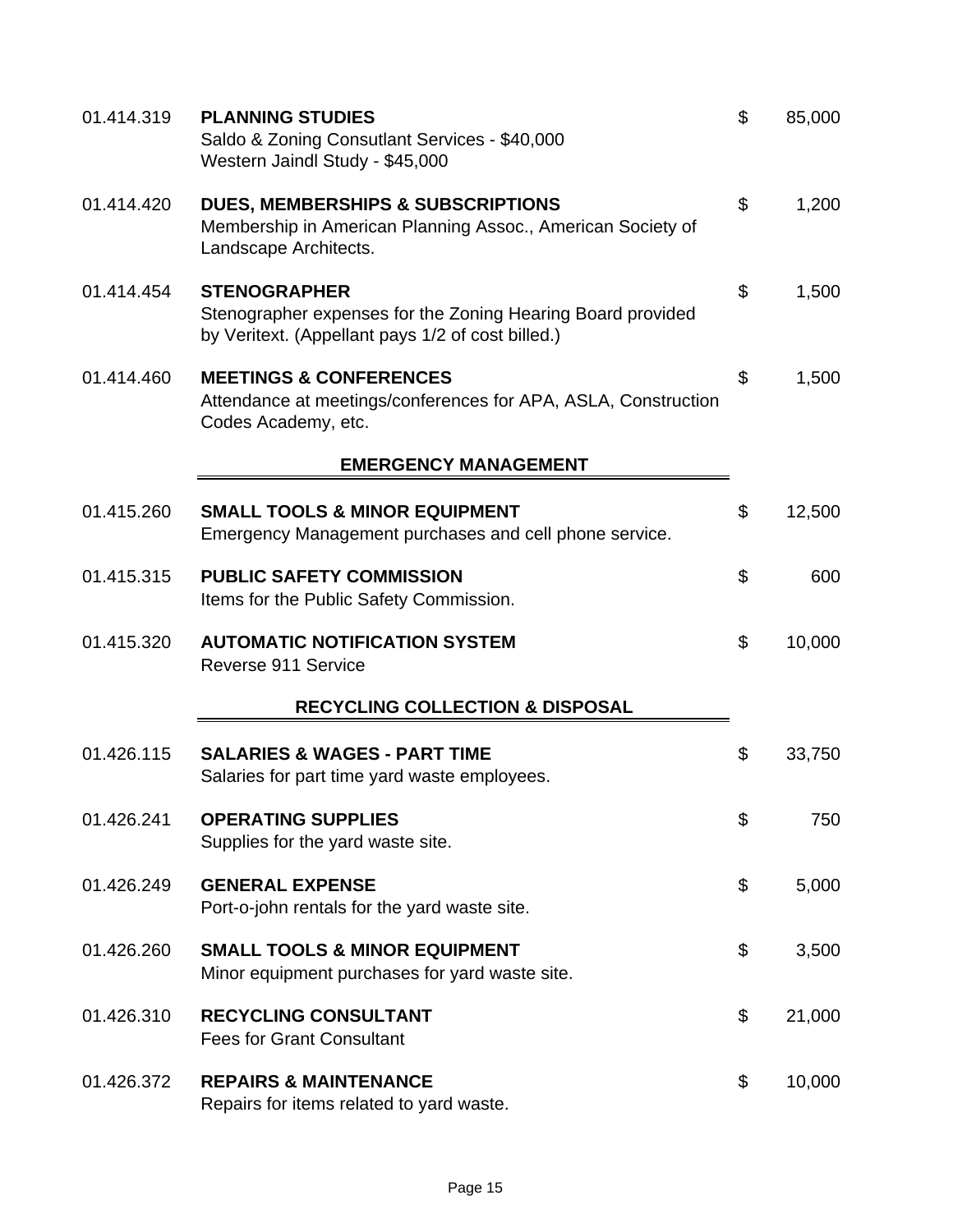| Account | Description | | Amount |
|---|---|---|---|
| 01.414.319 | **PLANNING STUDIES**<br>Saldo & Zoning Consutlant Services - $40,000<br>Western Jaindl Study - $45,000 | $ | 85,000 |
| 01.414.420 | **DUES, MEMBERSHIPS & SUBSCRIPTIONS**<br>Membership in American Planning Assoc., American Society of Landscape Architects. | $ | 1,200 |
| 01.414.454 | **STENOGRAPHER**<br>Stenographer expenses for the Zoning Hearing Board provided by Veritext. (Appellant pays 1/2 of cost billed.) | $ | 1,500 |
| 01.414.460 | **MEETINGS & CONFERENCES**<br>Attendance at meetings/conferences for APA, ASLA, Construction Codes Academy, etc. | $ | 1,500 |

## EMERGENCY MANAGEMENT

| Account | Description | | Amount |
|---|---|---|---|
| 01.415.260 | **SMALL TOOLS & MINOR EQUIPMENT**<br>Emergency Management purchases and cell phone service. | $ | 12,500 |
| 01.415.315 | **PUBLIC SAFETY COMMISSION**<br>Items for the Public Safety Commission. | $ | 600 |
| 01.415.320 | **AUTOMATIC NOTIFICATION SYSTEM**<br>Reverse 911 Service | $ | 10,000 |

## RECYCLING COLLECTION & DISPOSAL

| Account | Description | | Amount |
|---|---|---|---|
| 01.426.115 | **SALARIES & WAGES - PART TIME**<br>Salaries for part time yard waste employees. | $ | 33,750 |
| 01.426.241 | **OPERATING SUPPLIES**<br>Supplies for the yard waste site. | $ | 750 |
| 01.426.249 | **GENERAL EXPENSE**<br>Port-o-john rentals for the yard waste site. | $ | 5,000 |
| 01.426.260 | **SMALL TOOLS & MINOR EQUIPMENT**<br>Minor equipment purchases for yard waste site. | $ | 3,500 |
| 01.426.310 | **RECYCLING CONSULTANT**<br>Fees for Grant Consultant | $ | 21,000 |
| 01.426.372 | **REPAIRS & MAINTENANCE**<br>Repairs for items related to yard waste. | $ | 10,000 |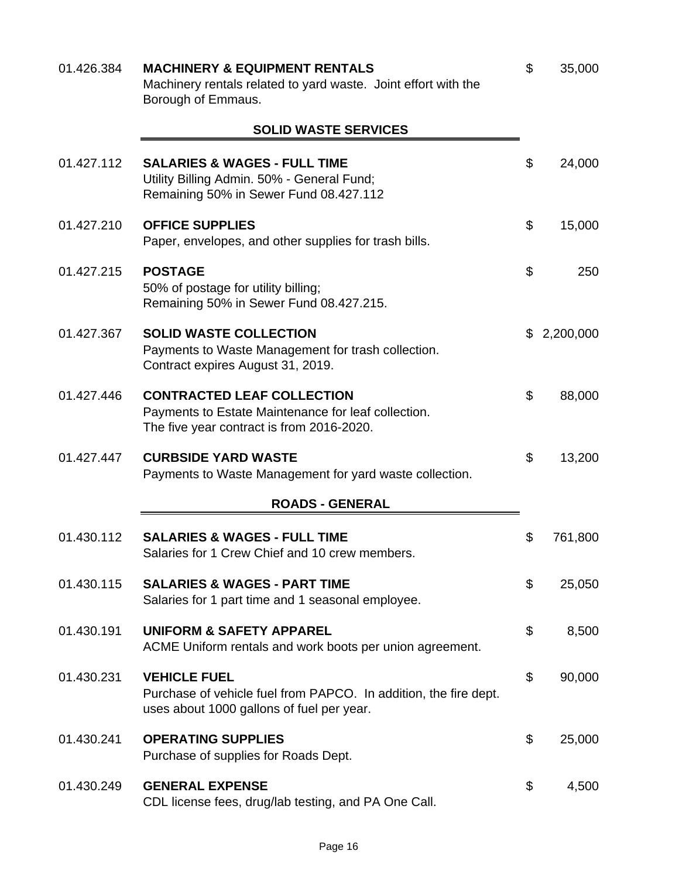01.426.384 **MACHINERY & EQUIPMENT RENTALS** $ 35,000
Machinery rentals related to yard waste. Joint effort with the Borough of Emmaus.

## SOLID WASTE SERVICES

01.427.112 **SALARIES & WAGES - FULL TIME** $ 24,000
Utility Billing Admin. 50% - General Fund;
Remaining 50% in Sewer Fund 08.427.112

01.427.210 **OFFICE SUPPLIES** $ 15,000
Paper, envelopes, and other supplies for trash bills.

01.427.215 **POSTAGE** $ 250
50% of postage for utility billing;
Remaining 50% in Sewer Fund 08.427.215.

01.427.367 **SOLID WASTE COLLECTION** $ 2,200,000
Payments to Waste Management for trash collection.
Contract expires August 31, 2019.

01.427.446 **CONTRACTED LEAF COLLECTION** $ 88,000
Payments to Estate Maintenance for leaf collection.
The five year contract is from 2016-2020.

01.427.447 **CURBSIDE YARD WASTE** $ 13,200
Payments to Waste Management for yard waste collection.

## ROADS - GENERAL

01.430.112 **SALARIES & WAGES - FULL TIME** $ 761,800
Salaries for 1 Crew Chief and 10 crew members.

01.430.115 **SALARIES & WAGES - PART TIME** $ 25,050
Salaries for 1 part time and 1 seasonal employee.

01.430.191 **UNIFORM & SAFETY APPAREL** $ 8,500
ACME Uniform rentals and work boots per union agreement.

01.430.231 **VEHICLE FUEL** $ 90,000
Purchase of vehicle fuel from PAPCO. In addition, the fire dept. uses about 1000 gallons of fuel per year.

01.430.241 **OPERATING SUPPLIES** $ 25,000
Purchase of supplies for Roads Dept.

01.430.249 **GENERAL EXPENSE** $ 4,500
CDL license fees, drug/lab testing, and PA One Call.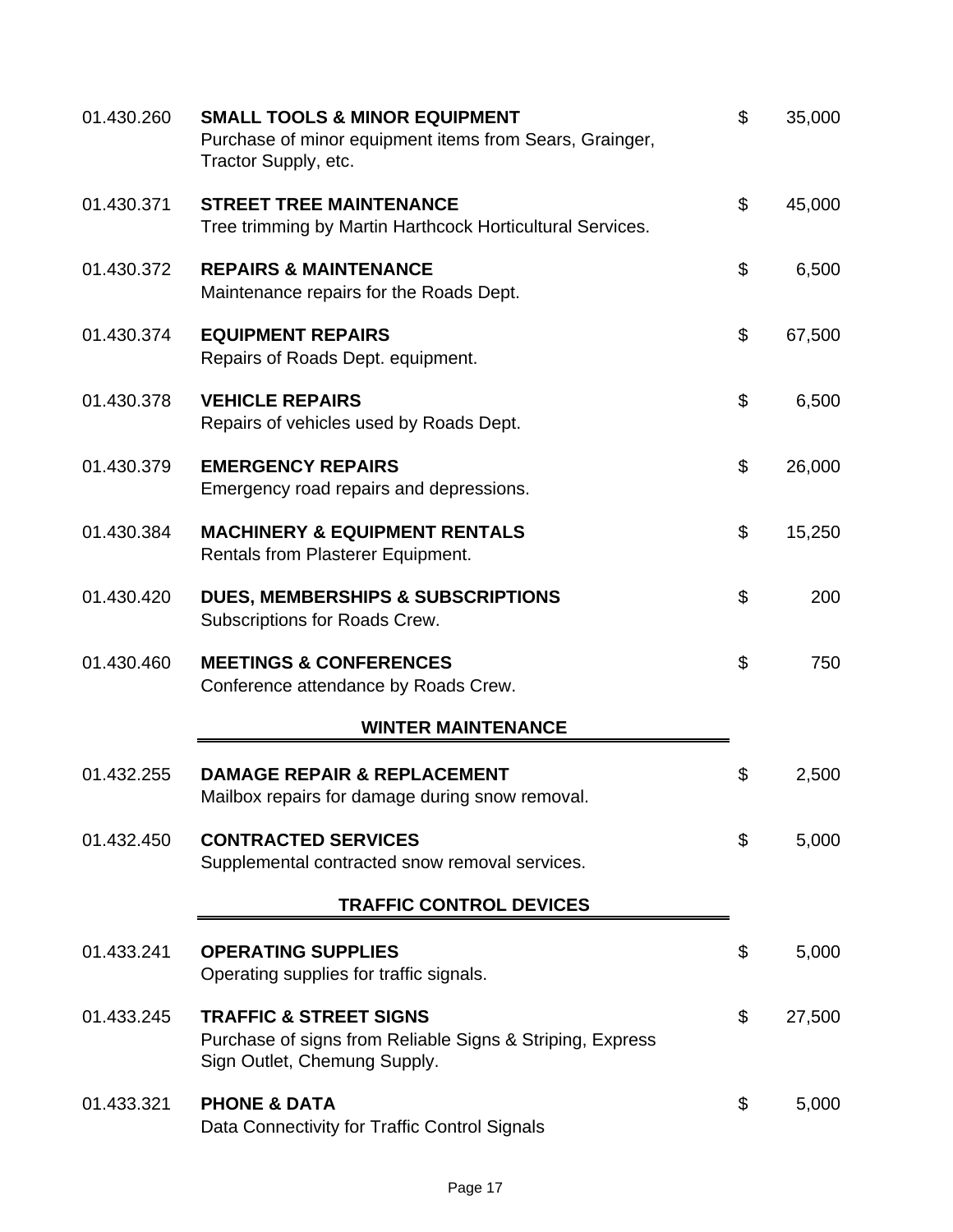01.430.260 **SMALL TOOLS & MINOR EQUIPMENT** $ 35,000
Purchase of minor equipment items from Sears, Grainger, Tractor Supply, etc.

01.430.371 **STREET TREE MAINTENANCE** $ 45,000
Tree trimming by Martin Harthcock Horticultural Services.

01.430.372 **REPAIRS & MAINTENANCE** $ 6,500
Maintenance repairs for the Roads Dept.

01.430.374 **EQUIPMENT REPAIRS** $ 67,500
Repairs of Roads Dept. equipment.

01.430.378 **VEHICLE REPAIRS** $ 6,500
Repairs of vehicles used by Roads Dept.

01.430.379 **EMERGENCY REPAIRS** $ 26,000
Emergency road repairs and depressions.

01.430.384 **MACHINERY & EQUIPMENT RENTALS** $ 15,250
Rentals from Plasterer Equipment.

01.430.420 **DUES, MEMBERSHIPS & SUBSCRIPTIONS** $ 200
Subscriptions for Roads Crew.

01.430.460 **MEETINGS & CONFERENCES** $ 750
Conference attendance by Roads Crew.

## WINTER MAINTENANCE

01.432.255 **DAMAGE REPAIR & REPLACEMENT** $ 2,500
Mailbox repairs for damage during snow removal.

01.432.450 **CONTRACTED SERVICES** $ 5,000
Supplemental contracted snow removal services.

## TRAFFIC CONTROL DEVICES

01.433.241 **OPERATING SUPPLIES** $ 5,000
Operating supplies for traffic signals.

01.433.245 **TRAFFIC & STREET SIGNS** $ 27,500
Purchase of signs from Reliable Signs & Striping, Express Sign Outlet, Chemung Supply.

01.433.321 **PHONE & DATA** $ 5,000
Data Connectivity for Traffic Control Signals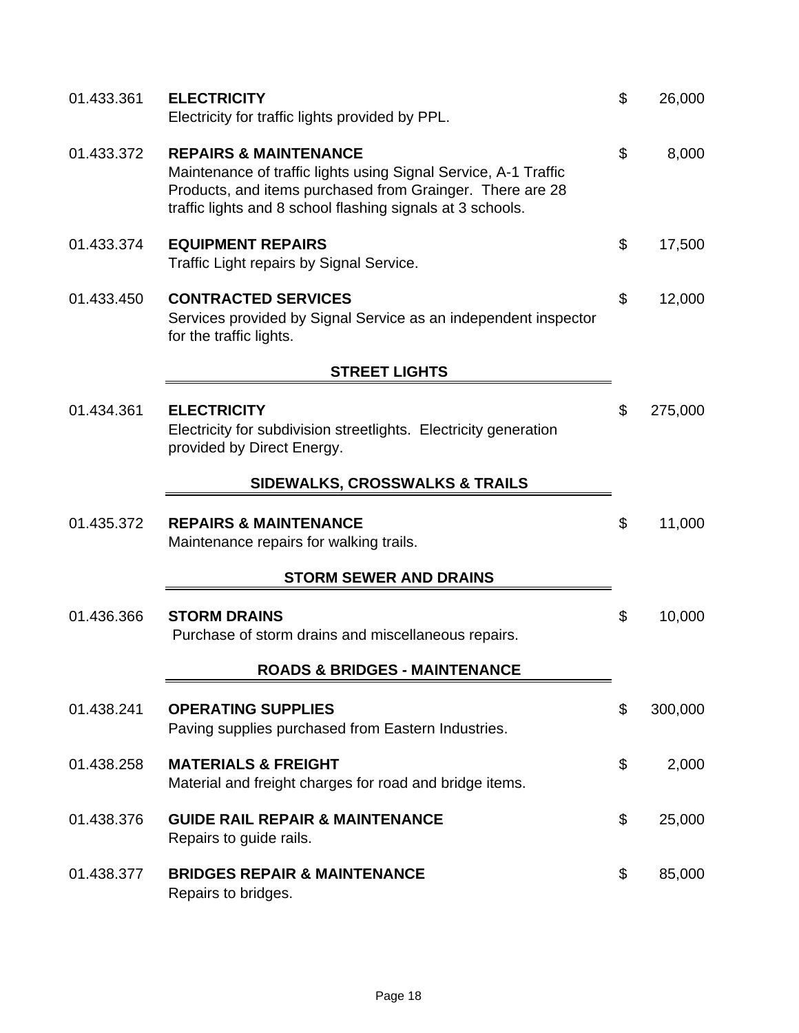| Account | Description | Amount |
|---|---|---|
| 01.433.361 | **ELECTRICITY**<br>Electricity for traffic lights provided by PPL. | $ 26,000 |
| 01.433.372 | **REPAIRS & MAINTENANCE**<br>Maintenance of traffic lights using Signal Service, A-1 Traffic Products, and items purchased from Grainger. There are 28 traffic lights and 8 school flashing signals at 3 schools. | $ 8,000 |
| 01.433.374 | **EQUIPMENT REPAIRS**<br>Traffic Light repairs by Signal Service. | $ 17,500 |
| 01.433.450 | **CONTRACTED SERVICES**<br>Services provided by Signal Service as an independent inspector for the traffic lights. | $ 12,000 |

## STREET LIGHTS

| Account | Description | Amount |
|---|---|---|
| 01.434.361 | **ELECTRICITY**<br>Electricity for subdivision streetlights. Electricity generation provided by Direct Energy. | $ 275,000 |

## SIDEWALKS, CROSSWALKS & TRAILS

| Account | Description | Amount |
|---|---|---|
| 01.435.372 | **REPAIRS & MAINTENANCE**<br>Maintenance repairs for walking trails. | $ 11,000 |

## STORM SEWER AND DRAINS

| Account | Description | Amount |
|---|---|---|
| 01.436.366 | **STORM DRAINS**<br>Purchase of storm drains and miscellaneous repairs. | $ 10,000 |

## ROADS & BRIDGES - MAINTENANCE

| Account | Description | Amount |
|---|---|---|
| 01.438.241 | **OPERATING SUPPLIES**<br>Paving supplies purchased from Eastern Industries. | $ 300,000 |
| 01.438.258 | **MATERIALS & FREIGHT**<br>Material and freight charges for road and bridge items. | $ 2,000 |
| 01.438.376 | **GUIDE RAIL REPAIR & MAINTENANCE**<br>Repairs to guide rails. | $ 25,000 |
| 01.438.377 | **BRIDGES REPAIR & MAINTENANCE**<br>Repairs to bridges. | $ 85,000 |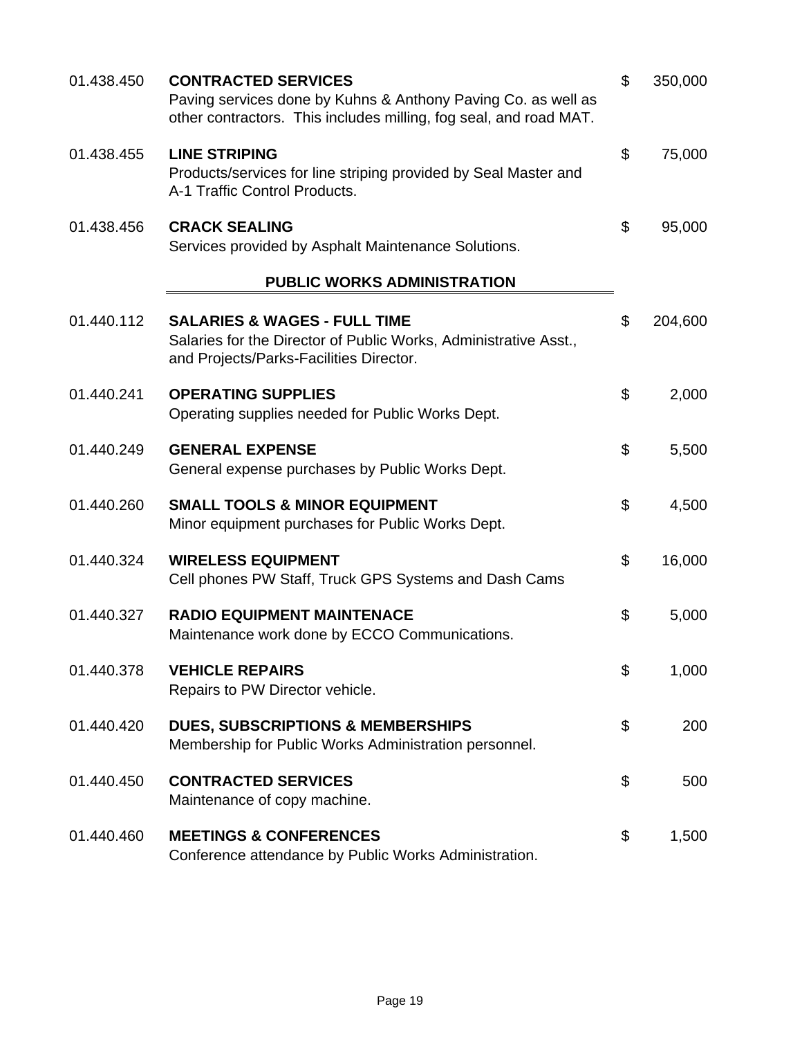| Account | Description | | Amount |
|---|---|---|---|
| 01.438.450 | **CONTRACTED SERVICES**<br>Paving services done by Kuhns & Anthony Paving Co. as well as other contractors. This includes milling, fog seal, and road MAT. | $ | 350,000 |
| 01.438.455 | **LINE STRIPING**<br>Products/services for line striping provided by Seal Master and A-1 Traffic Control Products. | $ | 75,000 |
| 01.438.456 | **CRACK SEALING**<br>Services provided by Asphalt Maintenance Solutions. | $ | 95,000 |

## PUBLIC WORKS ADMINISTRATION

| Account | Description | | Amount |
|---|---|---|---|
| 01.440.112 | **SALARIES & WAGES - FULL TIME**<br>Salaries for the Director of Public Works, Administrative Asst., and Projects/Parks-Facilities Director. | $ | 204,600 |
| 01.440.241 | **OPERATING SUPPLIES**<br>Operating supplies needed for Public Works Dept. | $ | 2,000 |
| 01.440.249 | **GENERAL EXPENSE**<br>General expense purchases by Public Works Dept. | $ | 5,500 |
| 01.440.260 | **SMALL TOOLS & MINOR EQUIPMENT**<br>Minor equipment purchases for Public Works Dept. | $ | 4,500 |
| 01.440.324 | **WIRELESS EQUIPMENT**<br>Cell phones PW Staff, Truck GPS Systems and Dash Cams | $ | 16,000 |
| 01.440.327 | **RADIO EQUIPMENT MAINTENACE**<br>Maintenance work done by ECCO Communications. | $ | 5,000 |
| 01.440.378 | **VEHICLE REPAIRS**<br>Repairs to PW Director vehicle. | $ | 1,000 |
| 01.440.420 | **DUES, SUBSCRIPTIONS & MEMBERSHIPS**<br>Membership for Public Works Administration personnel. | $ | 200 |
| 01.440.450 | **CONTRACTED SERVICES**<br>Maintenance of copy machine. | $ | 500 |
| 01.440.460 | **MEETINGS & CONFERENCES**<br>Conference attendance by Public Works Administration. | $ | 1,500 |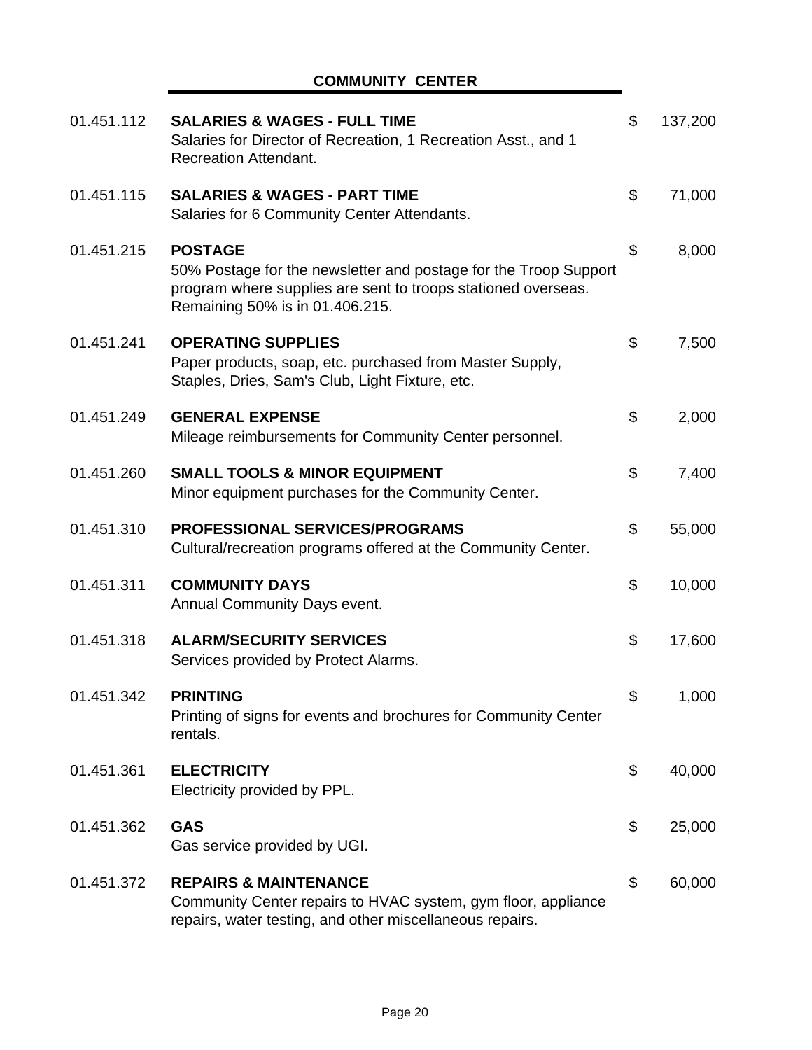## COMMUNITY CENTER

| Account | Description | | Amount |
|---|---|---|---|
| 01.451.112 | **SALARIES & WAGES - FULL TIME**<br>Salaries for Director of Recreation, 1 Recreation Asst., and 1 Recreation Attendant. | $ | 137,200 |
| 01.451.115 | **SALARIES & WAGES - PART TIME**<br>Salaries for 6 Community Center Attendants. | $ | 71,000 |
| 01.451.215 | **POSTAGE**<br>50% Postage for the newsletter and postage for the Troop Support program where supplies are sent to troops stationed overseas. Remaining 50% is in 01.406.215. | $ | 8,000 |
| 01.451.241 | **OPERATING SUPPLIES**<br>Paper products, soap, etc. purchased from Master Supply, Staples, Dries, Sam's Club, Light Fixture, etc. | $ | 7,500 |
| 01.451.249 | **GENERAL EXPENSE**<br>Mileage reimbursements for Community Center personnel. | $ | 2,000 |
| 01.451.260 | **SMALL TOOLS & MINOR EQUIPMENT**<br>Minor equipment purchases for the Community Center. | $ | 7,400 |
| 01.451.310 | **PROFESSIONAL SERVICES/PROGRAMS**<br>Cultural/recreation programs offered at the Community Center. | $ | 55,000 |
| 01.451.311 | **COMMUNITY DAYS**<br>Annual Community Days event. | $ | 10,000 |
| 01.451.318 | **ALARM/SECURITY SERVICES**<br>Services provided by Protect Alarms. | $ | 17,600 |
| 01.451.342 | **PRINTING**<br>Printing of signs for events and brochures for Community Center rentals. | $ | 1,000 |
| 01.451.361 | **ELECTRICITY**<br>Electricity provided by PPL. | $ | 40,000 |
| 01.451.362 | **GAS**<br>Gas service provided by UGI. | $ | 25,000 |
| 01.451.372 | **REPAIRS & MAINTENANCE**<br>Community Center repairs to HVAC system, gym floor, appliance repairs, water testing, and other miscellaneous repairs. | $ | 60,000 |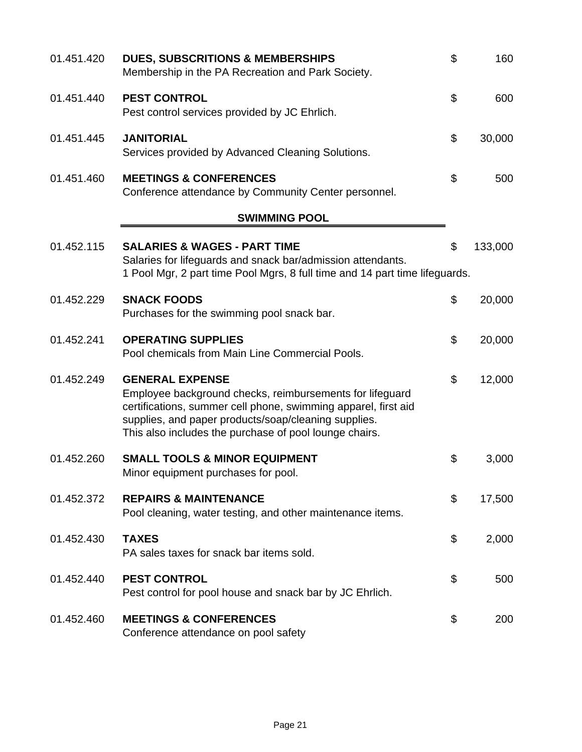| | | | |
|---|---|---|---|
| 01.451.420 | **DUES, SUBSCRITIONS & MEMBERSHIPS**<br>Membership in the PA Recreation and Park Society. | $ | 160 |
| 01.451.440 | **PEST CONTROL**<br>Pest control services provided by JC Ehrlich. | $ | 600 |
| 01.451.445 | **JANITORIAL**<br>Services provided by Advanced Cleaning Solutions. | $ | 30,000 |
| 01.451.460 | **MEETINGS & CONFERENCES**<br>Conference attendance by Community Center personnel. | $ | 500 |

## SWIMMING POOL

| | | | |
|---|---|---|---|
| 01.452.115 | **SALARIES & WAGES - PART TIME**<br>Salaries for lifeguards and snack bar/admission attendants.<br>1 Pool Mgr, 2 part time Pool Mgrs, 8 full time and 14 part time lifeguards. | $ | 133,000 |
| 01.452.229 | **SNACK FOODS**<br>Purchases for the swimming pool snack bar. | $ | 20,000 |
| 01.452.241 | **OPERATING SUPPLIES**<br>Pool chemicals from Main Line Commercial Pools. | $ | 20,000 |
| 01.452.249 | **GENERAL EXPENSE**<br>Employee background checks, reimbursements for lifeguard certifications, summer cell phone, swimming apparel, first aid supplies, and paper products/soap/cleaning supplies.<br>This also includes the purchase of pool lounge chairs. | $ | 12,000 |
| 01.452.260 | **SMALL TOOLS & MINOR EQUIPMENT**<br>Minor equipment purchases for pool. | $ | 3,000 |
| 01.452.372 | **REPAIRS & MAINTENANCE**<br>Pool cleaning, water testing, and other maintenance items. | $ | 17,500 |
| 01.452.430 | **TAXES**<br>PA sales taxes for snack bar items sold. | $ | 2,000 |
| 01.452.440 | **PEST CONTROL**<br>Pest control for pool house and snack bar by JC Ehrlich. | $ | 500 |
| 01.452.460 | **MEETINGS & CONFERENCES**<br>Conference attendance on pool safety | $ | 200 |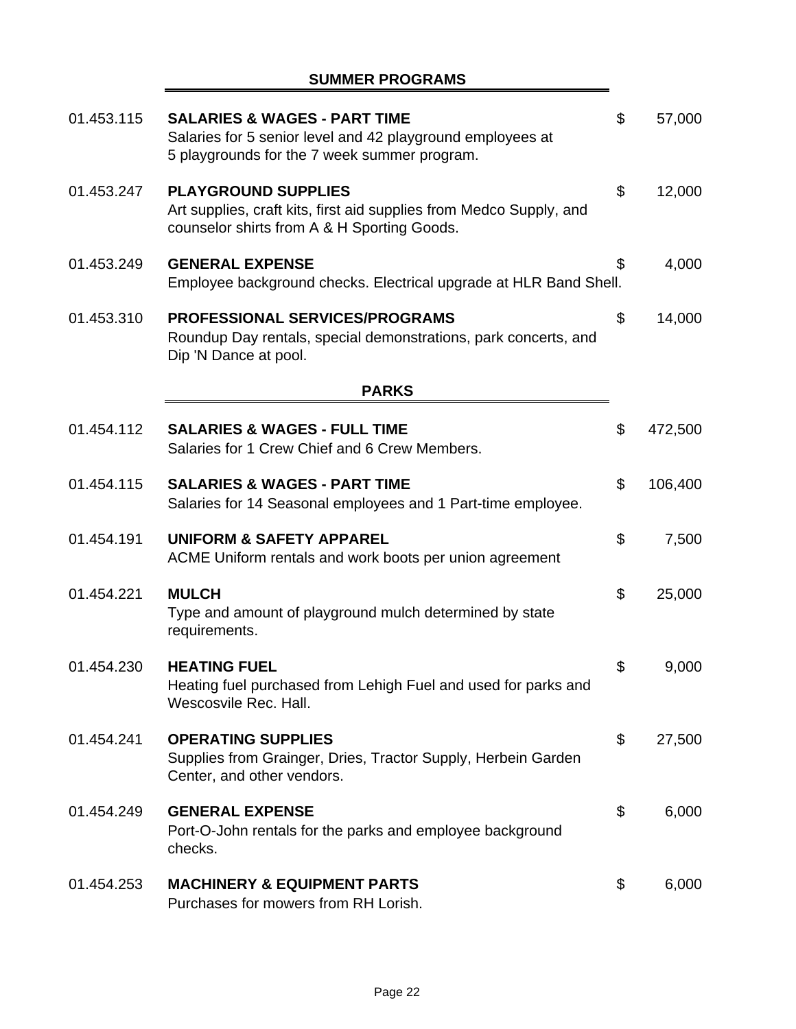## SUMMER PROGRAMS

| Account | Description | Amount |
|---|---|---|
| 01.453.115 | **SALARIES & WAGES - PART TIME**<br>Salaries for 5 senior level and 42 playground employees at 5 playgrounds for the 7 week summer program. | $ 57,000 |
| 01.453.247 | **PLAYGROUND SUPPLIES**<br>Art supplies, craft kits, first aid supplies from Medco Supply, and counselor shirts from A & H Sporting Goods. | $ 12,000 |
| 01.453.249 | **GENERAL EXPENSE**<br>Employee background checks. Electrical upgrade at HLR Band Shell. | $ 4,000 |
| 01.453.310 | **PROFESSIONAL SERVICES/PROGRAMS**<br>Roundup Day rentals, special demonstrations, park concerts, and Dip 'N Dance at pool. | $ 14,000 |

## PARKS

| Account | Description | Amount |
|---|---|---|
| 01.454.112 | **SALARIES & WAGES - FULL TIME**<br>Salaries for 1 Crew Chief and 6 Crew Members. | $ 472,500 |
| 01.454.115 | **SALARIES & WAGES - PART TIME**<br>Salaries for 14 Seasonal employees and 1 Part-time employee. | $ 106,400 |
| 01.454.191 | **UNIFORM & SAFETY APPAREL**<br>ACME Uniform rentals and work boots per union agreement | $ 7,500 |
| 01.454.221 | **MULCH**<br>Type and amount of playground mulch determined by state requirements. | $ 25,000 |
| 01.454.230 | **HEATING FUEL**<br>Heating fuel purchased from Lehigh Fuel and used for parks and Wescosvile Rec. Hall. | $ 9,000 |
| 01.454.241 | **OPERATING SUPPLIES**<br>Supplies from Grainger, Dries, Tractor Supply, Herbein Garden Center, and other vendors. | $ 27,500 |
| 01.454.249 | **GENERAL EXPENSE**<br>Port-O-John rentals for the parks and employee background checks. | $ 6,000 |
| 01.454.253 | **MACHINERY & EQUIPMENT PARTS**<br>Purchases for mowers from RH Lorish. | $ 6,000 |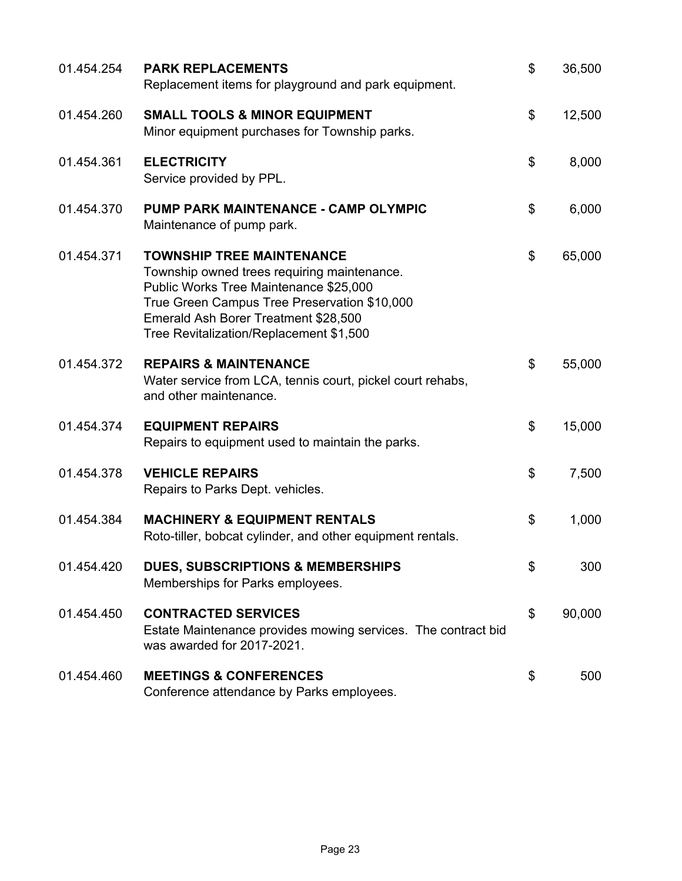| Account | Description | | Amount |
| --- | --- | --- | --- |
| 01.454.254 | **PARK REPLACEMENTS**<br>Replacement items for playground and park equipment. | $ | 36,500 |
| 01.454.260 | **SMALL TOOLS & MINOR EQUIPMENT**<br>Minor equipment purchases for Township parks. | $ | 12,500 |
| 01.454.361 | **ELECTRICITY**<br>Service provided by PPL. | $ | 8,000 |
| 01.454.370 | **PUMP PARK MAINTENANCE - CAMP OLYMPIC**<br>Maintenance of pump park. | $ | 6,000 |
| 01.454.371 | **TOWNSHIP TREE MAINTENANCE**<br>Township owned trees requiring maintenance.<br>Public Works Tree Maintenance $25,000<br>True Green Campus Tree Preservation $10,000<br>Emerald Ash Borer Treatment $28,500<br>Tree Revitalization/Replacement $1,500 | $ | 65,000 |
| 01.454.372 | **REPAIRS & MAINTENANCE**<br>Water service from LCA, tennis court, pickel court rehabs, and other maintenance. | $ | 55,000 |
| 01.454.374 | **EQUIPMENT REPAIRS**<br>Repairs to equipment used to maintain the parks. | $ | 15,000 |
| 01.454.378 | **VEHICLE REPAIRS**<br>Repairs to Parks Dept. vehicles. | $ | 7,500 |
| 01.454.384 | **MACHINERY & EQUIPMENT RENTALS**<br>Roto-tiller, bobcat cylinder, and other equipment rentals. | $ | 1,000 |
| 01.454.420 | **DUES, SUBSCRIPTIONS & MEMBERSHIPS**<br>Memberships for Parks employees. | $ | 300 |
| 01.454.450 | **CONTRACTED SERVICES**<br>Estate Maintenance provides mowing services. The contract bid was awarded for 2017-2021. | $ | 90,000 |
| 01.454.460 | **MEETINGS & CONFERENCES**<br>Conference attendance by Parks employees. | $ | 500 |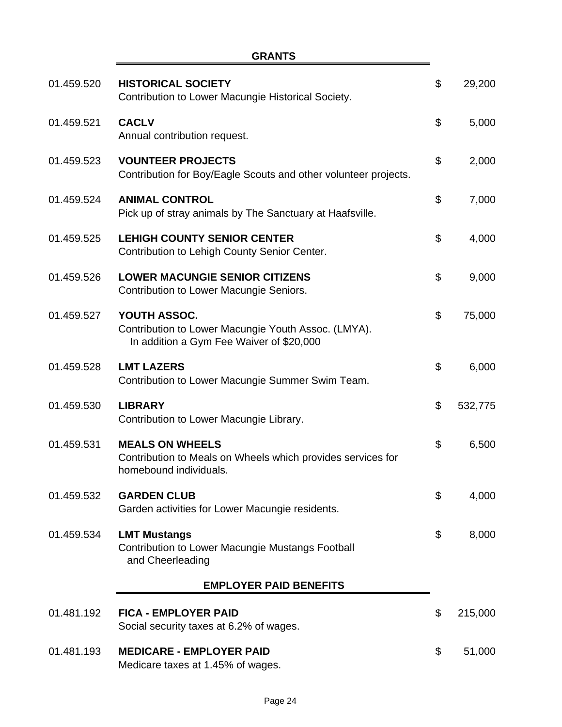## GRANTS

| Account | Description | | Amount |
|---|---|---|---|
| 01.459.520 | **HISTORICAL SOCIETY**<br>Contribution to Lower Macungie Historical Society. | $ | 29,200 |
| 01.459.521 | **CACLV**<br>Annual contribution request. | $ | 5,000 |
| 01.459.523 | **VOUNTEER PROJECTS**<br>Contribution for Boy/Eagle Scouts and other volunteer projects. | $ | 2,000 |
| 01.459.524 | **ANIMAL CONTROL**<br>Pick up of stray animals by The Sanctuary at Haafsville. | $ | 7,000 |
| 01.459.525 | **LEHIGH COUNTY SENIOR CENTER**<br>Contribution to Lehigh County Senior Center. | $ | 4,000 |
| 01.459.526 | **LOWER MACUNGIE SENIOR CITIZENS**<br>Contribution to Lower Macungie Seniors. | $ | 9,000 |
| 01.459.527 | **YOUTH ASSOC.**<br>Contribution to Lower Macungie Youth Assoc. (LMYA).<br>In addition a Gym Fee Waiver of $20,000 | $ | 75,000 |
| 01.459.528 | **LMT LAZERS**<br>Contribution to Lower Macungie Summer Swim Team. | $ | 6,000 |
| 01.459.530 | **LIBRARY**<br>Contribution to Lower Macungie Library. | $ | 532,775 |
| 01.459.531 | **MEALS ON WHEELS**<br>Contribution to Meals on Wheels which provides services for homebound individuals. | $ | 6,500 |
| 01.459.532 | **GARDEN CLUB**<br>Garden activities for Lower Macungie residents. | $ | 4,000 |
| 01.459.534 | **LMT Mustangs**<br>Contribution to Lower Macungie Mustangs Football and Cheerleading | $ | 8,000 |

## EMPLOYER PAID BENEFITS

| Account | Description | | Amount |
|---|---|---|---|
| 01.481.192 | **FICA - EMPLOYER PAID**<br>Social security taxes at 6.2% of wages. | $ | 215,000 |
| 01.481.193 | **MEDICARE - EMPLOYER PAID**<br>Medicare taxes at 1.45% of wages. | $ | 51,000 |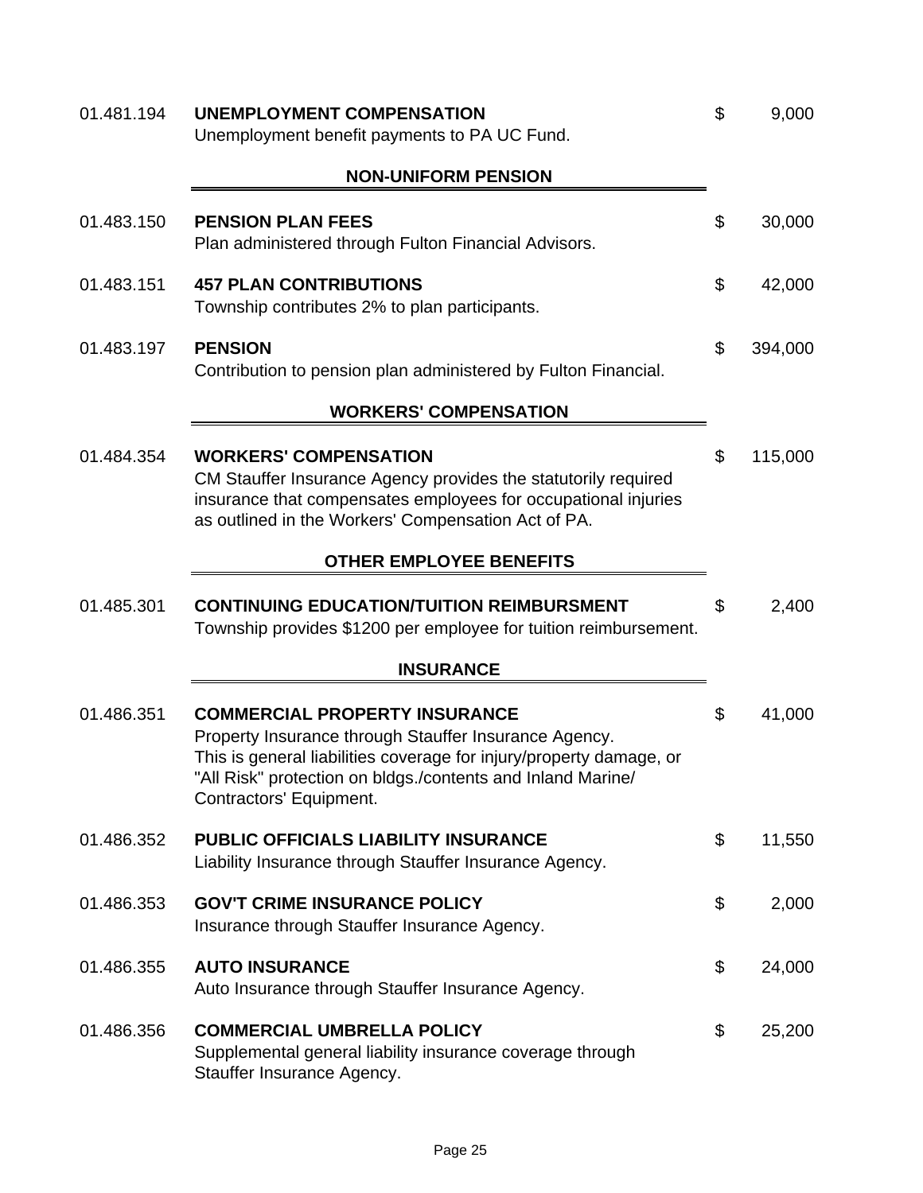| Account | Description | | Amount |
|---|---|---|---|
| 01.481.194 | **UNEMPLOYMENT COMPENSATION**<br>Unemployment benefit payments to PA UC Fund. | $ | 9,000 |

### NON-UNIFORM PENSION

| Account | Description | | Amount |
|---|---|---|---|
| 01.483.150 | **PENSION PLAN FEES**<br>Plan administered through Fulton Financial Advisors. | $ | 30,000 |
| 01.483.151 | **457 PLAN CONTRIBUTIONS**<br>Township contributes 2% to plan participants. | $ | 42,000 |
| 01.483.197 | **PENSION**<br>Contribution to pension plan administered by Fulton Financial. | $ | 394,000 |

### WORKERS' COMPENSATION

| Account | Description | | Amount |
|---|---|---|---|
| 01.484.354 | **WORKERS' COMPENSATION**<br>CM Stauffer Insurance Agency provides the statutorily required insurance that compensates employees for occupational injuries as outlined in the Workers' Compensation Act of PA. | $ | 115,000 |

### OTHER EMPLOYEE BENEFITS

| Account | Description | | Amount |
|---|---|---|---|
| 01.485.301 | **CONTINUING EDUCATION/TUITION REIMBURSMENT**<br>Township provides $1200 per employee for tuition reimbursement. | $ | 2,400 |

### INSURANCE

| Account | Description | | Amount |
|---|---|---|---|
| 01.486.351 | **COMMERCIAL PROPERTY INSURANCE**<br>Property Insurance through Stauffer Insurance Agency.<br>This is general liabilities coverage for injury/property damage, or "All Risk" protection on bldgs./contents and Inland Marine/ Contractors' Equipment. | $ | 41,000 |
| 01.486.352 | **PUBLIC OFFICIALS LIABILITY INSURANCE**<br>Liability Insurance through Stauffer Insurance Agency. | $ | 11,550 |
| 01.486.353 | **GOV'T CRIME INSURANCE POLICY**<br>Insurance through Stauffer Insurance Agency. | $ | 2,000 |
| 01.486.355 | **AUTO INSURANCE**<br>Auto Insurance through Stauffer Insurance Agency. | $ | 24,000 |
| 01.486.356 | **COMMERCIAL UMBRELLA POLICY**<br>Supplemental general liability insurance coverage through Stauffer Insurance Agency. | $ | 25,200 |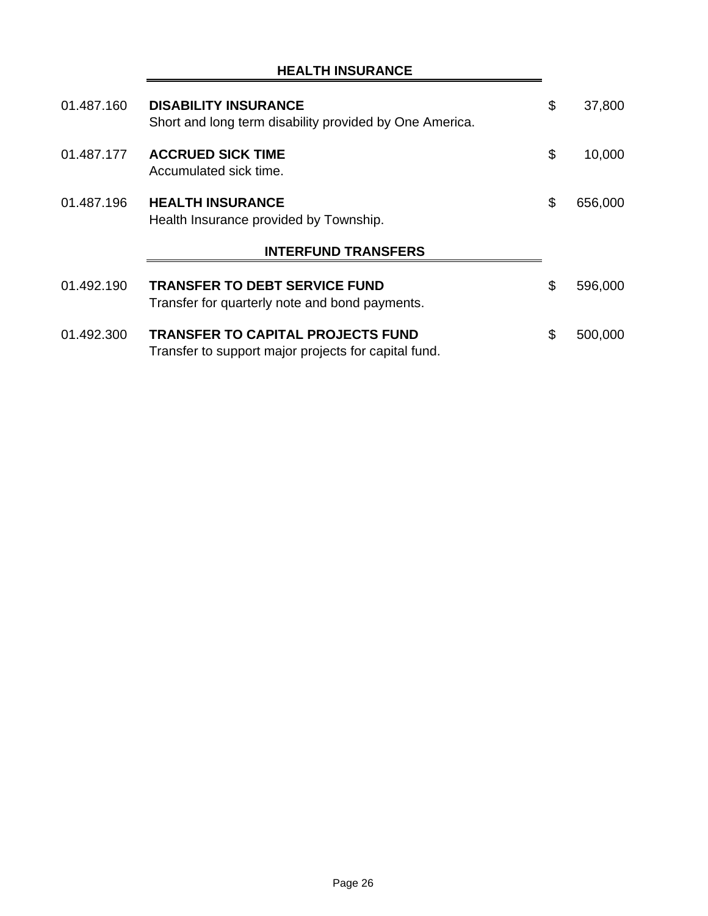## HEALTH INSURANCE

| Account | Description | | Amount |
|---|---|---|---|
| 01.487.160 | **DISABILITY INSURANCE**<br>Short and long term disability provided by One America. | $ | 37,800 |
| 01.487.177 | **ACCRUED SICK TIME**<br>Accumulated sick time. | $ | 10,000 |
| 01.487.196 | **HEALTH INSURANCE**<br>Health Insurance provided by Township. | $ | 656,000 |

## INTERFUND TRANSFERS

| Account | Description | | Amount |
|---|---|---|---|
| 01.492.190 | **TRANSFER TO DEBT SERVICE FUND**<br>Transfer for quarterly note and bond payments. | $ | 596,000 |
| 01.492.300 | **TRANSFER TO CAPITAL PROJECTS FUND**<br>Transfer to support major projects for capital fund. | $ | 500,000 |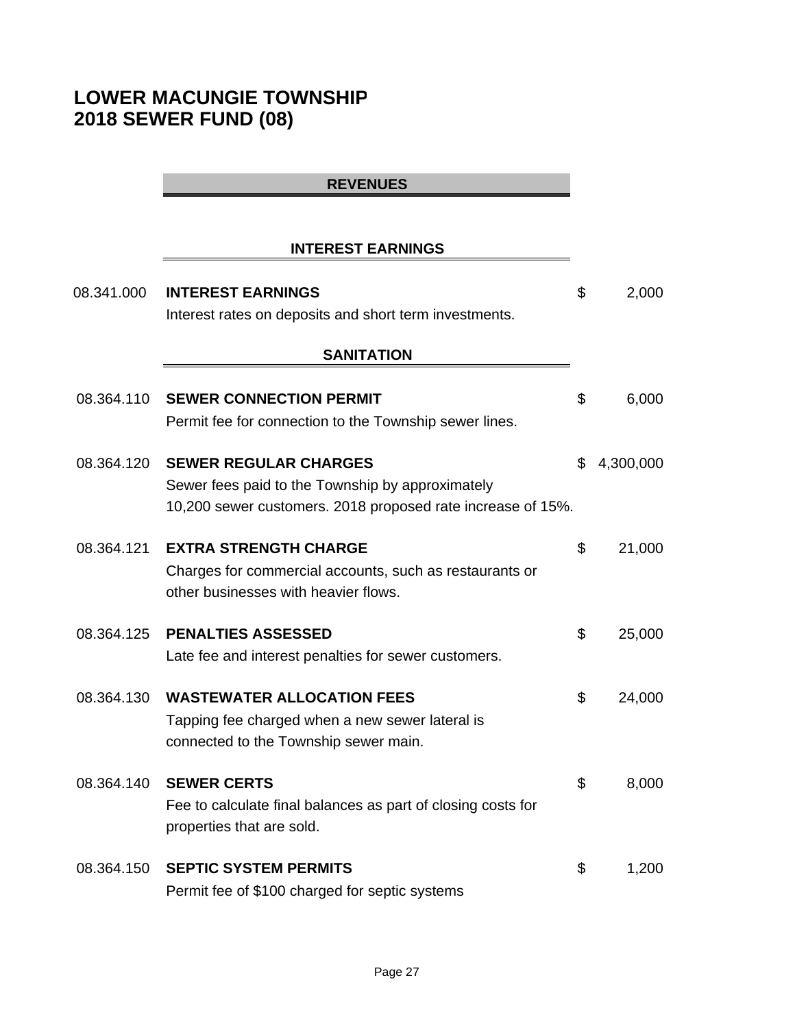# LOWER MACUNGIE TOWNSHIP
# 2018 SEWER FUND (08)

## REVENUES

### INTEREST EARNINGS

| Account | Description | Amount |
|---|---|---|
| 08.341.000 | **INTEREST EARNINGS**<br>Interest rates on deposits and short term investments. | $ 2,000 |

### SANITATION

| Account | Description | Amount |
|---|---|---|
| 08.364.110 | **SEWER CONNECTION PERMIT**<br>Permit fee for connection to the Township sewer lines. | $ 6,000 |
| 08.364.120 | **SEWER REGULAR CHARGES**<br>Sewer fees paid to the Township by approximately 10,200 sewer customers. 2018 proposed rate increase of 15%. | $ 4,300,000 |
| 08.364.121 | **EXTRA STRENGTH CHARGE**<br>Charges for commercial accounts, such as restaurants or other businesses with heavier flows. | $ 21,000 |
| 08.364.125 | **PENALTIES ASSESSED**<br>Late fee and interest penalties for sewer customers. | $ 25,000 |
| 08.364.130 | **WASTEWATER ALLOCATION FEES**<br>Tapping fee charged when a new sewer lateral is connected to the Township sewer main. | $ 24,000 |
| 08.364.140 | **SEWER CERTS**<br>Fee to calculate final balances as part of closing costs for properties that are sold. | $ 8,000 |
| 08.364.150 | **SEPTIC SYSTEM PERMITS**<br>Permit fee of $100 charged for septic systems | $ 1,200 |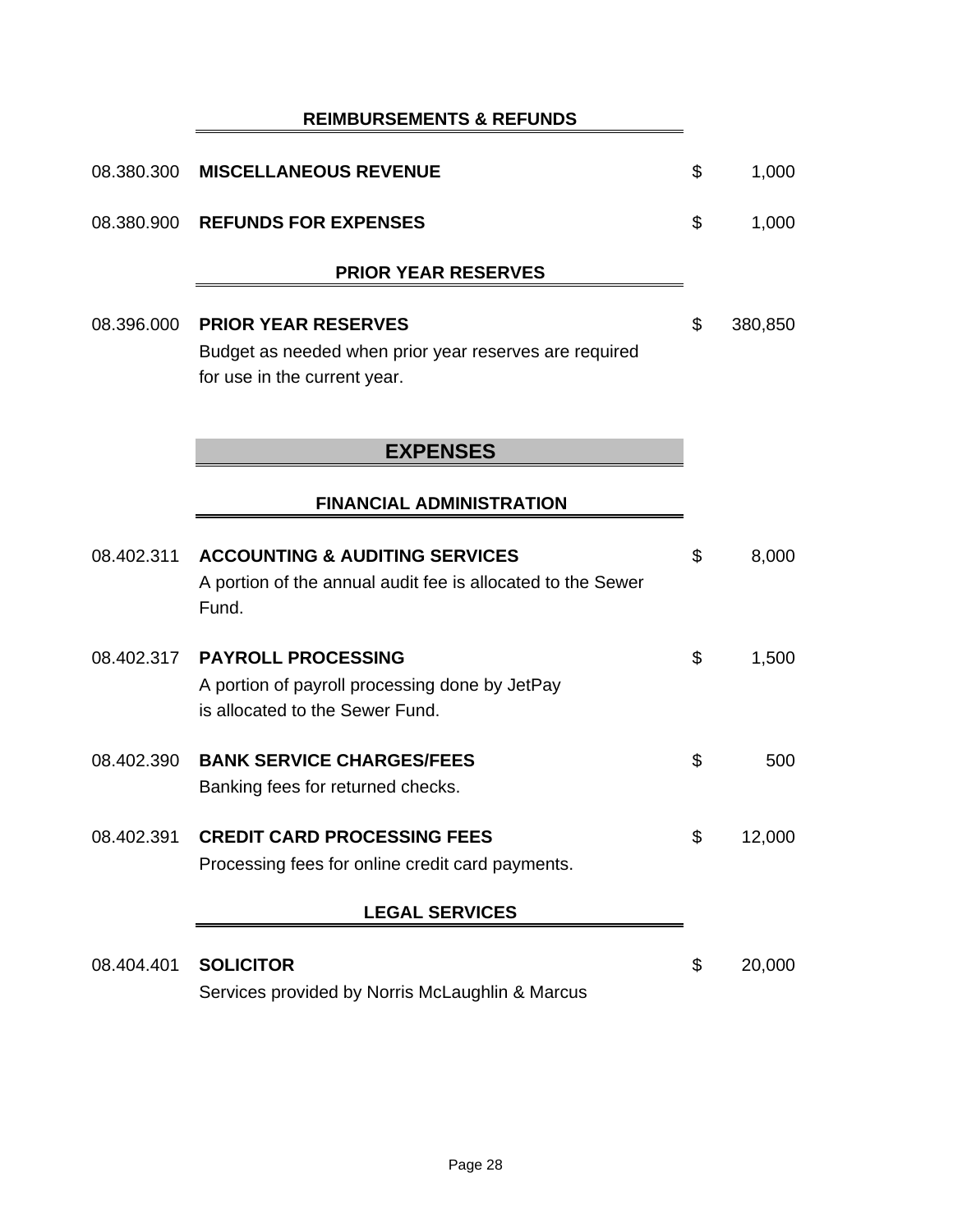### REIMBURSEMENTS & REFUNDS

| | | | |
|---|---|---|---|
| 08.380.300 | **MISCELLANEOUS REVENUE** | $ | 1,000 |
| 08.380.900 | **REFUNDS FOR EXPENSES** | $ | 1,000 |

### PRIOR YEAR RESERVES

| | | | |
|---|---|---|---|
| 08.396.000 | **PRIOR YEAR RESERVES**<br>Budget as needed when prior year reserves are required for use in the current year. | $ | 380,850 |

## EXPENSES

### FINANCIAL ADMINISTRATION

| | | | |
|---|---|---|---|
| 08.402.311 | **ACCOUNTING & AUDITING SERVICES**<br>A portion of the annual audit fee is allocated to the Sewer Fund. | $ | 8,000 |
| 08.402.317 | **PAYROLL PROCESSING**<br>A portion of payroll processing done by JetPay is allocated to the Sewer Fund. | $ | 1,500 |
| 08.402.390 | **BANK SERVICE CHARGES/FEES**<br>Banking fees for returned checks. | $ | 500 |
| 08.402.391 | **CREDIT CARD PROCESSING FEES**<br>Processing fees for online credit card payments. | $ | 12,000 |

### LEGAL SERVICES

| | | | |
|---|---|---|---|
| 08.404.401 | **SOLICITOR**<br>Services provided by Norris McLaughlin & Marcus | $ | 20,000 |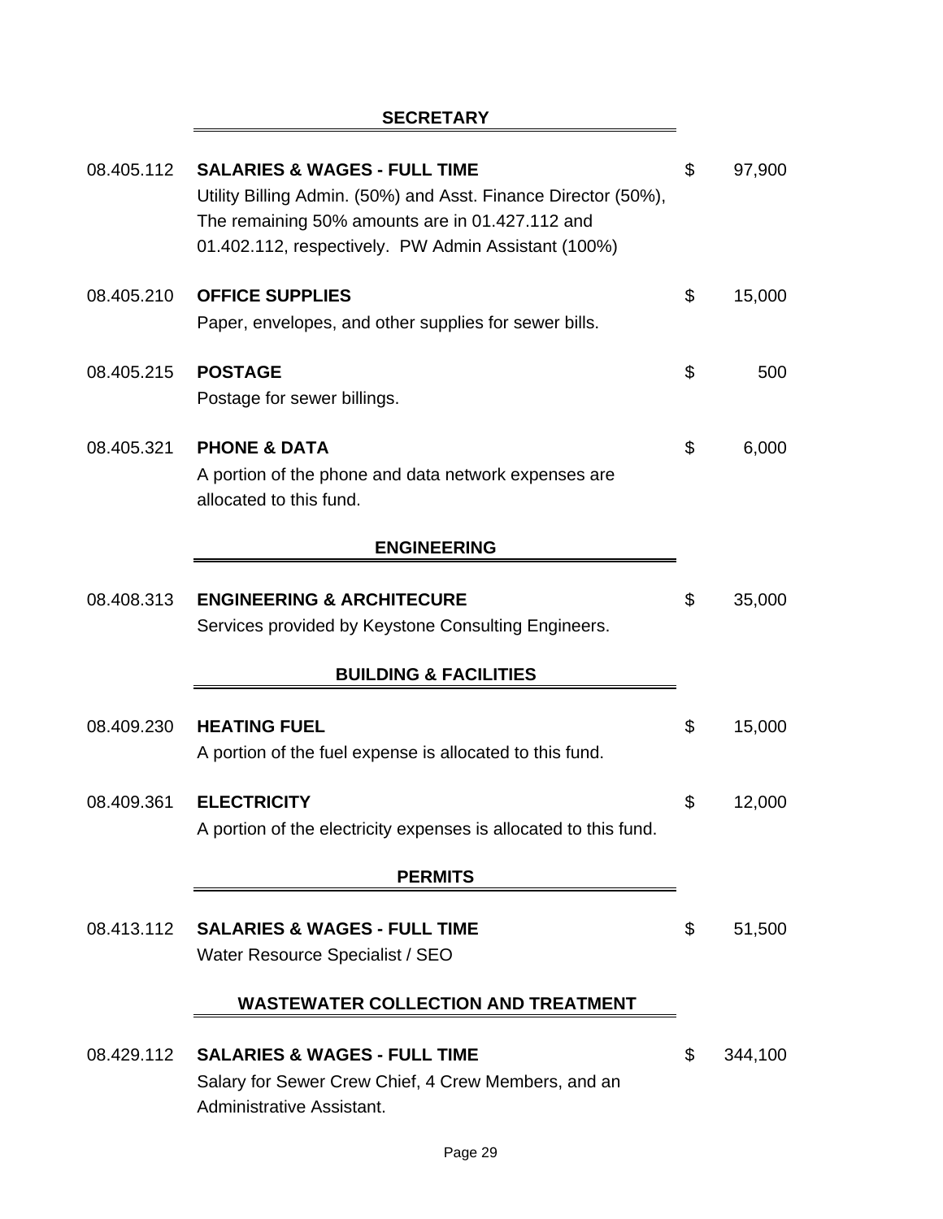## SECRETARY

08.405.112 **SALARIES & WAGES - FULL TIME** $ 97,900

Utility Billing Admin. (50%) and Asst. Finance Director (50%), The remaining 50% amounts are in 01.427.112 and 01.402.112, respectively. PW Admin Assistant (100%)

08.405.210 **OFFICE SUPPLIES** $ 15,000

Paper, envelopes, and other supplies for sewer bills.

08.405.215 **POSTAGE** $ 500

Postage for sewer billings.

08.405.321 **PHONE & DATA** $ 6,000

A portion of the phone and data network expenses are allocated to this fund.

## ENGINEERING

08.408.313 **ENGINEERING & ARCHITECURE** $ 35,000

Services provided by Keystone Consulting Engineers.

## BUILDING & FACILITIES

08.409.230 **HEATING FUEL** $ 15,000

A portion of the fuel expense is allocated to this fund.

08.409.361 **ELECTRICITY** $ 12,000

A portion of the electricity expenses is allocated to this fund.

## PERMITS

08.413.112 **SALARIES & WAGES - FULL TIME** $ 51,500

Water Resource Specialist / SEO

## WASTEWATER COLLECTION AND TREATMENT

08.429.112 **SALARIES & WAGES - FULL TIME** $ 344,100

Salary for Sewer Crew Chief, 4 Crew Members, and an Administrative Assistant.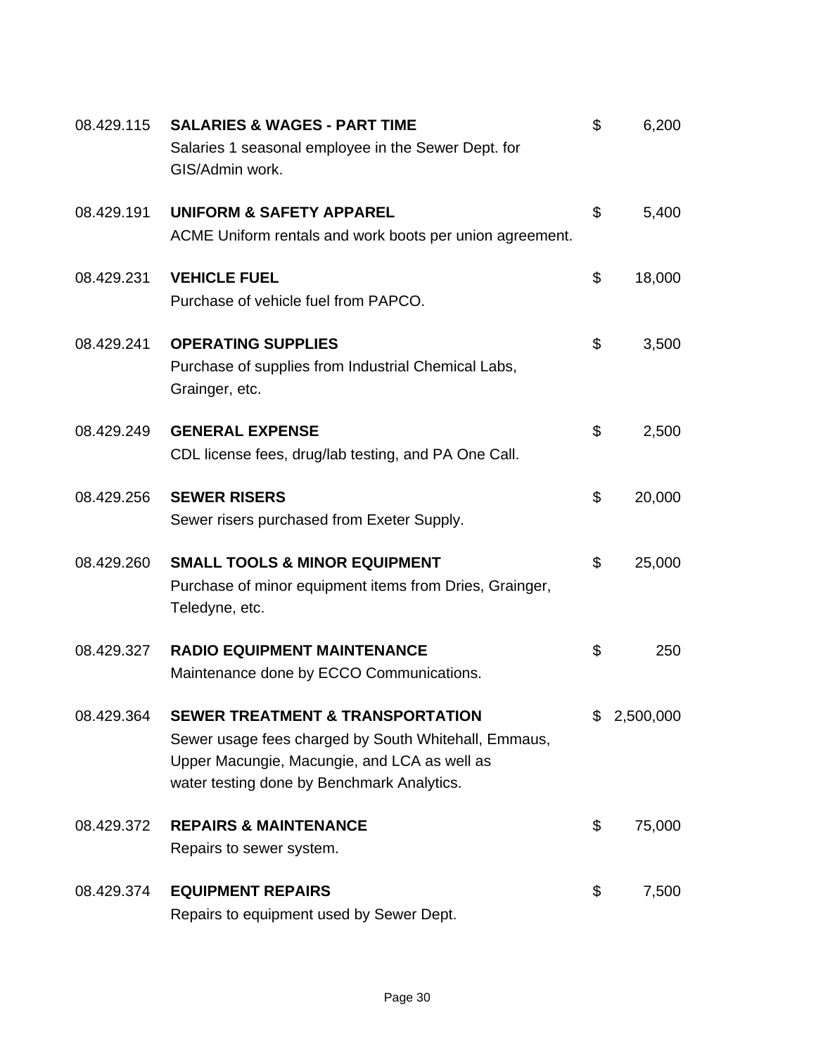| Account | Description | Amount |
| --- | --- | --- |
| 08.429.115 | **SALARIES & WAGES - PART TIME**<br>Salaries 1 seasonal employee in the Sewer Dept. for GIS/Admin work. | $ 6,200 |
| 08.429.191 | **UNIFORM & SAFETY APPAREL**<br>ACME Uniform rentals and work boots per union agreement. | $ 5,400 |
| 08.429.231 | **VEHICLE FUEL**<br>Purchase of vehicle fuel from PAPCO. | $ 18,000 |
| 08.429.241 | **OPERATING SUPPLIES**<br>Purchase of supplies from Industrial Chemical Labs, Grainger, etc. | $ 3,500 |
| 08.429.249 | **GENERAL EXPENSE**<br>CDL license fees, drug/lab testing, and PA One Call. | $ 2,500 |
| 08.429.256 | **SEWER RISERS**<br>Sewer risers purchased from Exeter Supply. | $ 20,000 |
| 08.429.260 | **SMALL TOOLS & MINOR EQUIPMENT**<br>Purchase of minor equipment items from Dries, Grainger, Teledyne, etc. | $ 25,000 |
| 08.429.327 | **RADIO EQUIPMENT MAINTENANCE**<br>Maintenance done by ECCO Communications. | $ 250 |
| 08.429.364 | **SEWER TREATMENT & TRANSPORTATION**<br>Sewer usage fees charged by South Whitehall, Emmaus, Upper Macungie, Macungie, and LCA as well as water testing done by Benchmark Analytics. | $ 2,500,000 |
| 08.429.372 | **REPAIRS & MAINTENANCE**<br>Repairs to sewer system. | $ 75,000 |
| 08.429.374 | **EQUIPMENT REPAIRS**<br>Repairs to equipment used by Sewer Dept. | $ 7,500 |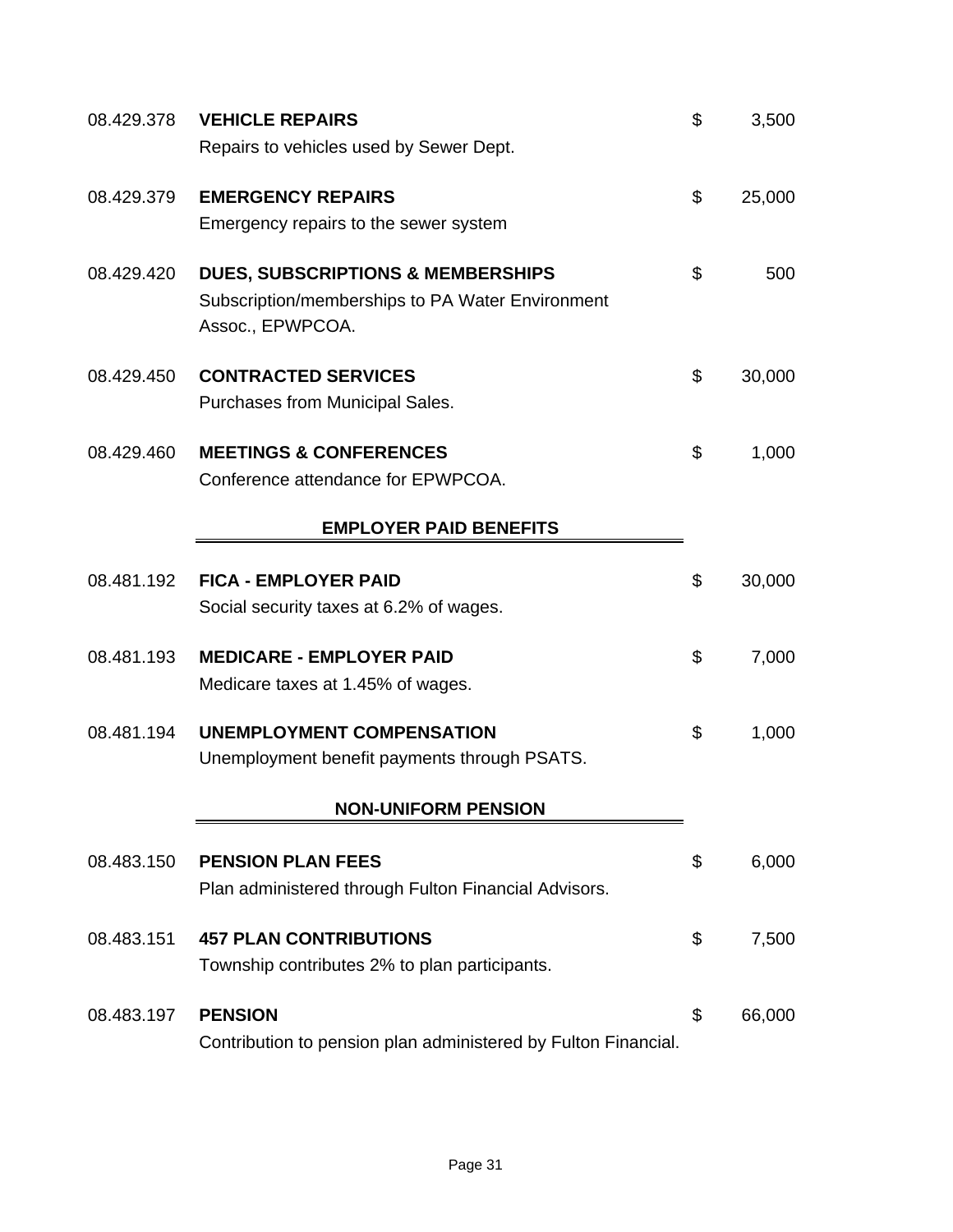| Account | Description | | Amount |
|---|---|---|---|
| 08.429.378 | **VEHICLE REPAIRS**<br>Repairs to vehicles used by Sewer Dept. | $ | 3,500 |
| 08.429.379 | **EMERGENCY REPAIRS**<br>Emergency repairs to the sewer system | $ | 25,000 |
| 08.429.420 | **DUES, SUBSCRIPTIONS & MEMBERSHIPS**<br>Subscription/memberships to PA Water Environment Assoc., EPWPCOA. | $ | 500 |
| 08.429.450 | **CONTRACTED SERVICES**<br>Purchases from Municipal Sales. | $ | 30,000 |
| 08.429.460 | **MEETINGS & CONFERENCES**<br>Conference attendance for EPWPCOA. | $ | 1,000 |

## EMPLOYER PAID BENEFITS

| Account | Description | | Amount |
|---|---|---|---|
| 08.481.192 | **FICA - EMPLOYER PAID**<br>Social security taxes at 6.2% of wages. | $ | 30,000 |
| 08.481.193 | **MEDICARE - EMPLOYER PAID**<br>Medicare taxes at 1.45% of wages. | $ | 7,000 |
| 08.481.194 | **UNEMPLOYMENT COMPENSATION**<br>Unemployment benefit payments through PSATS. | $ | 1,000 |

## NON-UNIFORM PENSION

| Account | Description | | Amount |
|---|---|---|---|
| 08.483.150 | **PENSION PLAN FEES**<br>Plan administered through Fulton Financial Advisors. | $ | 6,000 |
| 08.483.151 | **457 PLAN CONTRIBUTIONS**<br>Township contributes 2% to plan participants. | $ | 7,500 |
| 08.483.197 | **PENSION**<br>Contribution to pension plan administered by Fulton Financial. | $ | 66,000 |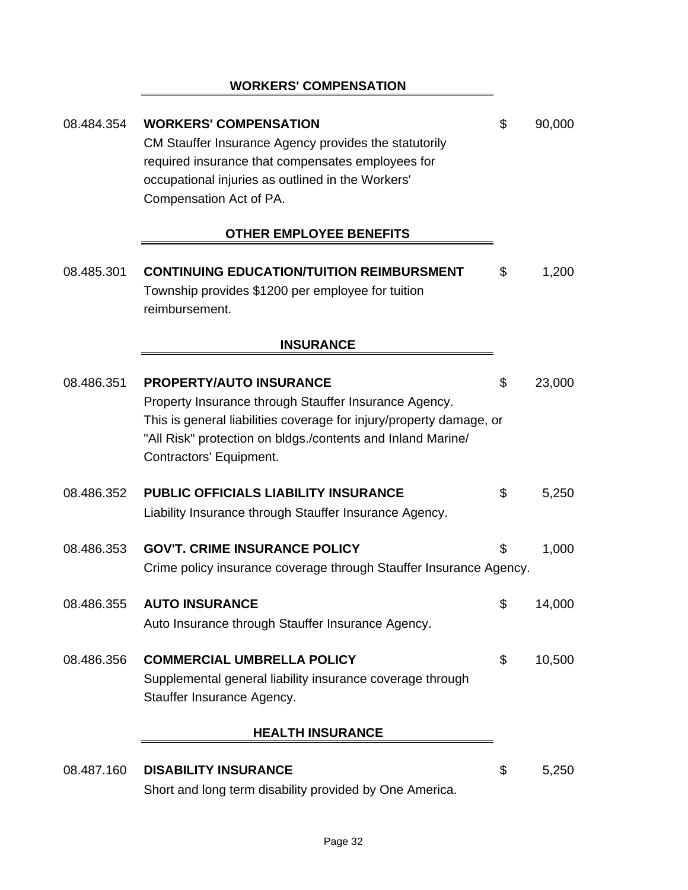## WORKERS' COMPENSATION

08.484.354 **WORKERS' COMPENSATION** $ 90,000

CM Stauffer Insurance Agency provides the statutorily required insurance that compensates employees for occupational injuries as outlined in the Workers' Compensation Act of PA.

## OTHER EMPLOYEE BENEFITS

08.485.301 **CONTINUING EDUCATION/TUITION REIMBURSMENT** $ 1,200

Township provides $1200 per employee for tuition reimbursement.

## INSURANCE

08.486.351 **PROPERTY/AUTO INSURANCE** $ 23,000

Property Insurance through Stauffer Insurance Agency. This is general liabilities coverage for injury/property damage, or "All Risk" protection on bldgs./contents and Inland Marine/ Contractors' Equipment.

08.486.352 **PUBLIC OFFICIALS LIABILITY INSURANCE** $ 5,250

Liability Insurance through Stauffer Insurance Agency.

08.486.353 **GOV'T. CRIME INSURANCE POLICY** $ 1,000

Crime policy insurance coverage through Stauffer Insurance Agency.

08.486.355 **AUTO INSURANCE** $ 14,000

Auto Insurance through Stauffer Insurance Agency.

08.486.356 **COMMERCIAL UMBRELLA POLICY** $ 10,500

Supplemental general liability insurance coverage through Stauffer Insurance Agency.

## HEALTH INSURANCE

08.487.160 **DISABILITY INSURANCE** $ 5,250

Short and long term disability provided by One America.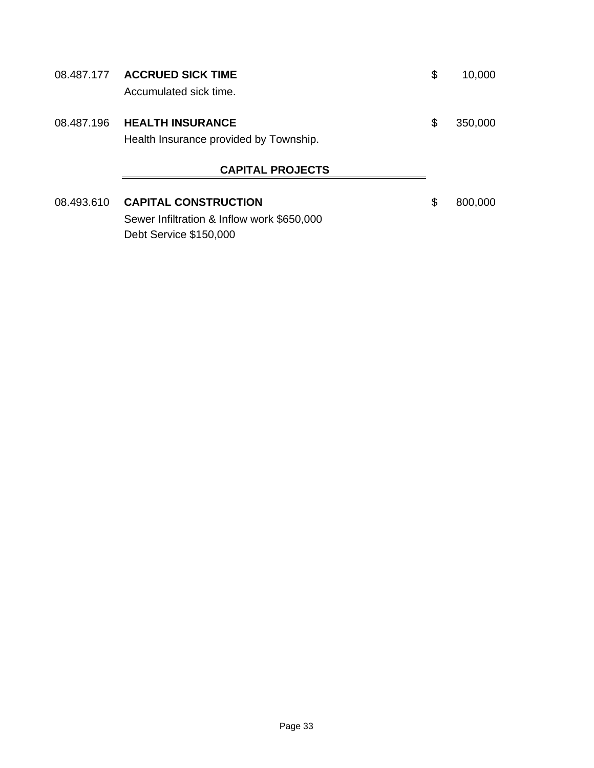08.487.177 **ACCRUED SICK TIME** $ 10,000

Accumulated sick time.

08.487.196 **HEALTH INSURANCE** $ 350,000

Health Insurance provided by Township.

## CAPITAL PROJECTS

08.493.610 **CAPITAL CONSTRUCTION** $ 800,000

Sewer Infiltration & Inflow work $650,000
Debt Service $150,000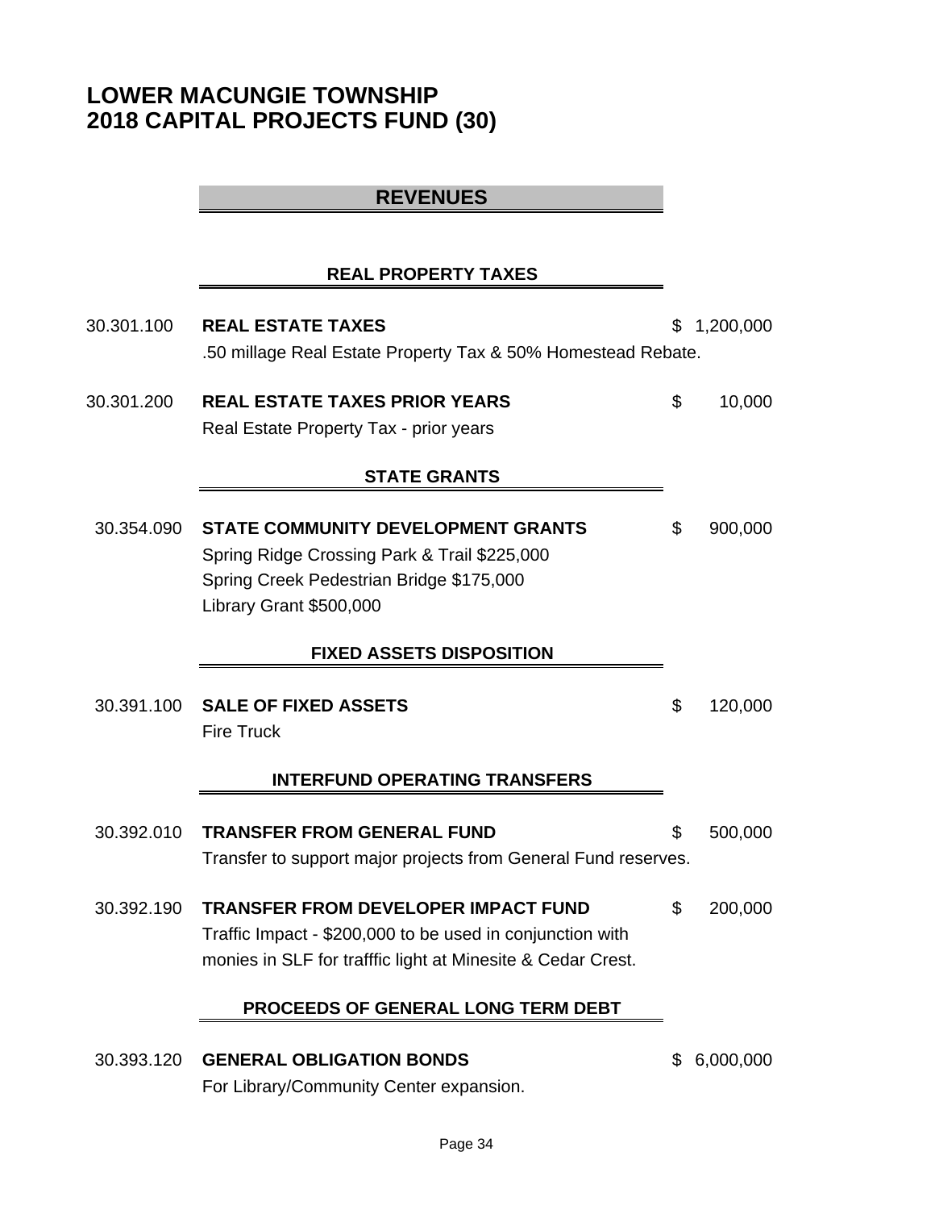# LOWER MACUNGIE TOWNSHIP
# 2018 CAPITAL PROJECTS FUND (30)

## REVENUES

### REAL PROPERTY TAXES

30.301.100 **REAL ESTATE TAXES** $ 1,200,000

.50 millage Real Estate Property Tax & 50% Homestead Rebate.

30.301.200 **REAL ESTATE TAXES PRIOR YEARS** $ 10,000

Real Estate Property Tax - prior years

### STATE GRANTS

30.354.090 **STATE COMMUNITY DEVELOPMENT GRANTS** $ 900,000

Spring Ridge Crossing Park & Trail $225,000
Spring Creek Pedestrian Bridge $175,000
Library Grant $500,000

### FIXED ASSETS DISPOSITION

30.391.100 **SALE OF FIXED ASSETS** $ 120,000

Fire Truck

### INTERFUND OPERATING TRANSFERS

30.392.010 **TRANSFER FROM GENERAL FUND** $ 500,000

Transfer to support major projects from General Fund reserves.

30.392.190 **TRANSFER FROM DEVELOPER IMPACT FUND** $ 200,000

Traffic Impact - $200,000 to be used in conjunction with monies in SLF for trafffic light at Minesite & Cedar Crest.

### PROCEEDS OF GENERAL LONG TERM DEBT

30.393.120 **GENERAL OBLIGATION BONDS** $ 6,000,000

For Library/Community Center expansion.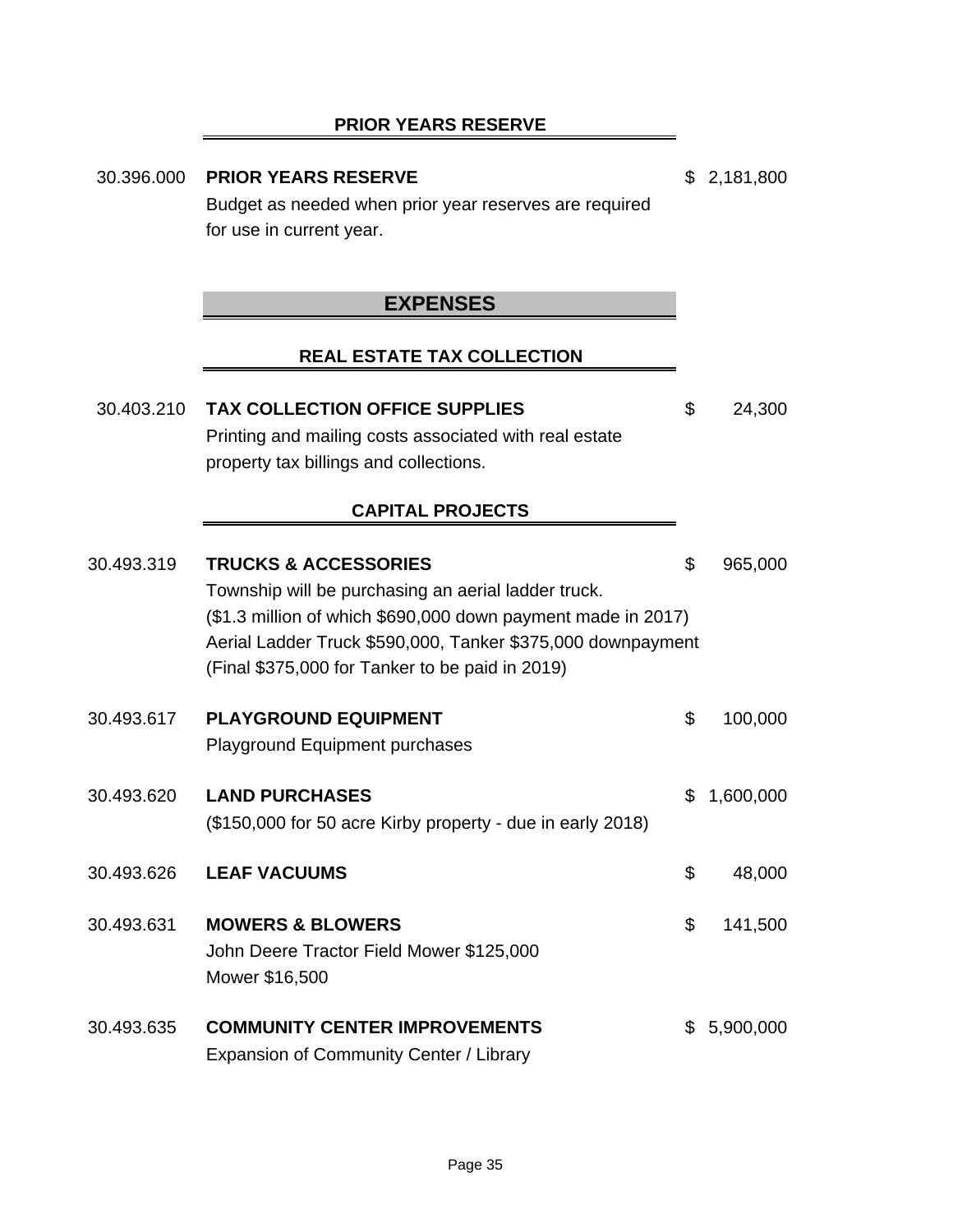### PRIOR YEARS RESERVE

| | | |
|---|---|---|
| 30.396.000 | **PRIOR YEARS RESERVE**<br>Budget as needed when prior year reserves are required for use in current year. | $ 2,181,800 |

## EXPENSES

### REAL ESTATE TAX COLLECTION

| | | |
|---|---|---|
| 30.403.210 | **TAX COLLECTION OFFICE SUPPLIES**<br>Printing and mailing costs associated with real estate property tax billings and collections. | $ 24,300 |

### CAPITAL PROJECTS

| | | |
|---|---|---|
| 30.493.319 | **TRUCKS & ACCESSORIES**<br>Township will be purchasing an aerial ladder truck.<br>($1.3 million of which $690,000 down payment made in 2017)<br>Aerial Ladder Truck $590,000, Tanker $375,000 downpayment<br>(Final $375,000 for Tanker to be paid in 2019) | $ 965,000 |
| 30.493.617 | **PLAYGROUND EQUIPMENT**<br>Playground Equipment purchases | $ 100,000 |
| 30.493.620 | **LAND PURCHASES**<br>($150,000 for 50 acre Kirby property - due in early 2018) | $ 1,600,000 |
| 30.493.626 | **LEAF VACUUMS** | $ 48,000 |
| 30.493.631 | **MOWERS & BLOWERS**<br>John Deere Tractor Field Mower $125,000<br>Mower $16,500 | $ 141,500 |
| 30.493.635 | **COMMUNITY CENTER IMPROVEMENTS**<br>Expansion of Community Center / Library | $ 5,900,000 |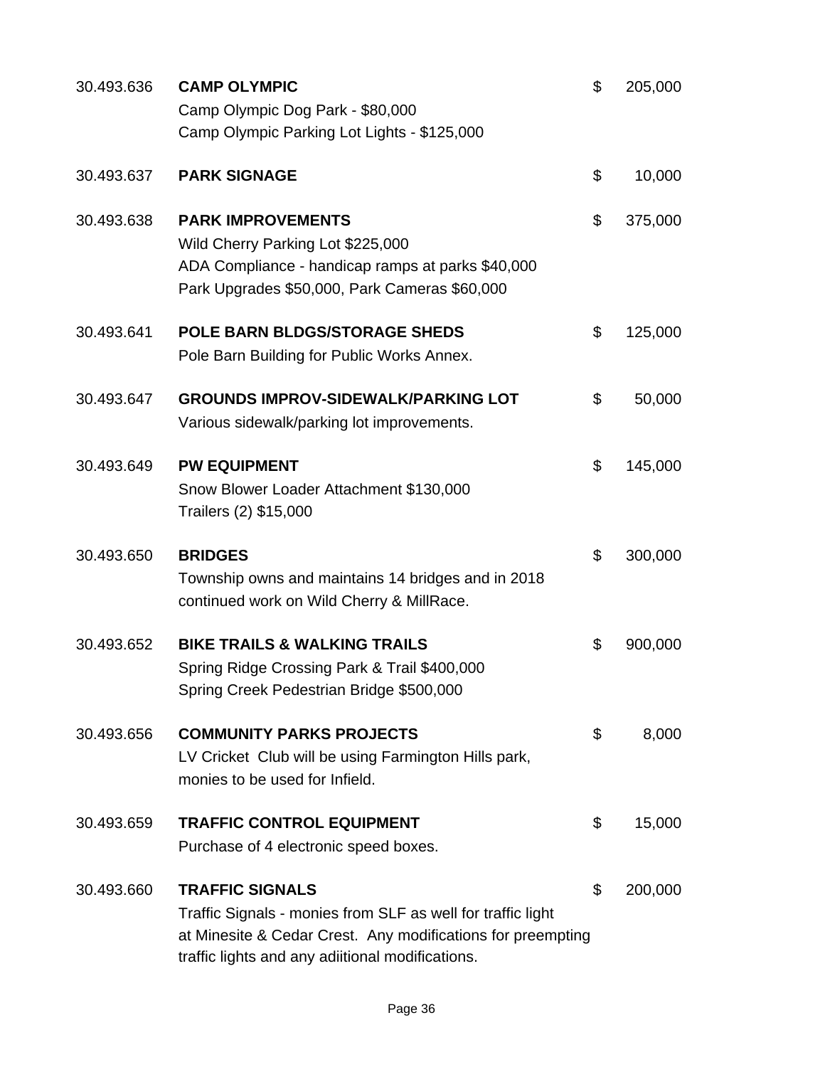| | | | |
|---|---|---|---|
| 30.493.636 | **CAMP OLYMPIC**<br>Camp Olympic Dog Park - $80,000<br>Camp Olympic Parking Lot Lights - $125,000 | $ | 205,000 |
| 30.493.637 | **PARK SIGNAGE** | $ | 10,000 |
| 30.493.638 | **PARK IMPROVEMENTS**<br>Wild Cherry Parking Lot $225,000<br>ADA Compliance - handicap ramps at parks $40,000<br>Park Upgrades $50,000, Park Cameras $60,000 | $ | 375,000 |
| 30.493.641 | **POLE BARN BLDGS/STORAGE SHEDS**<br>Pole Barn Building for Public Works Annex. | $ | 125,000 |
| 30.493.647 | **GROUNDS IMPROV-SIDEWALK/PARKING LOT**<br>Various sidewalk/parking lot improvements. | $ | 50,000 |
| 30.493.649 | **PW EQUIPMENT**<br>Snow Blower Loader Attachment $130,000<br>Trailers (2) $15,000 | $ | 145,000 |
| 30.493.650 | **BRIDGES**<br>Township owns and maintains 14 bridges and in 2018 continued work on Wild Cherry & MillRace. | $ | 300,000 |
| 30.493.652 | **BIKE TRAILS & WALKING TRAILS**<br>Spring Ridge Crossing Park & Trail $400,000<br>Spring Creek Pedestrian Bridge $500,000 | $ | 900,000 |
| 30.493.656 | **COMMUNITY PARKS PROJECTS**<br>LV Cricket Club will be using Farmington Hills park, monies to be used for Infield. | $ | 8,000 |
| 30.493.659 | **TRAFFIC CONTROL EQUIPMENT**<br>Purchase of 4 electronic speed boxes. | $ | 15,000 |
| 30.493.660 | **TRAFFIC SIGNALS**<br>Traffic Signals - monies from SLF as well for traffic light at Minesite & Cedar Crest. Any modifications for preempting traffic lights and any adiitional modifications. | $ | 200,000 |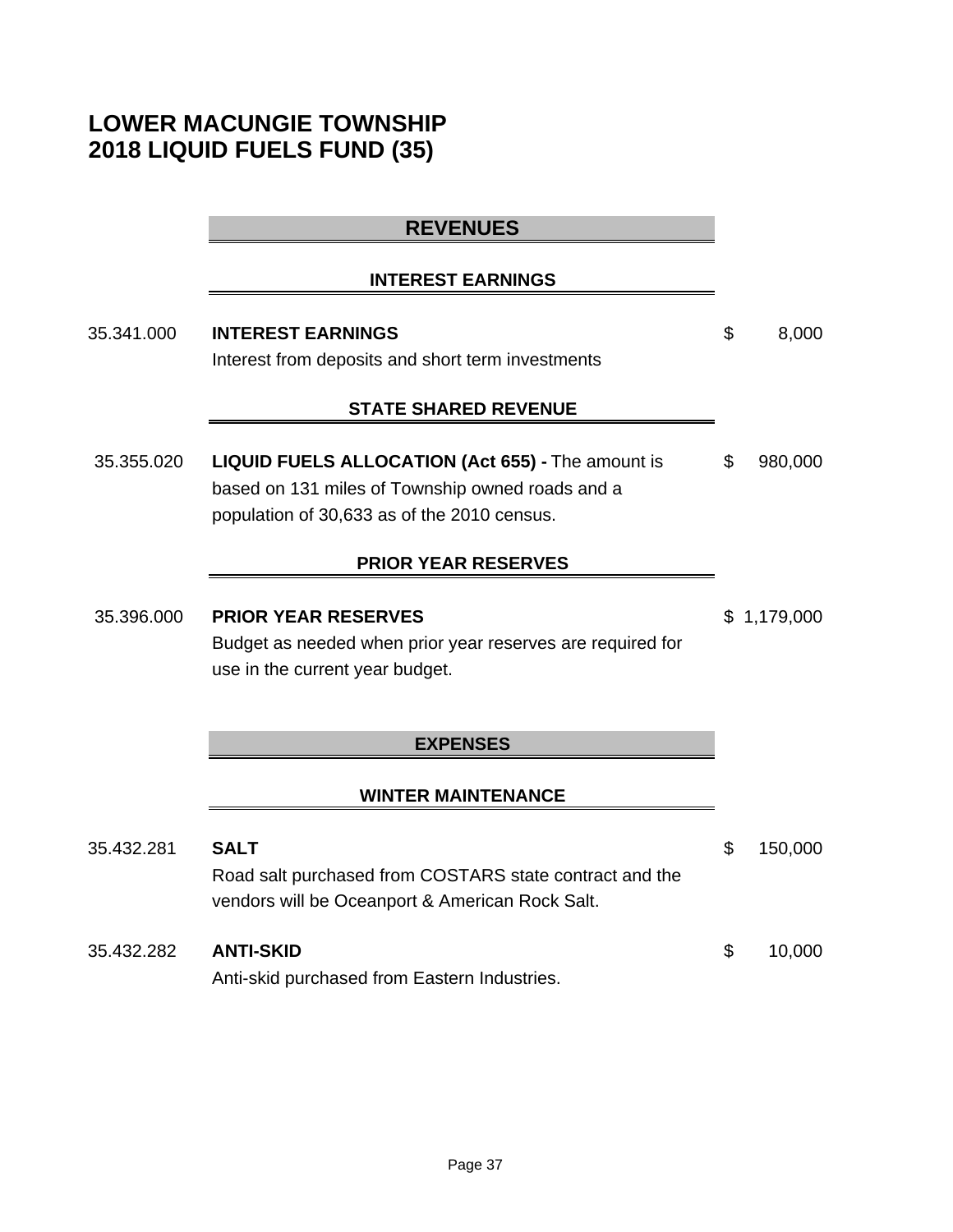# LOWER MACUNGIE TOWNSHIP
# 2018 LIQUID FUELS FUND (35)

## REVENUES

### INTEREST EARNINGS

| | | |
|---|---|---|
| 35.341.000 | **INTEREST EARNINGS**<br>Interest from deposits and short term investments | $ 8,000 |

### STATE SHARED REVENUE

| | | |
|---|---|---|
| 35.355.020 | **LIQUID FUELS ALLOCATION (Act 655) -** The amount is based on 131 miles of Township owned roads and a population of 30,633 as of the 2010 census. | $ 980,000 |

### PRIOR YEAR RESERVES

| | | |
|---|---|---|
| 35.396.000 | **PRIOR YEAR RESERVES**<br>Budget as needed when prior year reserves are required for use in the current year budget. | $ 1,179,000 |

## EXPENSES

### WINTER MAINTENANCE

| | | |
|---|---|---|
| 35.432.281 | **SALT**<br>Road salt purchased from COSTARS state contract and the vendors will be Oceanport & American Rock Salt. | $ 150,000 |
| 35.432.282 | **ANTI-SKID**<br>Anti-skid purchased from Eastern Industries. | $ 10,000 |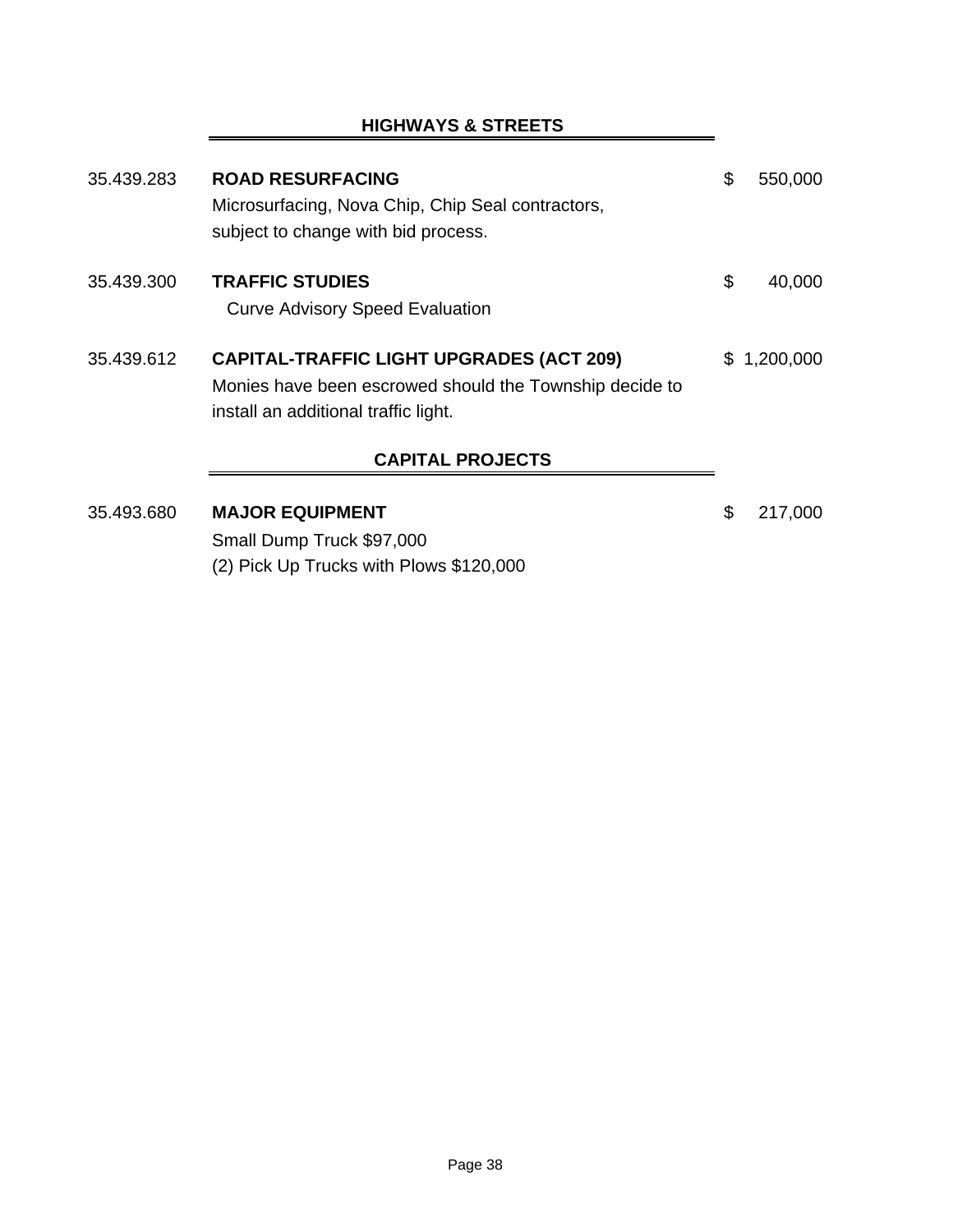## HIGHWAYS & STREETS

| | | |
|---|---|---|
| 35.439.283 | **ROAD RESURFACING**<br>Microsurfacing, Nova Chip, Chip Seal contractors, subject to change with bid process. | $ 550,000 |
| 35.439.300 | **TRAFFIC STUDIES**<br>Curve Advisory Speed Evaluation | $ 40,000 |
| 35.439.612 | **CAPITAL-TRAFFIC LIGHT UPGRADES (ACT 209)**<br>Monies have been escrowed should the Township decide to install an additional traffic light. | $ 1,200,000 |

## CAPITAL PROJECTS

| | | |
|---|---|---|
| 35.493.680 | **MAJOR EQUIPMENT**<br>Small Dump Truck $97,000<br>(2) Pick Up Trucks with Plows $120,000 | $ 217,000 |